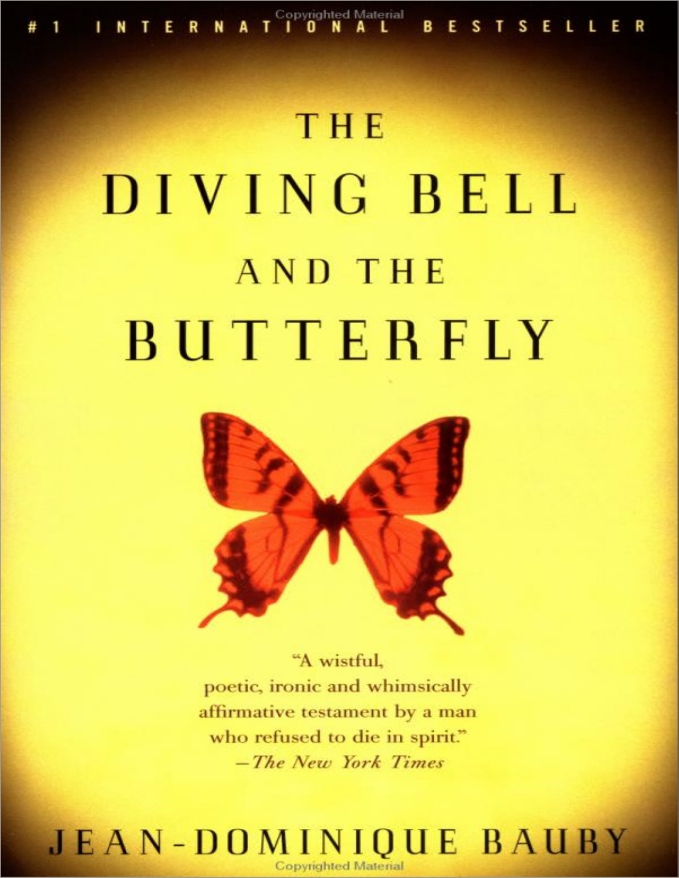#1 INTERNATIONAL BESTSELLER

# THE DIVING BELL AND THE BUTTERFLY

"A wistful, poetic, ironic and whimsically affirmative testament by a man who refused to die in spirit."
—*The New York Times*

JEAN-DOMINIQUE BAUBY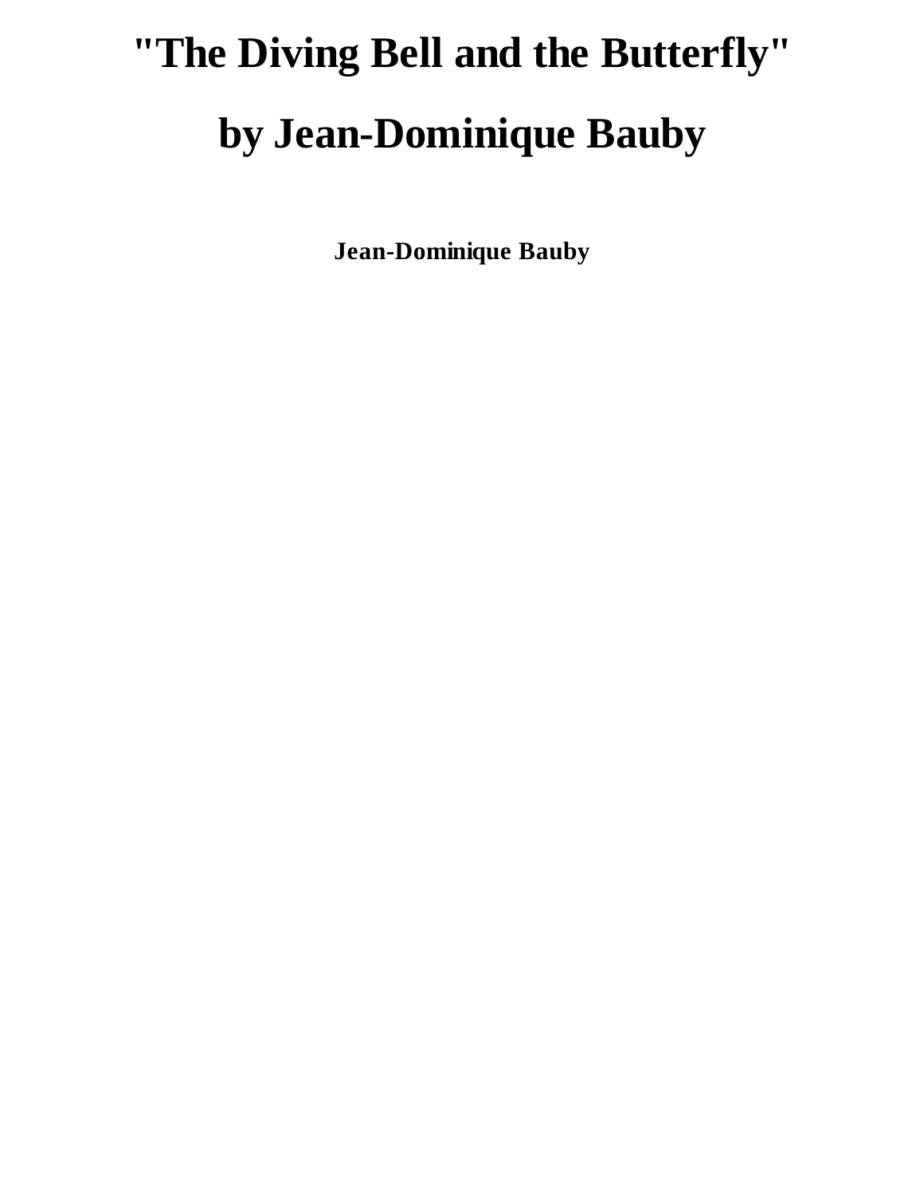# "The Diving Bell and the Butterfly"

# by Jean-Dominique Bauby

**Jean-Dominique Bauby**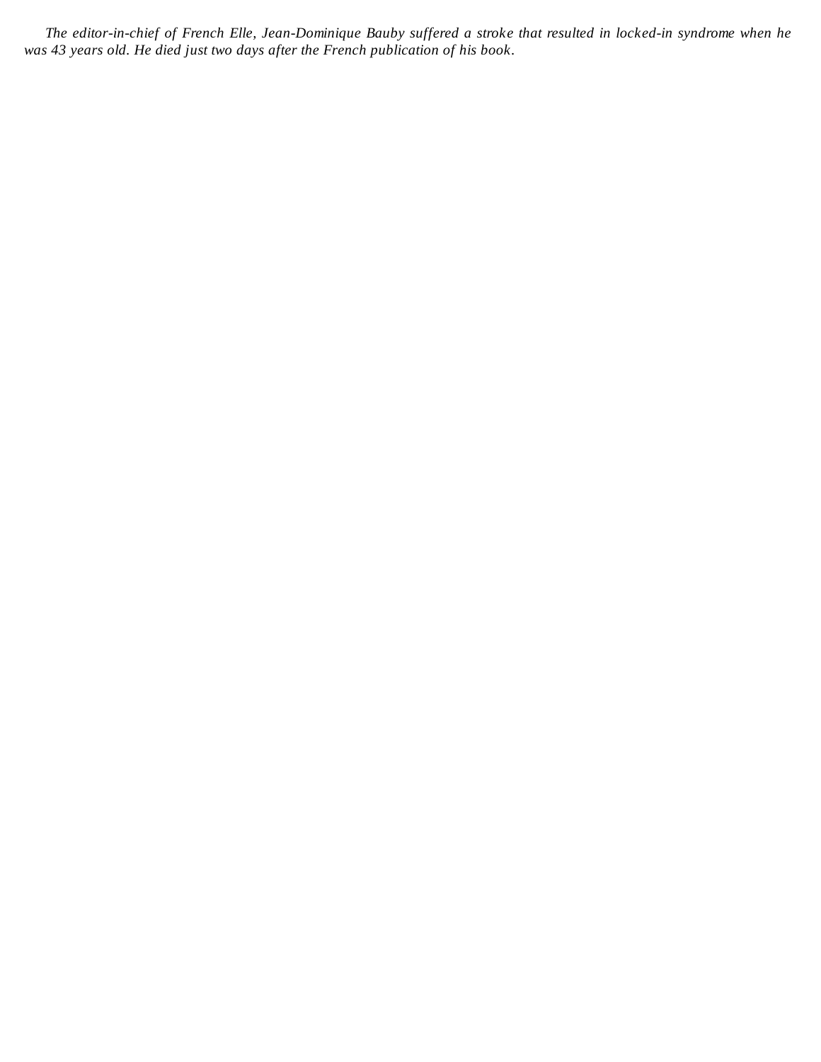*The editor-in-chief of French Elle, Jean-Dominique Bauby suffered a stroke that resulted in locked-in syndrome when he was 43 years old. He died just two days after the French publication of his book.*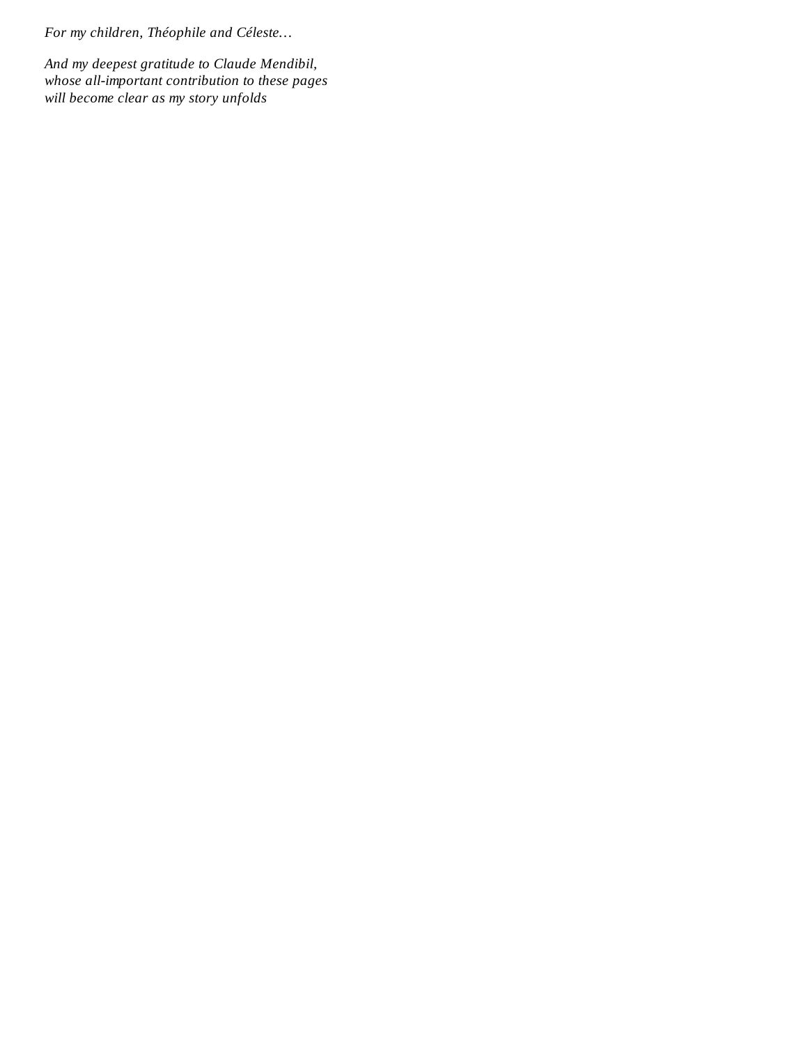*For my children, Théophile and Céleste…*

*And my deepest gratitude to Claude Mendibil, whose all-important contribution to these pages will become clear as my story unfolds*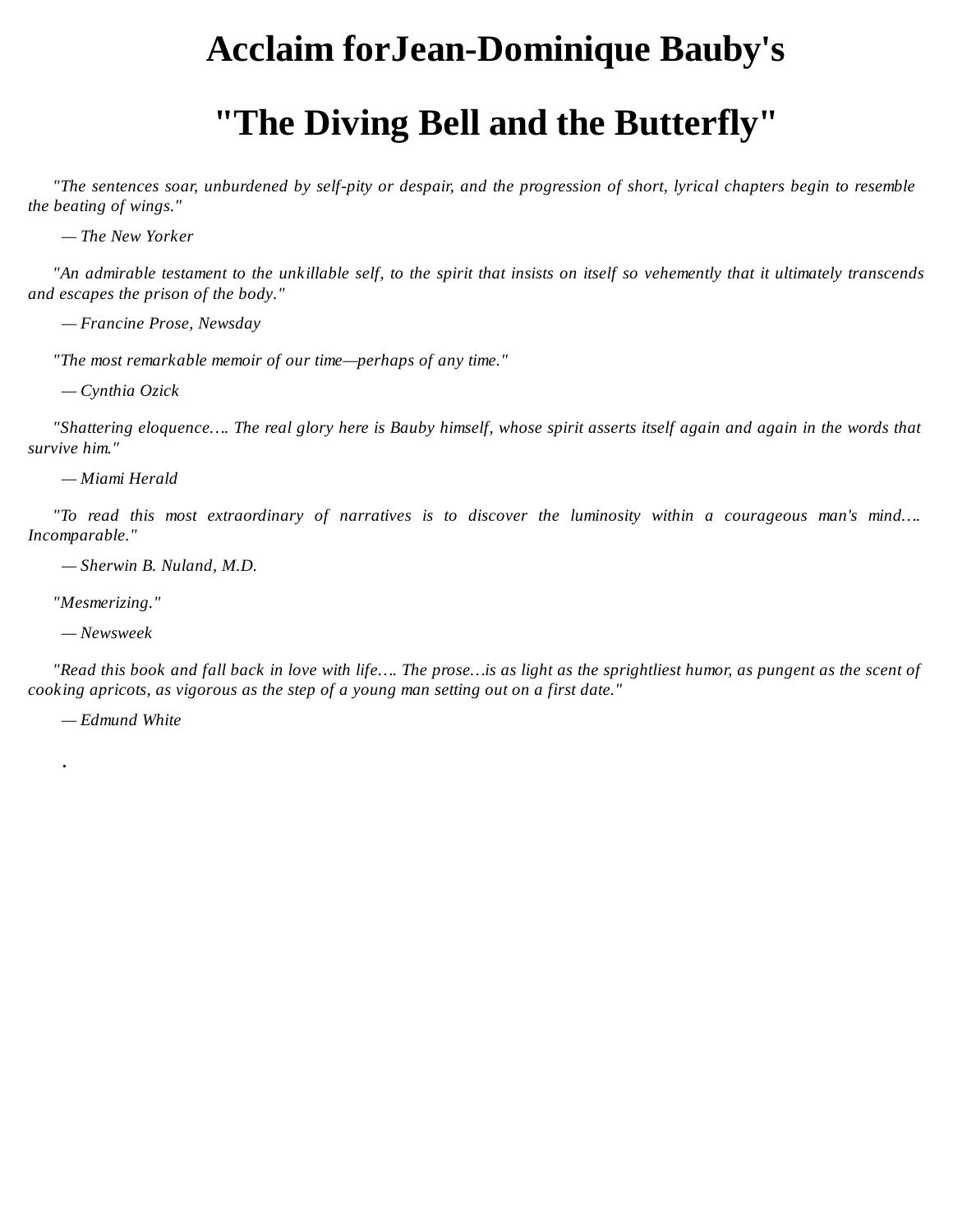# Acclaim forJean-Dominique Bauby's

# "The Diving Bell and the Butterfly"

*"The sentences soar, unburdened by self-pity or despair, and the progression of short, lyrical chapters begin to resemble the beating of wings."*

*— The New Yorker*

*"An admirable testament to the unkillable self, to the spirit that insists on itself so vehemently that it ultimately transcends and escapes the prison of the body."*

*— Francine Prose, Newsday*

*"The most remarkable memoir of our time—perhaps of any time."*

*— Cynthia Ozick*

*"Shattering eloquence…. The real glory here is Bauby himself, whose spirit asserts itself again and again in the words that survive him."*

*— Miami Herald*

*"To read this most extraordinary of narratives is to discover the luminosity within a courageous man's mind…. Incomparable."*

*— Sherwin B. Nuland, M.D.*

*"Mesmerizing."*

*— Newsweek*

*"Read this book and fall back in love with life…. The prose…is as light as the sprightliest humor, as pungent as the scent of cooking apricots, as vigorous as the step of a young man setting out on a first date."*

*— Edmund White*

.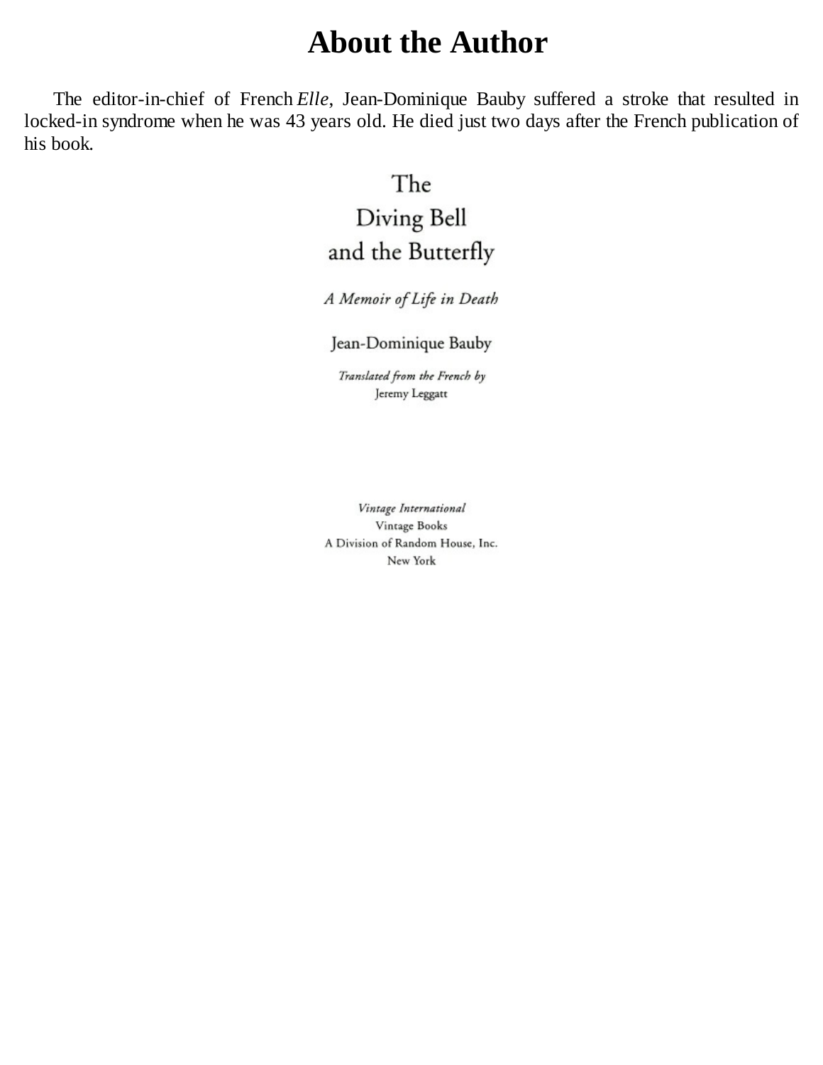# About the Author

The editor-in-chief of French *Elle*, Jean-Dominique Bauby suffered a stroke that resulted in locked-in syndrome when he was 43 years old. He died just two days after the French publication of his book.

# The Diving Bell and the Butterfly

*A Memoir of Life in Death*

Jean-Dominique Bauby

*Translated from the French by*
Jeremy Leggatt

*Vintage International*
Vintage Books
A Division of Random House, Inc.
New York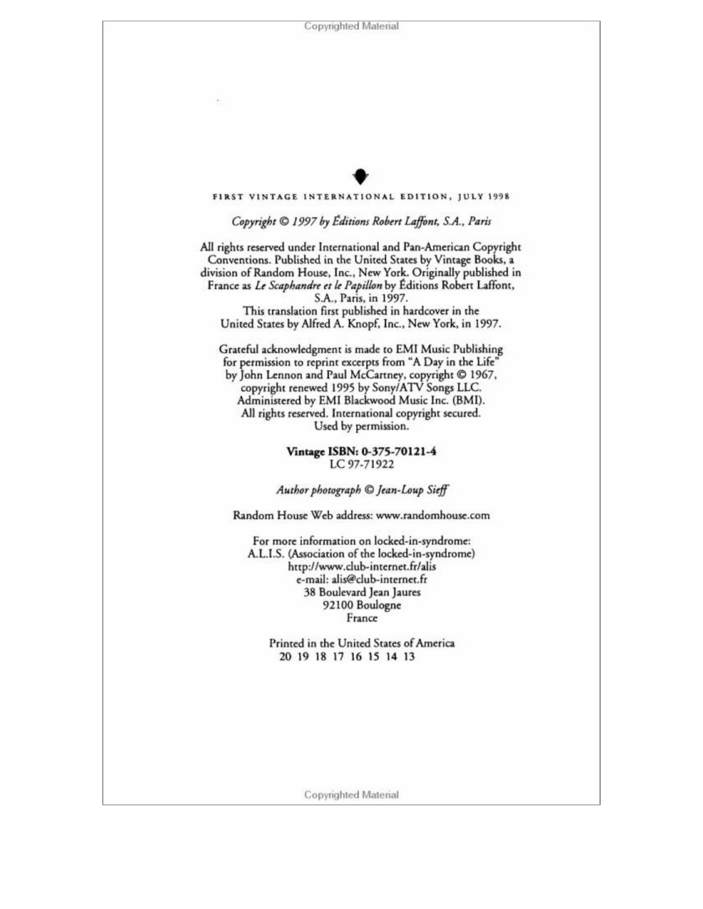FIRST VINTAGE INTERNATIONAL EDITION, JULY 1998

*Copyright © 1997 by Éditions Robert Laffont, S.A., Paris*

All rights reserved under International and Pan-American Copyright Conventions. Published in the United States by Vintage Books, a division of Random House, Inc., New York. Originally published in France as *Le Scaphandre et le Papillon* by Éditions Robert Laffont, S.A., Paris, in 1997.
This translation first published in hardcover in the United States by Alfred A. Knopf, Inc., New York, in 1997.

Grateful acknowledgment is made to EMI Music Publishing for permission to reprint excerpts from "A Day in the Life" by John Lennon and Paul McCartney, copyright © 1967, copyright renewed 1995 by Sony/ATV Songs LLC. Administered by EMI Blackwood Music Inc. (BMI). All rights reserved. International copyright secured. Used by permission.

**Vintage ISBN: 0-375-70121-4**
LC 97-71922

*Author photograph © Jean-Loup Sieff*

Random House Web address: www.randomhouse.com

For more information on locked-in-syndrome:
A.L.I.S. (Association of the locked-in-syndrome)
http://www.club-internet.fr/alis
e-mail: alis@club-internet.fr
38 Boulevard Jean Jaures
92100 Boulogne
France

Printed in the United States of America
20 19 18 17 16 15 14 13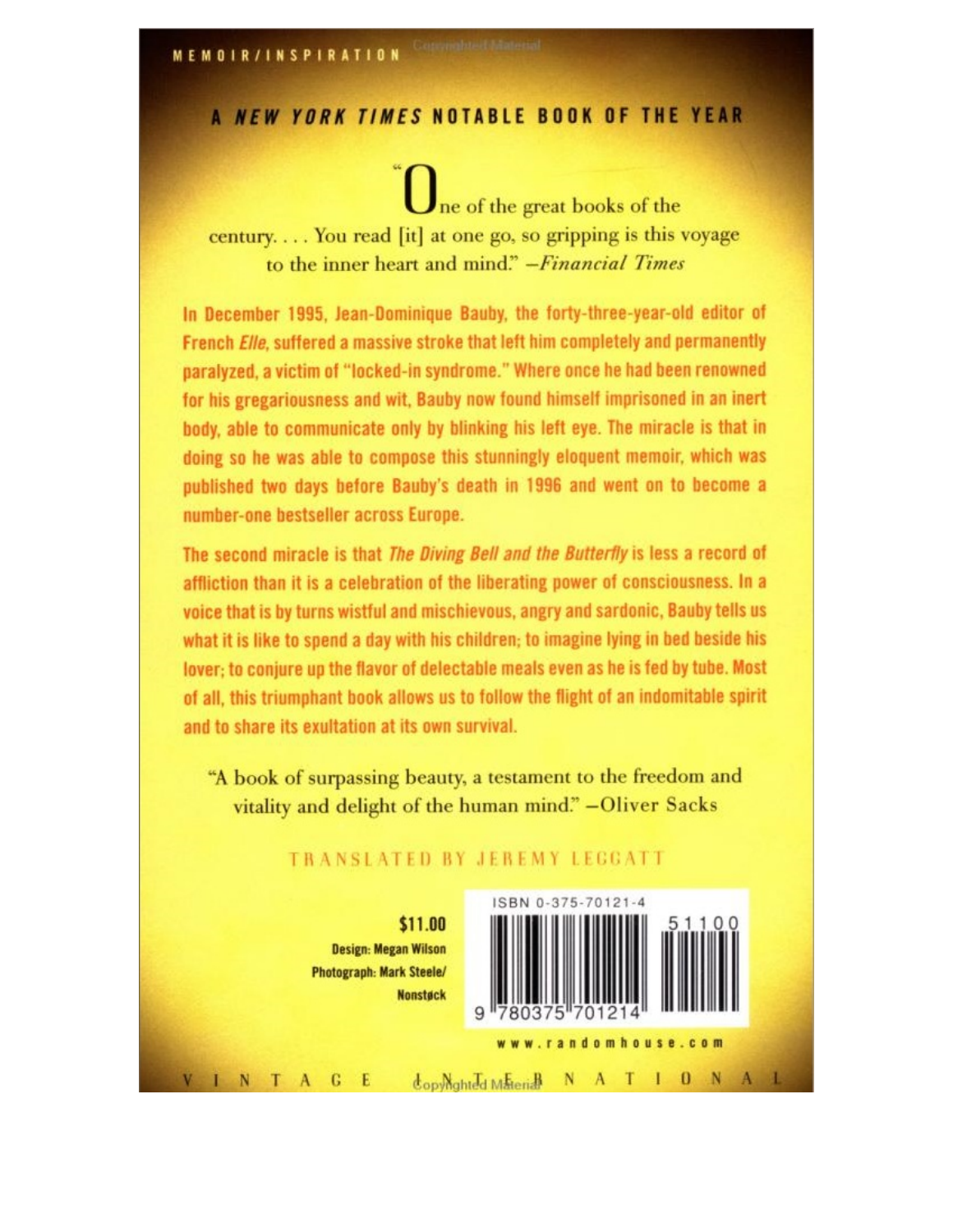MEMOIR/INSPIRATION

## A *NEW YORK TIMES* NOTABLE BOOK OF THE YEAR

"One of the great books of the century. . . . You read [it] at one go, so gripping is this voyage to the inner heart and mind." —*Financial Times*

In December 1995, Jean-Dominique Bauby, the forty-three-year-old editor of French *Elle*, suffered a massive stroke that left him completely and permanently paralyzed, a victim of "locked-in syndrome." Where once he had been renowned for his gregariousness and wit, Bauby now found himself imprisoned in an inert body, able to communicate only by blinking his left eye. The miracle is that in doing so he was able to compose this stunningly eloquent memoir, which was published two days before Bauby's death in 1996 and went on to become a number-one bestseller across Europe.

The second miracle is that *The Diving Bell and the Butterfly* is less a record of affliction than it is a celebration of the liberating power of consciousness. In a voice that is by turns wistful and mischievous, angry and sardonic, Bauby tells us what it is like to spend a day with his children; to imagine lying in bed beside his lover; to conjure up the flavor of delectable meals even as he is fed by tube. Most of all, this triumphant book allows us to follow the flight of an indomitable spirit and to share its exultation at its own survival.

"A book of surpassing beauty, a testament to the freedom and vitality and delight of the human mind." —Oliver Sacks

TRANSLATED BY JEREMY LEGGATT

**$11.00**
**Design: Megan Wilson**
**Photograph: Mark Steele/Nonstøck**

ISBN 0-375-70121-4

51100

9 780375 701214

www.randomhouse.com

VINTAGE INTERNATIONAL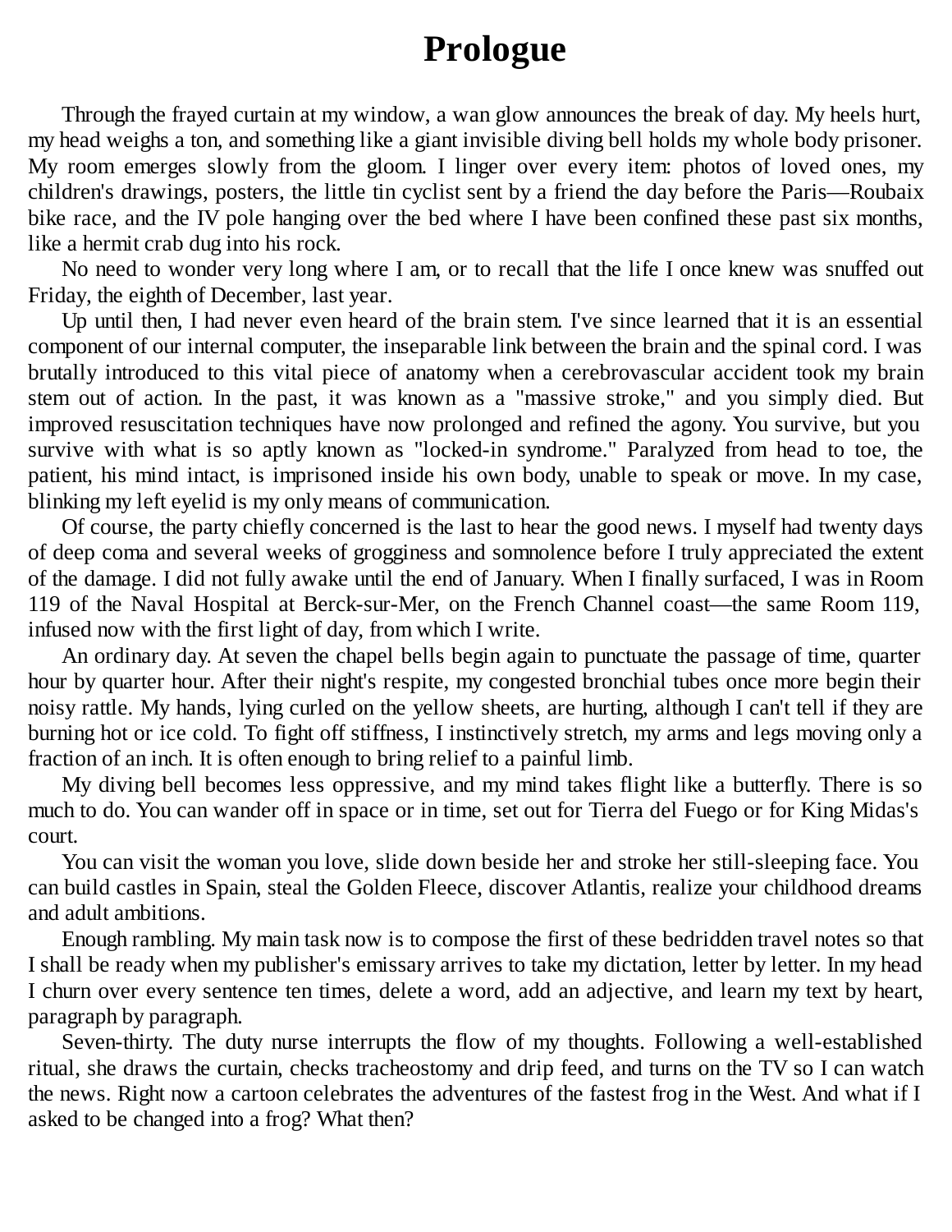# Prologue

Through the frayed curtain at my window, a wan glow announces the break of day. My heels hurt, my head weighs a ton, and something like a giant invisible diving bell holds my whole body prisoner. My room emerges slowly from the gloom. I linger over every item: photos of loved ones, my children's drawings, posters, the little tin cyclist sent by a friend the day before the Paris—Roubaix bike race, and the IV pole hanging over the bed where I have been confined these past six months, like a hermit crab dug into his rock.

No need to wonder very long where I am, or to recall that the life I once knew was snuffed out Friday, the eighth of December, last year.

Up until then, I had never even heard of the brain stem. I've since learned that it is an essential component of our internal computer, the inseparable link between the brain and the spinal cord. I was brutally introduced to this vital piece of anatomy when a cerebrovascular accident took my brain stem out of action. In the past, it was known as a "massive stroke," and you simply died. But improved resuscitation techniques have now prolonged and refined the agony. You survive, but you survive with what is so aptly known as "locked-in syndrome." Paralyzed from head to toe, the patient, his mind intact, is imprisoned inside his own body, unable to speak or move. In my case, blinking my left eyelid is my only means of communication.

Of course, the party chiefly concerned is the last to hear the good news. I myself had twenty days of deep coma and several weeks of grogginess and somnolence before I truly appreciated the extent of the damage. I did not fully awake until the end of January. When I finally surfaced, I was in Room 119 of the Naval Hospital at Berck-sur-Mer, on the French Channel coast—the same Room 119, infused now with the first light of day, from which I write.

An ordinary day. At seven the chapel bells begin again to punctuate the passage of time, quarter hour by quarter hour. After their night's respite, my congested bronchial tubes once more begin their noisy rattle. My hands, lying curled on the yellow sheets, are hurting, although I can't tell if they are burning hot or ice cold. To fight off stiffness, I instinctively stretch, my arms and legs moving only a fraction of an inch. It is often enough to bring relief to a painful limb.

My diving bell becomes less oppressive, and my mind takes flight like a butterfly. There is so much to do. You can wander off in space or in time, set out for Tierra del Fuego or for King Midas's court.

You can visit the woman you love, slide down beside her and stroke her still-sleeping face. You can build castles in Spain, steal the Golden Fleece, discover Atlantis, realize your childhood dreams and adult ambitions.

Enough rambling. My main task now is to compose the first of these bedridden travel notes so that I shall be ready when my publisher's emissary arrives to take my dictation, letter by letter. In my head I churn over every sentence ten times, delete a word, add an adjective, and learn my text by heart, paragraph by paragraph.

Seven-thirty. The duty nurse interrupts the flow of my thoughts. Following a well-established ritual, she draws the curtain, checks tracheostomy and drip feed, and turns on the TV so I can watch the news. Right now a cartoon celebrates the adventures of the fastest frog in the West. And what if I asked to be changed into a frog? What then?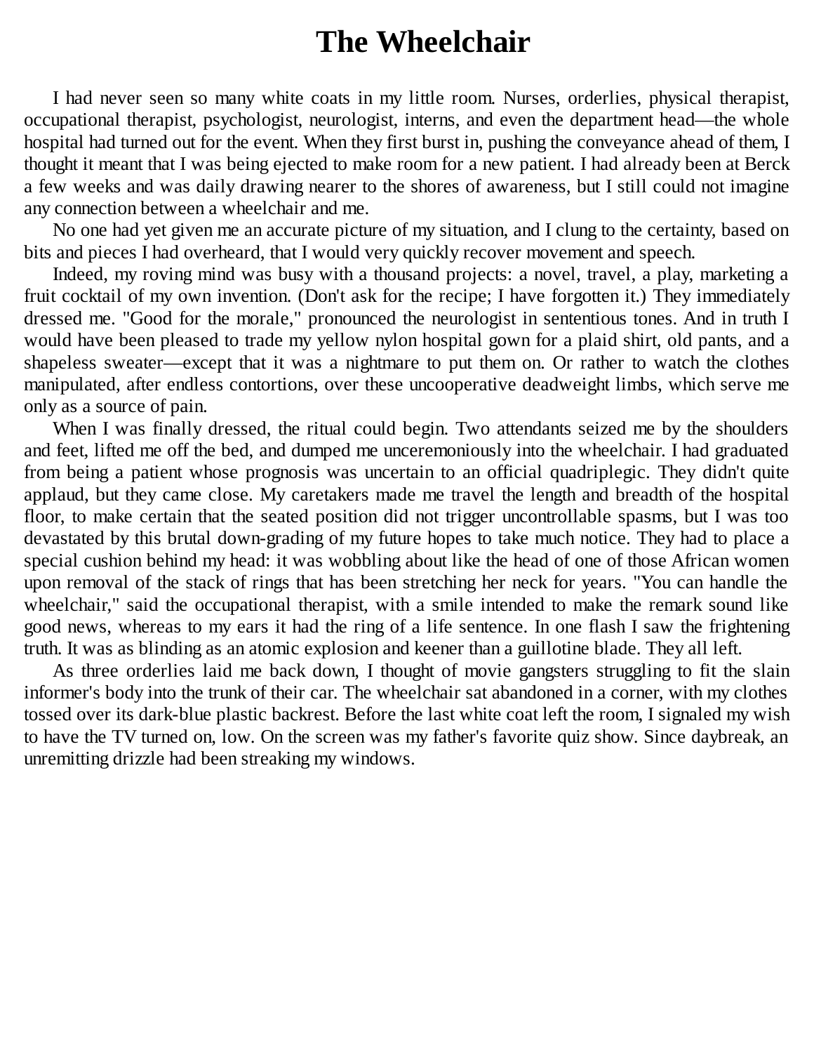# The Wheelchair

I had never seen so many white coats in my little room. Nurses, orderlies, physical therapist, occupational therapist, psychologist, neurologist, interns, and even the department head—the whole hospital had turned out for the event. When they first burst in, pushing the conveyance ahead of them, I thought it meant that I was being ejected to make room for a new patient. I had already been at Berck a few weeks and was daily drawing nearer to the shores of awareness, but I still could not imagine any connection between a wheelchair and me.

No one had yet given me an accurate picture of my situation, and I clung to the certainty, based on bits and pieces I had overheard, that I would very quickly recover movement and speech.

Indeed, my roving mind was busy with a thousand projects: a novel, travel, a play, marketing a fruit cocktail of my own invention. (Don't ask for the recipe; I have forgotten it.) They immediately dressed me. "Good for the morale," pronounced the neurologist in sententious tones. And in truth I would have been pleased to trade my yellow nylon hospital gown for a plaid shirt, old pants, and a shapeless sweater—except that it was a nightmare to put them on. Or rather to watch the clothes manipulated, after endless contortions, over these uncooperative deadweight limbs, which serve me only as a source of pain.

When I was finally dressed, the ritual could begin. Two attendants seized me by the shoulders and feet, lifted me off the bed, and dumped me unceremoniously into the wheelchair. I had graduated from being a patient whose prognosis was uncertain to an official quadriplegic. They didn't quite applaud, but they came close. My caretakers made me travel the length and breadth of the hospital floor, to make certain that the seated position did not trigger uncontrollable spasms, but I was too devastated by this brutal down-grading of my future hopes to take much notice. They had to place a special cushion behind my head: it was wobbling about like the head of one of those African women upon removal of the stack of rings that has been stretching her neck for years. "You can handle the wheelchair," said the occupational therapist, with a smile intended to make the remark sound like good news, whereas to my ears it had the ring of a life sentence. In one flash I saw the frightening truth. It was as blinding as an atomic explosion and keener than a guillotine blade. They all left.

As three orderlies laid me back down, I thought of movie gangsters struggling to fit the slain informer's body into the trunk of their car. The wheelchair sat abandoned in a corner, with my clothes tossed over its dark-blue plastic backrest. Before the last white coat left the room, I signaled my wish to have the TV turned on, low. On the screen was my father's favorite quiz show. Since daybreak, an unremitting drizzle had been streaking my windows.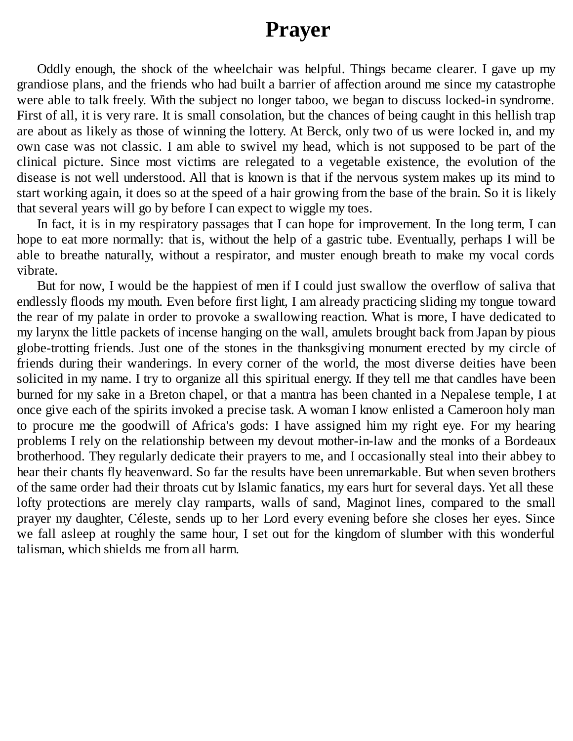# Prayer

Oddly enough, the shock of the wheelchair was helpful. Things became clearer. I gave up my grandiose plans, and the friends who had built a barrier of affection around me since my catastrophe were able to talk freely. With the subject no longer taboo, we began to discuss locked-in syndrome. First of all, it is very rare. It is small consolation, but the chances of being caught in this hellish trap are about as likely as those of winning the lottery. At Berck, only two of us were locked in, and my own case was not classic. I am able to swivel my head, which is not supposed to be part of the clinical picture. Since most victims are relegated to a vegetable existence, the evolution of the disease is not well understood. All that is known is that if the nervous system makes up its mind to start working again, it does so at the speed of a hair growing from the base of the brain. So it is likely that several years will go by before I can expect to wiggle my toes.

In fact, it is in my respiratory passages that I can hope for improvement. In the long term, I can hope to eat more normally: that is, without the help of a gastric tube. Eventually, perhaps I will be able to breathe naturally, without a respirator, and muster enough breath to make my vocal cords vibrate.

But for now, I would be the happiest of men if I could just swallow the overflow of saliva that endlessly floods my mouth. Even before first light, I am already practicing sliding my tongue toward the rear of my palate in order to provoke a swallowing reaction. What is more, I have dedicated to my larynx the little packets of incense hanging on the wall, amulets brought back from Japan by pious globe-trotting friends. Just one of the stones in the thanksgiving monument erected by my circle of friends during their wanderings. In every corner of the world, the most diverse deities have been solicited in my name. I try to organize all this spiritual energy. If they tell me that candles have been burned for my sake in a Breton chapel, or that a mantra has been chanted in a Nepalese temple, I at once give each of the spirits invoked a precise task. A woman I know enlisted a Cameroon holy man to procure me the goodwill of Africa's gods: I have assigned him my right eye. For my hearing problems I rely on the relationship between my devout mother-in-law and the monks of a Bordeaux brotherhood. They regularly dedicate their prayers to me, and I occasionally steal into their abbey to hear their chants fly heavenward. So far the results have been unremarkable. But when seven brothers of the same order had their throats cut by Islamic fanatics, my ears hurt for several days. Yet all these lofty protections are merely clay ramparts, walls of sand, Maginot lines, compared to the small prayer my daughter, Céleste, sends up to her Lord every evening before she closes her eyes. Since we fall asleep at roughly the same hour, I set out for the kingdom of slumber with this wonderful talisman, which shields me from all harm.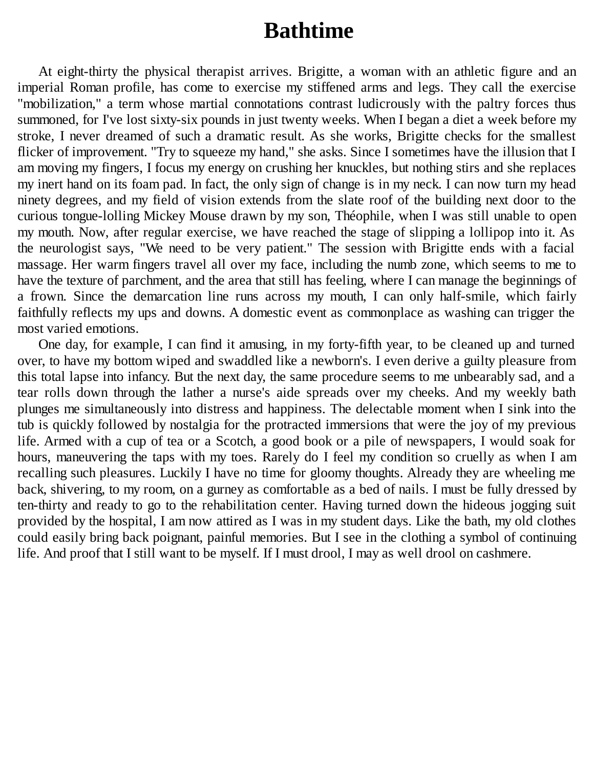# Bathtime

At eight-thirty the physical therapist arrives. Brigitte, a woman with an athletic figure and an imperial Roman profile, has come to exercise my stiffened arms and legs. They call the exercise "mobilization," a term whose martial connotations contrast ludicrously with the paltry forces thus summoned, for I've lost sixty-six pounds in just twenty weeks. When I began a diet a week before my stroke, I never dreamed of such a dramatic result. As she works, Brigitte checks for the smallest flicker of improvement. "Try to squeeze my hand," she asks. Since I sometimes have the illusion that I am moving my fingers, I focus my energy on crushing her knuckles, but nothing stirs and she replaces my inert hand on its foam pad. In fact, the only sign of change is in my neck. I can now turn my head ninety degrees, and my field of vision extends from the slate roof of the building next door to the curious tongue-lolling Mickey Mouse drawn by my son, Théophile, when I was still unable to open my mouth. Now, after regular exercise, we have reached the stage of slipping a lollipop into it. As the neurologist says, "We need to be very patient." The session with Brigitte ends with a facial massage. Her warm fingers travel all over my face, including the numb zone, which seems to me to have the texture of parchment, and the area that still has feeling, where I can manage the beginnings of a frown. Since the demarcation line runs across my mouth, I can only half-smile, which fairly faithfully reflects my ups and downs. A domestic event as commonplace as washing can trigger the most varied emotions.

One day, for example, I can find it amusing, in my forty-fifth year, to be cleaned up and turned over, to have my bottom wiped and swaddled like a newborn's. I even derive a guilty pleasure from this total lapse into infancy. But the next day, the same procedure seems to me unbearably sad, and a tear rolls down through the lather a nurse's aide spreads over my cheeks. And my weekly bath plunges me simultaneously into distress and happiness. The delectable moment when I sink into the tub is quickly followed by nostalgia for the protracted immersions that were the joy of my previous life. Armed with a cup of tea or a Scotch, a good book or a pile of newspapers, I would soak for hours, maneuvering the taps with my toes. Rarely do I feel my condition so cruelly as when I am recalling such pleasures. Luckily I have no time for gloomy thoughts. Already they are wheeling me back, shivering, to my room, on a gurney as comfortable as a bed of nails. I must be fully dressed by ten-thirty and ready to go to the rehabilitation center. Having turned down the hideous jogging suit provided by the hospital, I am now attired as I was in my student days. Like the bath, my old clothes could easily bring back poignant, painful memories. But I see in the clothing a symbol of continuing life. And proof that I still want to be myself. If I must drool, I may as well drool on cashmere.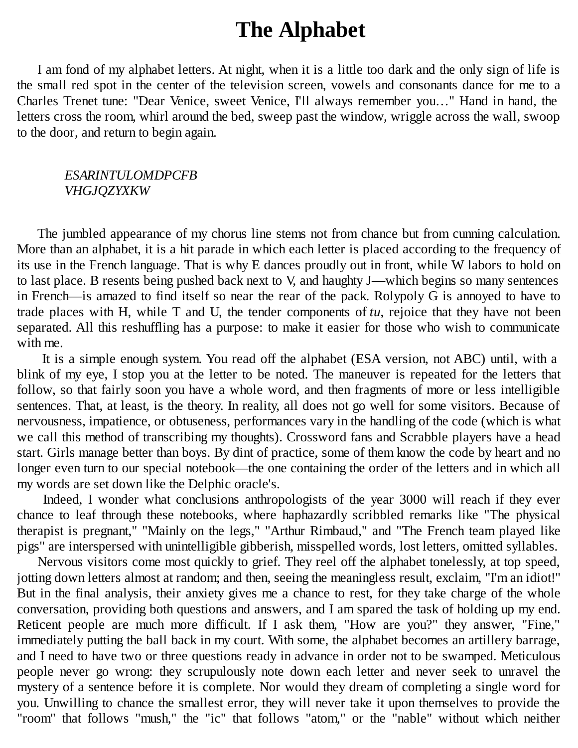# The Alphabet

I am fond of my alphabet letters. At night, when it is a little too dark and the only sign of life is the small red spot in the center of the television screen, vowels and consonants dance for me to a Charles Trenet tune: "Dear Venice, sweet Venice, I'll always remember you…" Hand in hand, the letters cross the room, whirl around the bed, sweep past the window, wriggle across the wall, swoop to the door, and return to begin again.

*ESARINTULOMDPCFB*
*VHGJQZYXKW*

The jumbled appearance of my chorus line stems not from chance but from cunning calculation. More than an alphabet, it is a hit parade in which each letter is placed according to the frequency of its use in the French language. That is why E dances proudly out in front, while W labors to hold on to last place. B resents being pushed back next to V, and haughty J—which begins so many sentences in French—is amazed to find itself so near the rear of the pack. Rolypoly G is annoyed to have to trade places with H, while T and U, the tender components of *tu*, rejoice that they have not been separated. All this reshuffling has a purpose: to make it easier for those who wish to communicate with me.

It is a simple enough system. You read off the alphabet (ESA version, not ABC) until, with a blink of my eye, I stop you at the letter to be noted. The maneuver is repeated for the letters that follow, so that fairly soon you have a whole word, and then fragments of more or less intelligible sentences. That, at least, is the theory. In reality, all does not go well for some visitors. Because of nervousness, impatience, or obtuseness, performances vary in the handling of the code (which is what we call this method of transcribing my thoughts). Crossword fans and Scrabble players have a head start. Girls manage better than boys. By dint of practice, some of them know the code by heart and no longer even turn to our special notebook—the one containing the order of the letters and in which all my words are set down like the Delphic oracle's.

Indeed, I wonder what conclusions anthropologists of the year 3000 will reach if they ever chance to leaf through these notebooks, where haphazardly scribbled remarks like "The physical therapist is pregnant," "Mainly on the legs," "Arthur Rimbaud," and "The French team played like pigs" are interspersed with unintelligible gibberish, misspelled words, lost letters, omitted syllables.

Nervous visitors come most quickly to grief. They reel off the alphabet tonelessly, at top speed, jotting down letters almost at random; and then, seeing the meaningless result, exclaim, "I'm an idiot!" But in the final analysis, their anxiety gives me a chance to rest, for they take charge of the whole conversation, providing both questions and answers, and I am spared the task of holding up my end. Reticent people are much more difficult. If I ask them, "How are you?" they answer, "Fine," immediately putting the ball back in my court. With some, the alphabet becomes an artillery barrage, and I need to have two or three questions ready in advance in order not to be swamped. Meticulous people never go wrong: they scrupulously note down each letter and never seek to unravel the mystery of a sentence before it is complete. Nor would they dream of completing a single word for you. Unwilling to chance the smallest error, they will never take it upon themselves to provide the "room" that follows "mush," the "ic" that follows "atom," or the "nable" without which neither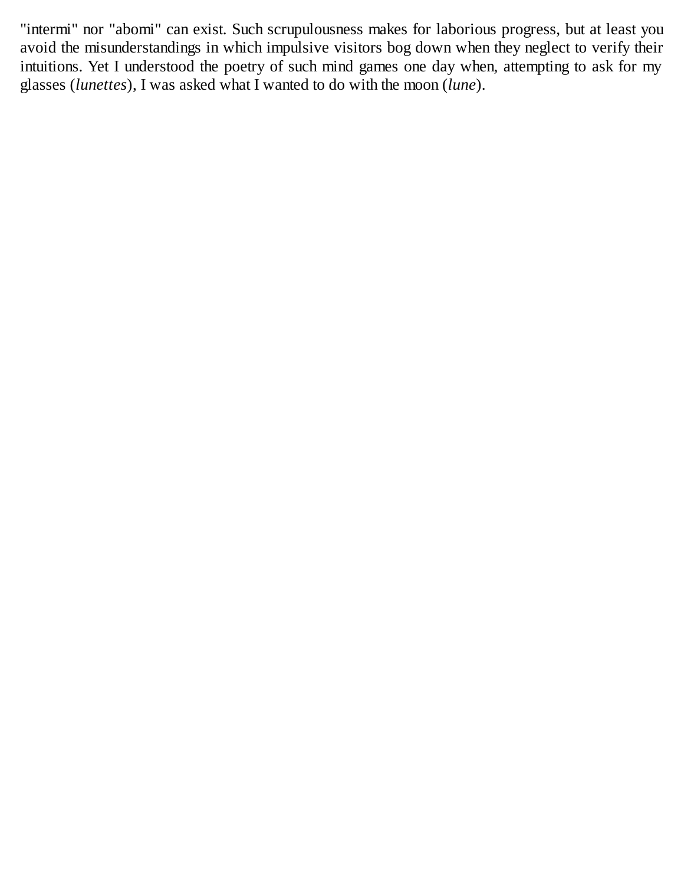"intermi" nor "abomi" can exist. Such scrupulousness makes for laborious progress, but at least you avoid the misunderstandings in which impulsive visitors bog down when they neglect to verify their intuitions. Yet I understood the poetry of such mind games one day when, attempting to ask for my glasses (*lunettes*), I was asked what I wanted to do with the moon (*lune*).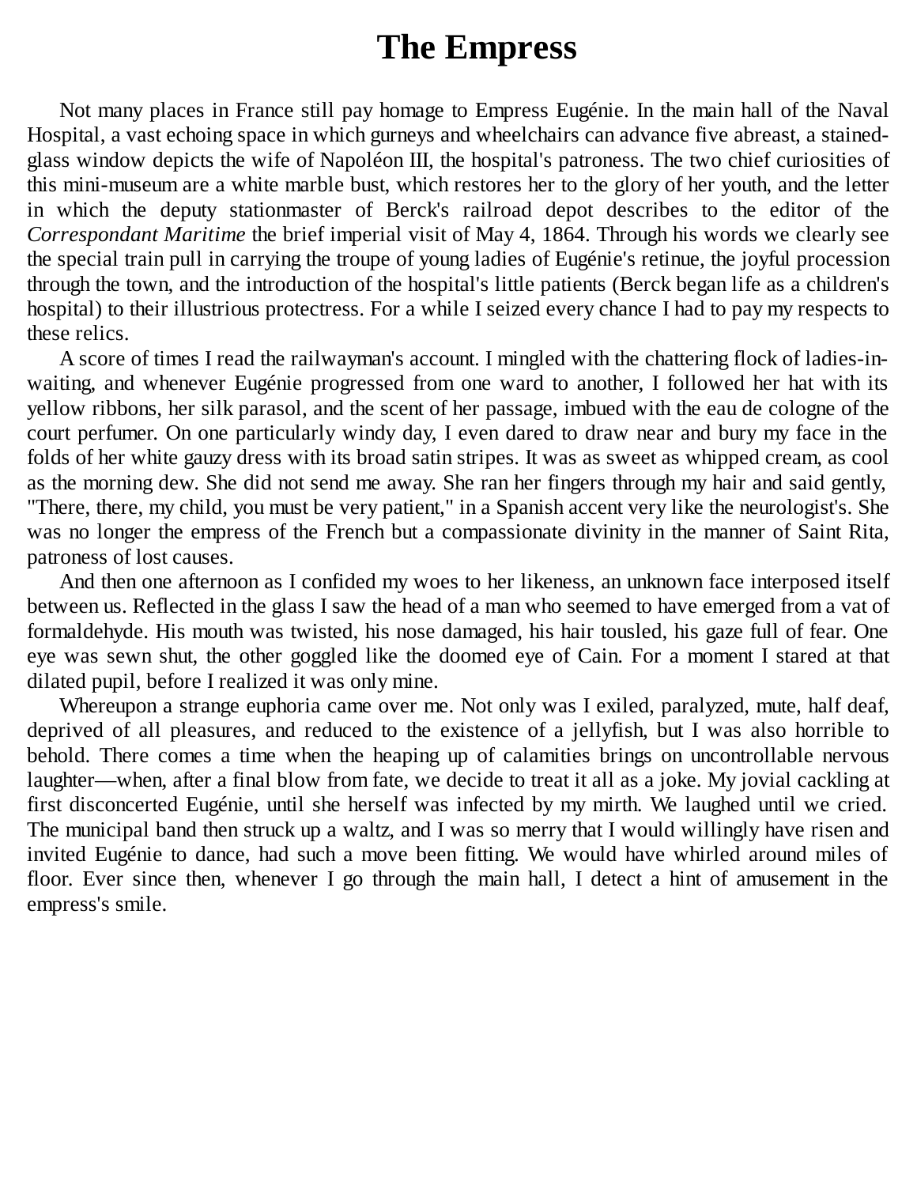# The Empress

Not many places in France still pay homage to Empress Eugénie. In the main hall of the Naval Hospital, a vast echoing space in which gurneys and wheelchairs can advance five abreast, a stained-glass window depicts the wife of Napoléon III, the hospital's patroness. The two chief curiosities of this mini-museum are a white marble bust, which restores her to the glory of her youth, and the letter in which the deputy stationmaster of Berck's railroad depot describes to the editor of the *Correspondant Maritime* the brief imperial visit of May 4, 1864. Through his words we clearly see the special train pull in carrying the troupe of young ladies of Eugénie's retinue, the joyful procession through the town, and the introduction of the hospital's little patients (Berck began life as a children's hospital) to their illustrious protectress. For a while I seized every chance I had to pay my respects to these relics.

A score of times I read the railwayman's account. I mingled with the chattering flock of ladies-in-waiting, and whenever Eugénie progressed from one ward to another, I followed her hat with its yellow ribbons, her silk parasol, and the scent of her passage, imbued with the eau de cologne of the court perfumer. On one particularly windy day, I even dared to draw near and bury my face in the folds of her white gauzy dress with its broad satin stripes. It was as sweet as whipped cream, as cool as the morning dew. She did not send me away. She ran her fingers through my hair and said gently, "There, there, my child, you must be very patient," in a Spanish accent very like the neurologist's. She was no longer the empress of the French but a compassionate divinity in the manner of Saint Rita, patroness of lost causes.

And then one afternoon as I confided my woes to her likeness, an unknown face interposed itself between us. Reflected in the glass I saw the head of a man who seemed to have emerged from a vat of formaldehyde. His mouth was twisted, his nose damaged, his hair tousled, his gaze full of fear. One eye was sewn shut, the other goggled like the doomed eye of Cain. For a moment I stared at that dilated pupil, before I realized it was only mine.

Whereupon a strange euphoria came over me. Not only was I exiled, paralyzed, mute, half deaf, deprived of all pleasures, and reduced to the existence of a jellyfish, but I was also horrible to behold. There comes a time when the heaping up of calamities brings on uncontrollable nervous laughter—when, after a final blow from fate, we decide to treat it all as a joke. My jovial cackling at first disconcerted Eugénie, until she herself was infected by my mirth. We laughed until we cried. The municipal band then struck up a waltz, and I was so merry that I would willingly have risen and invited Eugénie to dance, had such a move been fitting. We would have whirled around miles of floor. Ever since then, whenever I go through the main hall, I detect a hint of amusement in the empress's smile.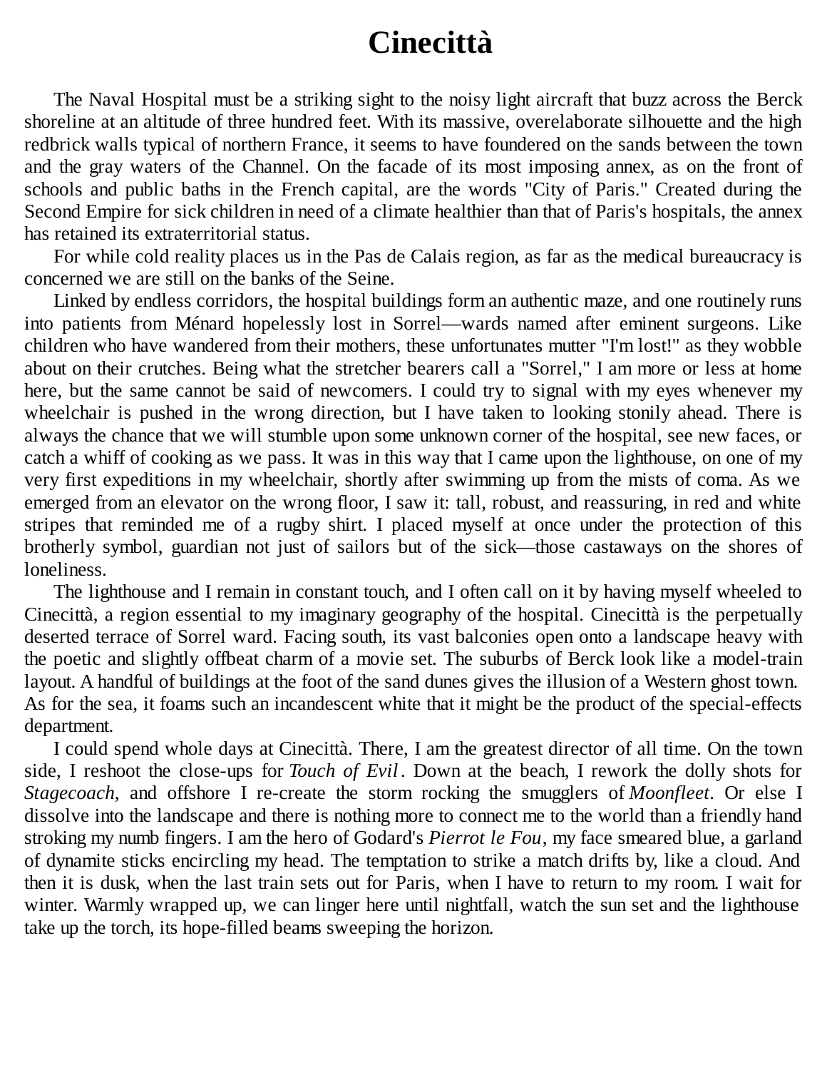# Cinecittà

The Naval Hospital must be a striking sight to the noisy light aircraft that buzz across the Berck shoreline at an altitude of three hundred feet. With its massive, overelaborate silhouette and the high redbrick walls typical of northern France, it seems to have foundered on the sands between the town and the gray waters of the Channel. On the facade of its most imposing annex, as on the front of schools and public baths in the French capital, are the words "City of Paris." Created during the Second Empire for sick children in need of a climate healthier than that of Paris's hospitals, the annex has retained its extraterritorial status.

For while cold reality places us in the Pas de Calais region, as far as the medical bureaucracy is concerned we are still on the banks of the Seine.

Linked by endless corridors, the hospital buildings form an authentic maze, and one routinely runs into patients from Ménard hopelessly lost in Sorrel—wards named after eminent surgeons. Like children who have wandered from their mothers, these unfortunates mutter "I'm lost!" as they wobble about on their crutches. Being what the stretcher bearers call a "Sorrel," I am more or less at home here, but the same cannot be said of newcomers. I could try to signal with my eyes whenever my wheelchair is pushed in the wrong direction, but I have taken to looking stonily ahead. There is always the chance that we will stumble upon some unknown corner of the hospital, see new faces, or catch a whiff of cooking as we pass. It was in this way that I came upon the lighthouse, on one of my very first expeditions in my wheelchair, shortly after swimming up from the mists of coma. As we emerged from an elevator on the wrong floor, I saw it: tall, robust, and reassuring, in red and white stripes that reminded me of a rugby shirt. I placed myself at once under the protection of this brotherly symbol, guardian not just of sailors but of the sick—those castaways on the shores of loneliness.

The lighthouse and I remain in constant touch, and I often call on it by having myself wheeled to Cinecittà, a region essential to my imaginary geography of the hospital. Cinecittà is the perpetually deserted terrace of Sorrel ward. Facing south, its vast balconies open onto a landscape heavy with the poetic and slightly offbeat charm of a movie set. The suburbs of Berck look like a model-train layout. A handful of buildings at the foot of the sand dunes gives the illusion of a Western ghost town. As for the sea, it foams such an incandescent white that it might be the product of the special-effects department.

I could spend whole days at Cinecittà. There, I am the greatest director of all time. On the town side, I reshoot the close-ups for *Touch of Evil*. Down at the beach, I rework the dolly shots for *Stagecoach*, and offshore I re-create the storm rocking the smugglers of *Moonfleet*. Or else I dissolve into the landscape and there is nothing more to connect me to the world than a friendly hand stroking my numb fingers. I am the hero of Godard's *Pierrot le Fou*, my face smeared blue, a garland of dynamite sticks encircling my head. The temptation to strike a match drifts by, like a cloud. And then it is dusk, when the last train sets out for Paris, when I have to return to my room. I wait for winter. Warmly wrapped up, we can linger here until nightfall, watch the sun set and the lighthouse take up the torch, its hope-filled beams sweeping the horizon.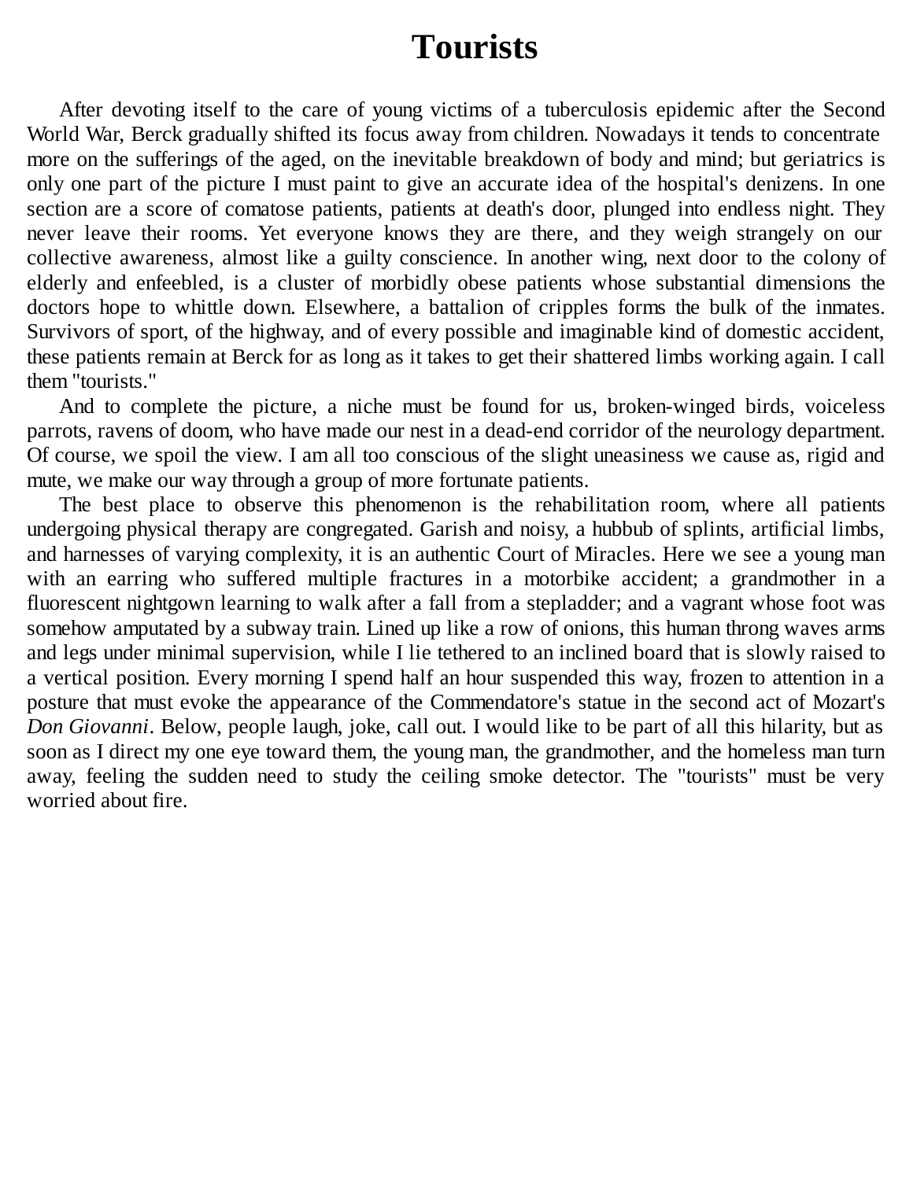# Tourists

After devoting itself to the care of young victims of a tuberculosis epidemic after the Second World War, Berck gradually shifted its focus away from children. Nowadays it tends to concentrate more on the sufferings of the aged, on the inevitable breakdown of body and mind; but geriatrics is only one part of the picture I must paint to give an accurate idea of the hospital's denizens. In one section are a score of comatose patients, patients at death's door, plunged into endless night. They never leave their rooms. Yet everyone knows they are there, and they weigh strangely on our collective awareness, almost like a guilty conscience. In another wing, next door to the colony of elderly and enfeebled, is a cluster of morbidly obese patients whose substantial dimensions the doctors hope to whittle down. Elsewhere, a battalion of cripples forms the bulk of the inmates. Survivors of sport, of the highway, and of every possible and imaginable kind of domestic accident, these patients remain at Berck for as long as it takes to get their shattered limbs working again. I call them "tourists."

And to complete the picture, a niche must be found for us, broken-winged birds, voiceless parrots, ravens of doom, who have made our nest in a dead-end corridor of the neurology department. Of course, we spoil the view. I am all too conscious of the slight uneasiness we cause as, rigid and mute, we make our way through a group of more fortunate patients.

The best place to observe this phenomenon is the rehabilitation room, where all patients undergoing physical therapy are congregated. Garish and noisy, a hubbub of splints, artificial limbs, and harnesses of varying complexity, it is an authentic Court of Miracles. Here we see a young man with an earring who suffered multiple fractures in a motorbike accident; a grandmother in a fluorescent nightgown learning to walk after a fall from a stepladder; and a vagrant whose foot was somehow amputated by a subway train. Lined up like a row of onions, this human throng waves arms and legs under minimal supervision, while I lie tethered to an inclined board that is slowly raised to a vertical position. Every morning I spend half an hour suspended this way, frozen to attention in a posture that must evoke the appearance of the Commendatore's statue in the second act of Mozart's *Don Giovanni*. Below, people laugh, joke, call out. I would like to be part of all this hilarity, but as soon as I direct my one eye toward them, the young man, the grandmother, and the homeless man turn away, feeling the sudden need to study the ceiling smoke detector. The "tourists" must be very worried about fire.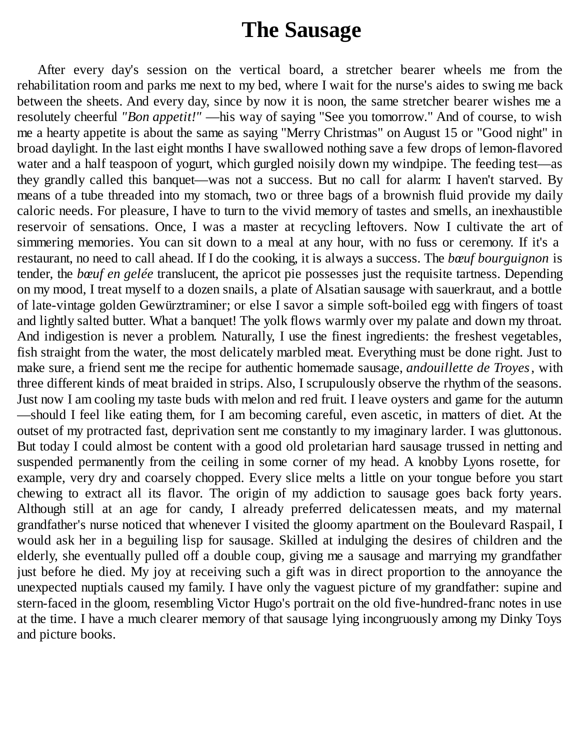# The Sausage

After every day's session on the vertical board, a stretcher bearer wheels me from the rehabilitation room and parks me next to my bed, where I wait for the nurse's aides to swing me back between the sheets. And every day, since by now it is noon, the same stretcher bearer wishes me a resolutely cheerful *"Bon appetit!"* —his way of saying "See you tomorrow." And of course, to wish me a hearty appetite is about the same as saying "Merry Christmas" on August 15 or "Good night" in broad daylight. In the last eight months I have swallowed nothing save a few drops of lemon-flavored water and a half teaspoon of yogurt, which gurgled noisily down my windpipe. The feeding test—as they grandly called this banquet—was not a success. But no call for alarm: I haven't starved. By means of a tube threaded into my stomach, two or three bags of a brownish fluid provide my daily caloric needs. For pleasure, I have to turn to the vivid memory of tastes and smells, an inexhaustible reservoir of sensations. Once, I was a master at recycling leftovers. Now I cultivate the art of simmering memories. You can sit down to a meal at any hour, with no fuss or ceremony. If it's a restaurant, no need to call ahead. If I do the cooking, it is always a success. The *bœuf bourguignon* is tender, the *bœuf en gelée* translucent, the apricot pie possesses just the requisite tartness. Depending on my mood, I treat myself to a dozen snails, a plate of Alsatian sausage with sauerkraut, and a bottle of late-vintage golden Gewürztraminer; or else I savor a simple soft-boiled egg with fingers of toast and lightly salted butter. What a banquet! The yolk flows warmly over my palate and down my throat. And indigestion is never a problem. Naturally, I use the finest ingredients: the freshest vegetables, fish straight from the water, the most delicately marbled meat. Everything must be done right. Just to make sure, a friend sent me the recipe for authentic homemade sausage, *andouillette de Troyes*, with three different kinds of meat braided in strips. Also, I scrupulously observe the rhythm of the seasons. Just now I am cooling my taste buds with melon and red fruit. I leave oysters and game for the autumn—should I feel like eating them, for I am becoming careful, even ascetic, in matters of diet. At the outset of my protracted fast, deprivation sent me constantly to my imaginary larder. I was gluttonous. But today I could almost be content with a good old proletarian hard sausage trussed in netting and suspended permanently from the ceiling in some corner of my head. A knobby Lyons rosette, for example, very dry and coarsely chopped. Every slice melts a little on your tongue before you start chewing to extract all its flavor. The origin of my addiction to sausage goes back forty years. Although still at an age for candy, I already preferred delicatessen meats, and my maternal grandfather's nurse noticed that whenever I visited the gloomy apartment on the Boulevard Raspail, I would ask her in a beguiling lisp for sausage. Skilled at indulging the desires of children and the elderly, she eventually pulled off a double coup, giving me a sausage and marrying my grandfather just before he died. My joy at receiving such a gift was in direct proportion to the annoyance the unexpected nuptials caused my family. I have only the vaguest picture of my grandfather: supine and stern-faced in the gloom, resembling Victor Hugo's portrait on the old five-hundred-franc notes in use at the time. I have a much clearer memory of that sausage lying incongruously among my Dinky Toys and picture books.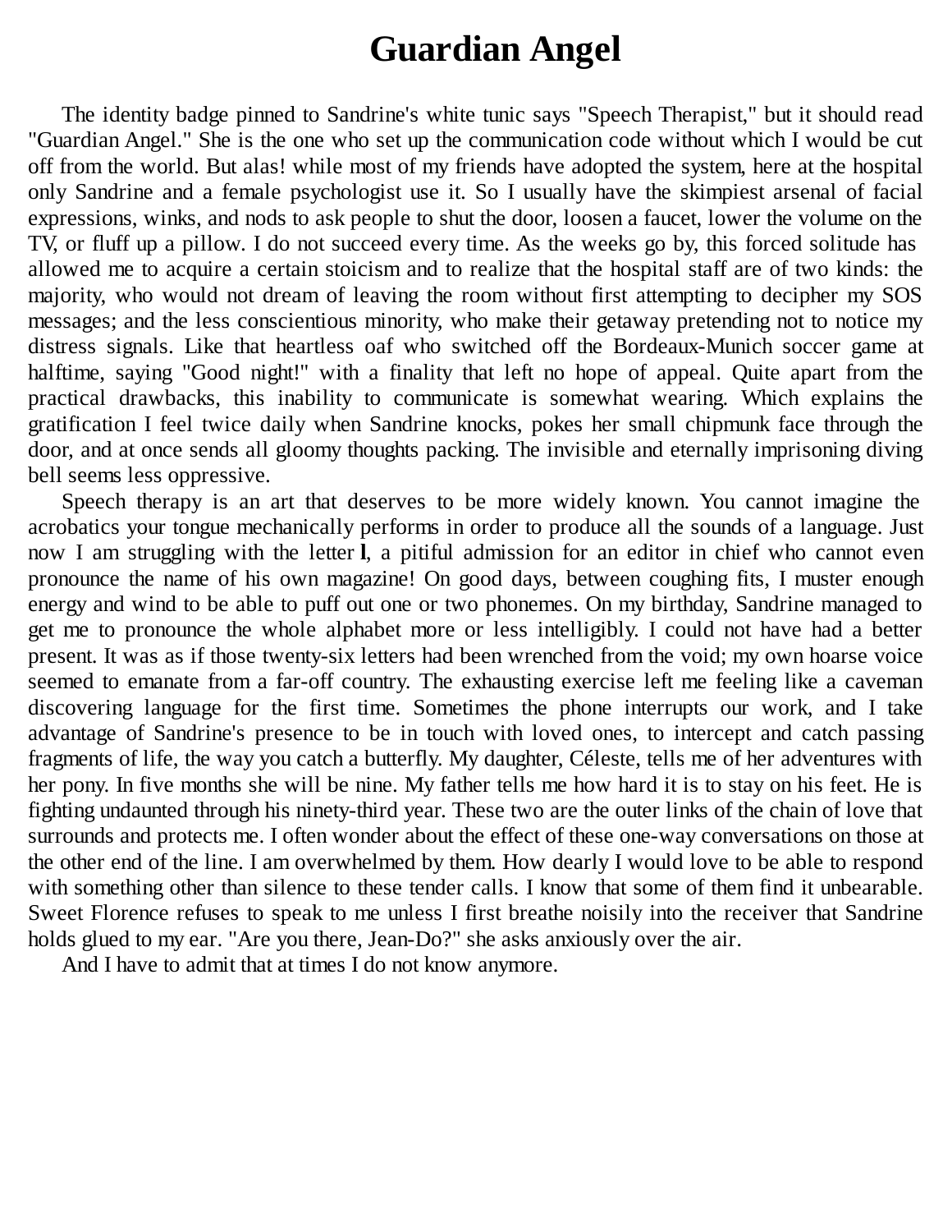# Guardian Angel

The identity badge pinned to Sandrine's white tunic says "Speech Therapist," but it should read "Guardian Angel." She is the one who set up the communication code without which I would be cut off from the world. But alas! while most of my friends have adopted the system, here at the hospital only Sandrine and a female psychologist use it. So I usually have the skimpiest arsenal of facial expressions, winks, and nods to ask people to shut the door, loosen a faucet, lower the volume on the TV, or fluff up a pillow. I do not succeed every time. As the weeks go by, this forced solitude has allowed me to acquire a certain stoicism and to realize that the hospital staff are of two kinds: the majority, who would not dream of leaving the room without first attempting to decipher my SOS messages; and the less conscientious minority, who make their getaway pretending not to notice my distress signals. Like that heartless oaf who switched off the Bordeaux-Munich soccer game at halftime, saying "Good night!" with a finality that left no hope of appeal. Quite apart from the practical drawbacks, this inability to communicate is somewhat wearing. Which explains the gratification I feel twice daily when Sandrine knocks, pokes her small chipmunk face through the door, and at once sends all gloomy thoughts packing. The invisible and eternally imprisoning diving bell seems less oppressive.

Speech therapy is an art that deserves to be more widely known. You cannot imagine the acrobatics your tongue mechanically performs in order to produce all the sounds of a language. Just now I am struggling with the letter **l**, a pitiful admission for an editor in chief who cannot even pronounce the name of his own magazine! On good days, between coughing fits, I muster enough energy and wind to be able to puff out one or two phonemes. On my birthday, Sandrine managed to get me to pronounce the whole alphabet more or less intelligibly. I could not have had a better present. It was as if those twenty-six letters had been wrenched from the void; my own hoarse voice seemed to emanate from a far-off country. The exhausting exercise left me feeling like a caveman discovering language for the first time. Sometimes the phone interrupts our work, and I take advantage of Sandrine's presence to be in touch with loved ones, to intercept and catch passing fragments of life, the way you catch a butterfly. My daughter, Céleste, tells me of her adventures with her pony. In five months she will be nine. My father tells me how hard it is to stay on his feet. He is fighting undaunted through his ninety-third year. These two are the outer links of the chain of love that surrounds and protects me. I often wonder about the effect of these one-way conversations on those at the other end of the line. I am overwhelmed by them. How dearly I would love to be able to respond with something other than silence to these tender calls. I know that some of them find it unbearable. Sweet Florence refuses to speak to me unless I first breathe noisily into the receiver that Sandrine holds glued to my ear. "Are you there, Jean-Do?" she asks anxiously over the air.

And I have to admit that at times I do not know anymore.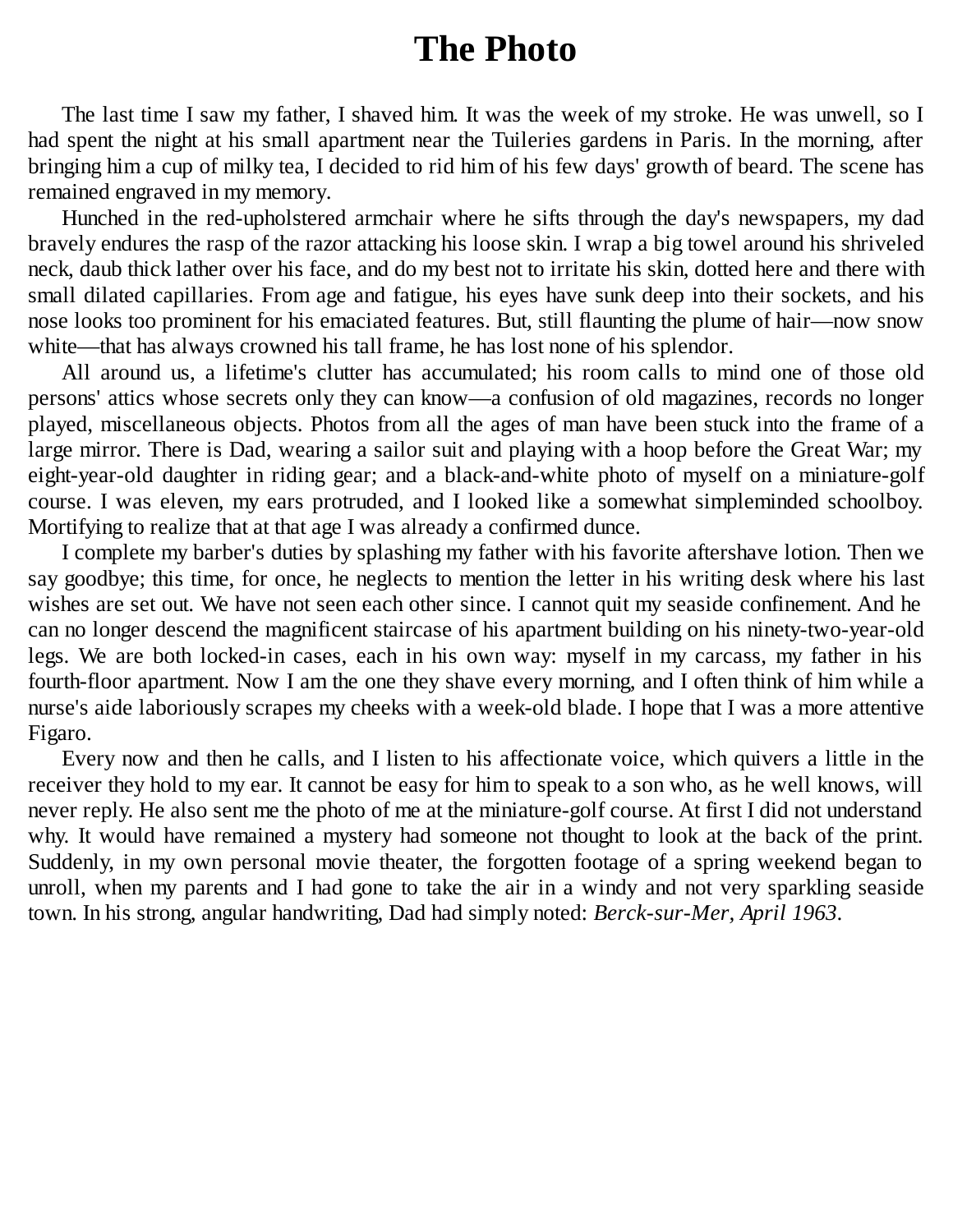# The Photo

The last time I saw my father, I shaved him. It was the week of my stroke. He was unwell, so I had spent the night at his small apartment near the Tuileries gardens in Paris. In the morning, after bringing him a cup of milky tea, I decided to rid him of his few days' growth of beard. The scene has remained engraved in my memory.

Hunched in the red-upholstered armchair where he sifts through the day's newspapers, my dad bravely endures the rasp of the razor attacking his loose skin. I wrap a big towel around his shriveled neck, daub thick lather over his face, and do my best not to irritate his skin, dotted here and there with small dilated capillaries. From age and fatigue, his eyes have sunk deep into their sockets, and his nose looks too prominent for his emaciated features. But, still flaunting the plume of hair—now snow white—that has always crowned his tall frame, he has lost none of his splendor.

All around us, a lifetime's clutter has accumulated; his room calls to mind one of those old persons' attics whose secrets only they can know—a confusion of old magazines, records no longer played, miscellaneous objects. Photos from all the ages of man have been stuck into the frame of a large mirror. There is Dad, wearing a sailor suit and playing with a hoop before the Great War; my eight-year-old daughter in riding gear; and a black-and-white photo of myself on a miniature-golf course. I was eleven, my ears protruded, and I looked like a somewhat simpleminded schoolboy. Mortifying to realize that at that age I was already a confirmed dunce.

I complete my barber's duties by splashing my father with his favorite aftershave lotion. Then we say goodbye; this time, for once, he neglects to mention the letter in his writing desk where his last wishes are set out. We have not seen each other since. I cannot quit my seaside confinement. And he can no longer descend the magnificent staircase of his apartment building on his ninety-two-year-old legs. We are both locked-in cases, each in his own way: myself in my carcass, my father in his fourth-floor apartment. Now I am the one they shave every morning, and I often think of him while a nurse's aide laboriously scrapes my cheeks with a week-old blade. I hope that I was a more attentive Figaro.

Every now and then he calls, and I listen to his affectionate voice, which quivers a little in the receiver they hold to my ear. It cannot be easy for him to speak to a son who, as he well knows, will never reply. He also sent me the photo of me at the miniature-golf course. At first I did not understand why. It would have remained a mystery had someone not thought to look at the back of the print. Suddenly, in my own personal movie theater, the forgotten footage of a spring weekend began to unroll, when my parents and I had gone to take the air in a windy and not very sparkling seaside town. In his strong, angular handwriting, Dad had simply noted: *Berck-sur-Mer, April 1963*.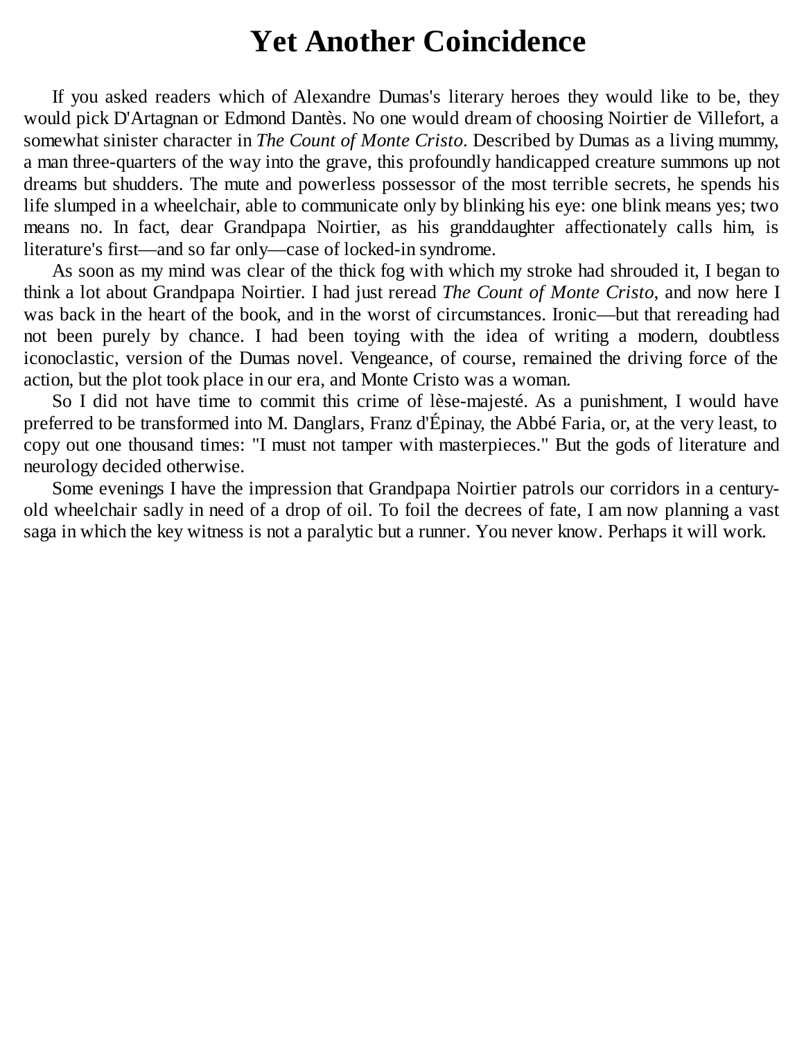# Yet Another Coincidence

If you asked readers which of Alexandre Dumas's literary heroes they would like to be, they would pick D'Artagnan or Edmond Dantès. No one would dream of choosing Noirtier de Villefort, a somewhat sinister character in *The Count of Monte Cristo*. Described by Dumas as a living mummy, a man three-quarters of the way into the grave, this profoundly handicapped creature summons up not dreams but shudders. The mute and powerless possessor of the most terrible secrets, he spends his life slumped in a wheelchair, able to communicate only by blinking his eye: one blink means yes; two means no. In fact, dear Grandpapa Noirtier, as his granddaughter affectionately calls him, is literature's first—and so far only—case of locked-in syndrome.

As soon as my mind was clear of the thick fog with which my stroke had shrouded it, I began to think a lot about Grandpapa Noirtier. I had just reread *The Count of Monte Cristo*, and now here I was back in the heart of the book, and in the worst of circumstances. Ironic—but that rereading had not been purely by chance. I had been toying with the idea of writing a modern, doubtless iconoclastic, version of the Dumas novel. Vengeance, of course, remained the driving force of the action, but the plot took place in our era, and Monte Cristo was a woman.

So I did not have time to commit this crime of lèse-majesté. As a punishment, I would have preferred to be transformed into M. Danglars, Franz d'Épinay, the Abbé Faria, or, at the very least, to copy out one thousand times: "I must not tamper with masterpieces." But the gods of literature and neurology decided otherwise.

Some evenings I have the impression that Grandpapa Noirtier patrols our corridors in a century-old wheelchair sadly in need of a drop of oil. To foil the decrees of fate, I am now planning a vast saga in which the key witness is not a paralytic but a runner. You never know. Perhaps it will work.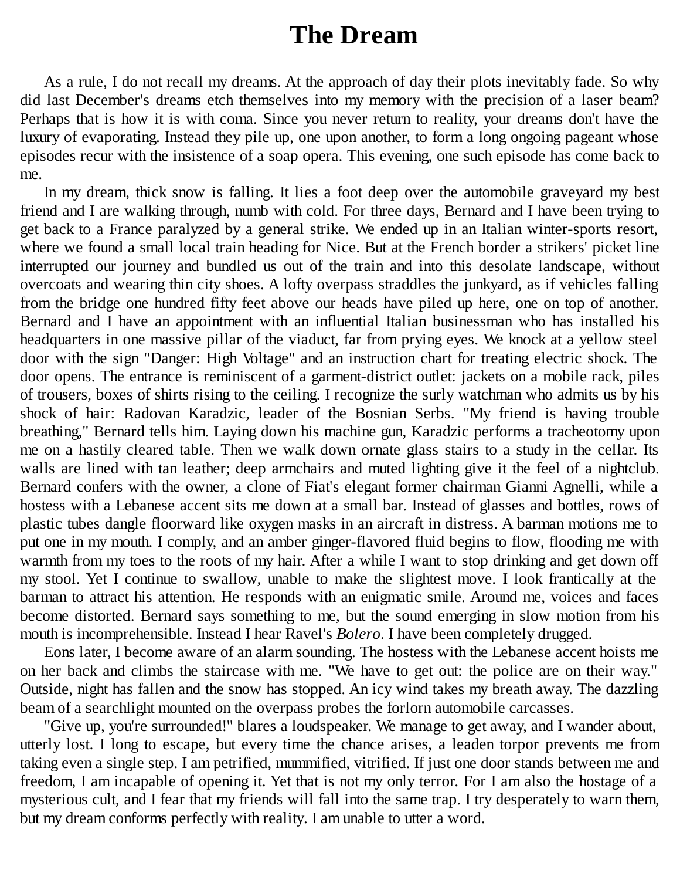# The Dream

As a rule, I do not recall my dreams. At the approach of day their plots inevitably fade. So why did last December's dreams etch themselves into my memory with the precision of a laser beam? Perhaps that is how it is with coma. Since you never return to reality, your dreams don't have the luxury of evaporating. Instead they pile up, one upon another, to form a long ongoing pageant whose episodes recur with the insistence of a soap opera. This evening, one such episode has come back to me.

In my dream, thick snow is falling. It lies a foot deep over the automobile graveyard my best friend and I are walking through, numb with cold. For three days, Bernard and I have been trying to get back to a France paralyzed by a general strike. We ended up in an Italian winter-sports resort, where we found a small local train heading for Nice. But at the French border a strikers' picket line interrupted our journey and bundled us out of the train and into this desolate landscape, without overcoats and wearing thin city shoes. A lofty overpass straddles the junkyard, as if vehicles falling from the bridge one hundred fifty feet above our heads have piled up here, one on top of another. Bernard and I have an appointment with an influential Italian businessman who has installed his headquarters in one massive pillar of the viaduct, far from prying eyes. We knock at a yellow steel door with the sign "Danger: High Voltage" and an instruction chart for treating electric shock. The door opens. The entrance is reminiscent of a garment-district outlet: jackets on a mobile rack, piles of trousers, boxes of shirts rising to the ceiling. I recognize the surly watchman who admits us by his shock of hair: Radovan Karadzic, leader of the Bosnian Serbs. "My friend is having trouble breathing," Bernard tells him. Laying down his machine gun, Karadzic performs a tracheotomy upon me on a hastily cleared table. Then we walk down ornate glass stairs to a study in the cellar. Its walls are lined with tan leather; deep armchairs and muted lighting give it the feel of a nightclub. Bernard confers with the owner, a clone of Fiat's elegant former chairman Gianni Agnelli, while a hostess with a Lebanese accent sits me down at a small bar. Instead of glasses and bottles, rows of plastic tubes dangle floorward like oxygen masks in an aircraft in distress. A barman motions me to put one in my mouth. I comply, and an amber ginger-flavored fluid begins to flow, flooding me with warmth from my toes to the roots of my hair. After a while I want to stop drinking and get down off my stool. Yet I continue to swallow, unable to make the slightest move. I look frantically at the barman to attract his attention. He responds with an enigmatic smile. Around me, voices and faces become distorted. Bernard says something to me, but the sound emerging in slow motion from his mouth is incomprehensible. Instead I hear Ravel's *Bolero*. I have been completely drugged.

Eons later, I become aware of an alarm sounding. The hostess with the Lebanese accent hoists me on her back and climbs the staircase with me. "We have to get out: the police are on their way." Outside, night has fallen and the snow has stopped. An icy wind takes my breath away. The dazzling beam of a searchlight mounted on the overpass probes the forlorn automobile carcasses.

"Give up, you're surrounded!" blares a loudspeaker. We manage to get away, and I wander about, utterly lost. I long to escape, but every time the chance arises, a leaden torpor prevents me from taking even a single step. I am petrified, mummified, vitrified. If just one door stands between me and freedom, I am incapable of opening it. Yet that is not my only terror. For I am also the hostage of a mysterious cult, and I fear that my friends will fall into the same trap. I try desperately to warn them, but my dream conforms perfectly with reality. I am unable to utter a word.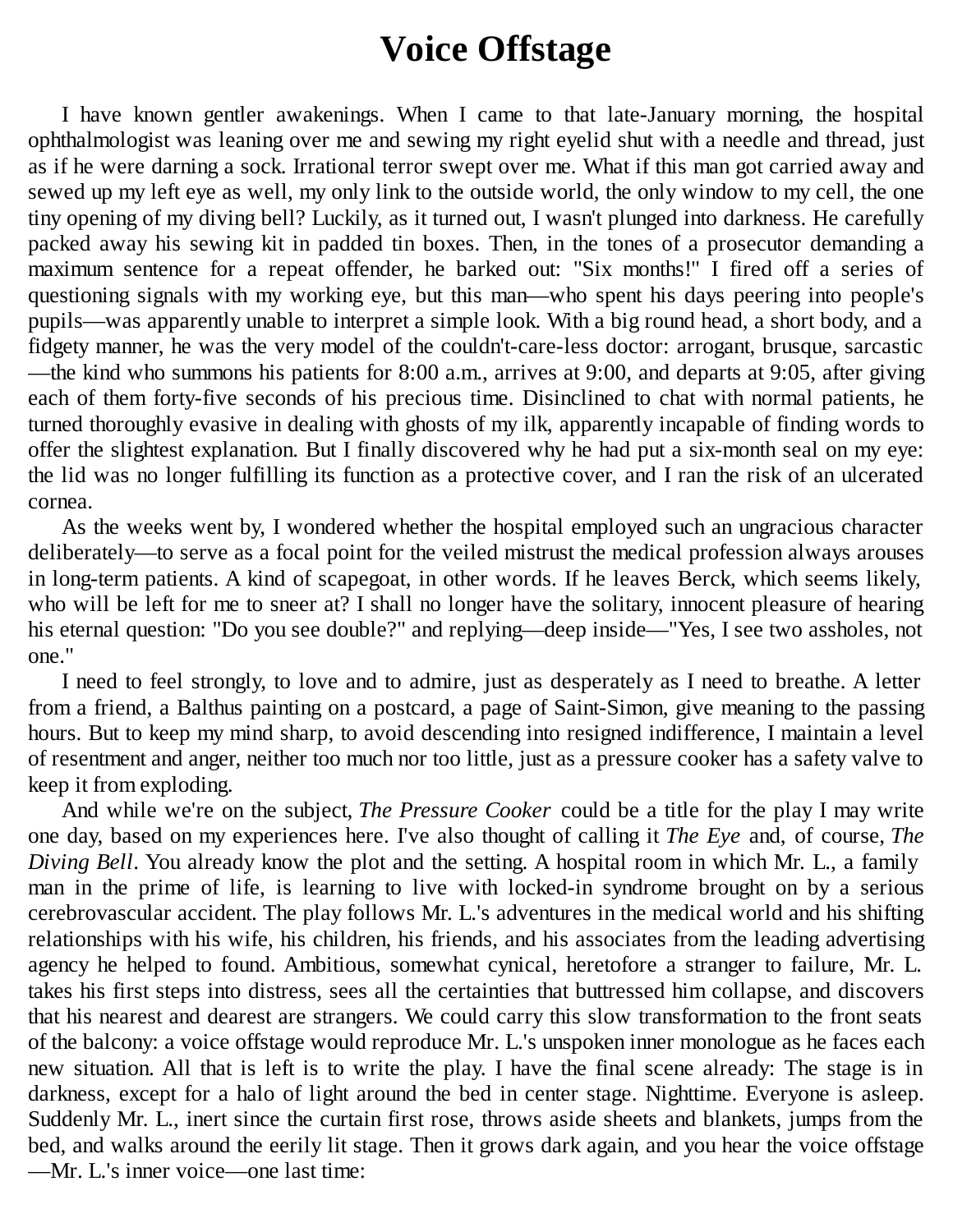# Voice Offstage

I have known gentler awakenings. When I came to that late-January morning, the hospital ophthalmologist was leaning over me and sewing my right eyelid shut with a needle and thread, just as if he were darning a sock. Irrational terror swept over me. What if this man got carried away and sewed up my left eye as well, my only link to the outside world, the only window to my cell, the one tiny opening of my diving bell? Luckily, as it turned out, I wasn't plunged into darkness. He carefully packed away his sewing kit in padded tin boxes. Then, in the tones of a prosecutor demanding a maximum sentence for a repeat offender, he barked out: "Six months!" I fired off a series of questioning signals with my working eye, but this man—who spent his days peering into people's pupils—was apparently unable to interpret a simple look. With a big round head, a short body, and a fidgety manner, he was the very model of the couldn't-care-less doctor: arrogant, brusque, sarcastic—the kind who summons his patients for 8:00 a.m., arrives at 9:00, and departs at 9:05, after giving each of them forty-five seconds of his precious time. Disinclined to chat with normal patients, he turned thoroughly evasive in dealing with ghosts of my ilk, apparently incapable of finding words to offer the slightest explanation. But I finally discovered why he had put a six-month seal on my eye: the lid was no longer fulfilling its function as a protective cover, and I ran the risk of an ulcerated cornea.

As the weeks went by, I wondered whether the hospital employed such an ungracious character deliberately—to serve as a focal point for the veiled mistrust the medical profession always arouses in long-term patients. A kind of scapegoat, in other words. If he leaves Berck, which seems likely, who will be left for me to sneer at? I shall no longer have the solitary, innocent pleasure of hearing his eternal question: "Do you see double?" and replying—deep inside—"Yes, I see two assholes, not one."

I need to feel strongly, to love and to admire, just as desperately as I need to breathe. A letter from a friend, a Balthus painting on a postcard, a page of Saint-Simon, give meaning to the passing hours. But to keep my mind sharp, to avoid descending into resigned indifference, I maintain a level of resentment and anger, neither too much nor too little, just as a pressure cooker has a safety valve to keep it from exploding.

And while we're on the subject, *The Pressure Cooker* could be a title for the play I may write one day, based on my experiences here. I've also thought of calling it *The Eye* and, of course, *The Diving Bell*. You already know the plot and the setting. A hospital room in which Mr. L., a family man in the prime of life, is learning to live with locked-in syndrome brought on by a serious cerebrovascular accident. The play follows Mr. L.'s adventures in the medical world and his shifting relationships with his wife, his children, his friends, and his associates from the leading advertising agency he helped to found. Ambitious, somewhat cynical, heretofore a stranger to failure, Mr. L. takes his first steps into distress, sees all the certainties that buttressed him collapse, and discovers that his nearest and dearest are strangers. We could carry this slow transformation to the front seats of the balcony: a voice offstage would reproduce Mr. L.'s unspoken inner monologue as he faces each new situation. All that is left is to write the play. I have the final scene already: The stage is in darkness, except for a halo of light around the bed in center stage. Nighttime. Everyone is asleep. Suddenly Mr. L., inert since the curtain first rose, throws aside sheets and blankets, jumps from the bed, and walks around the eerily lit stage. Then it grows dark again, and you hear the voice offstage—Mr. L.'s inner voice—one last time: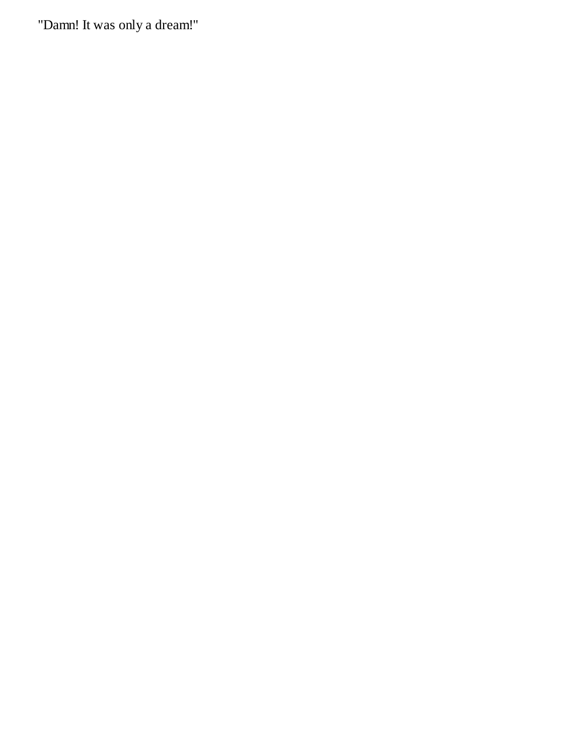"Damn! It was only a dream!"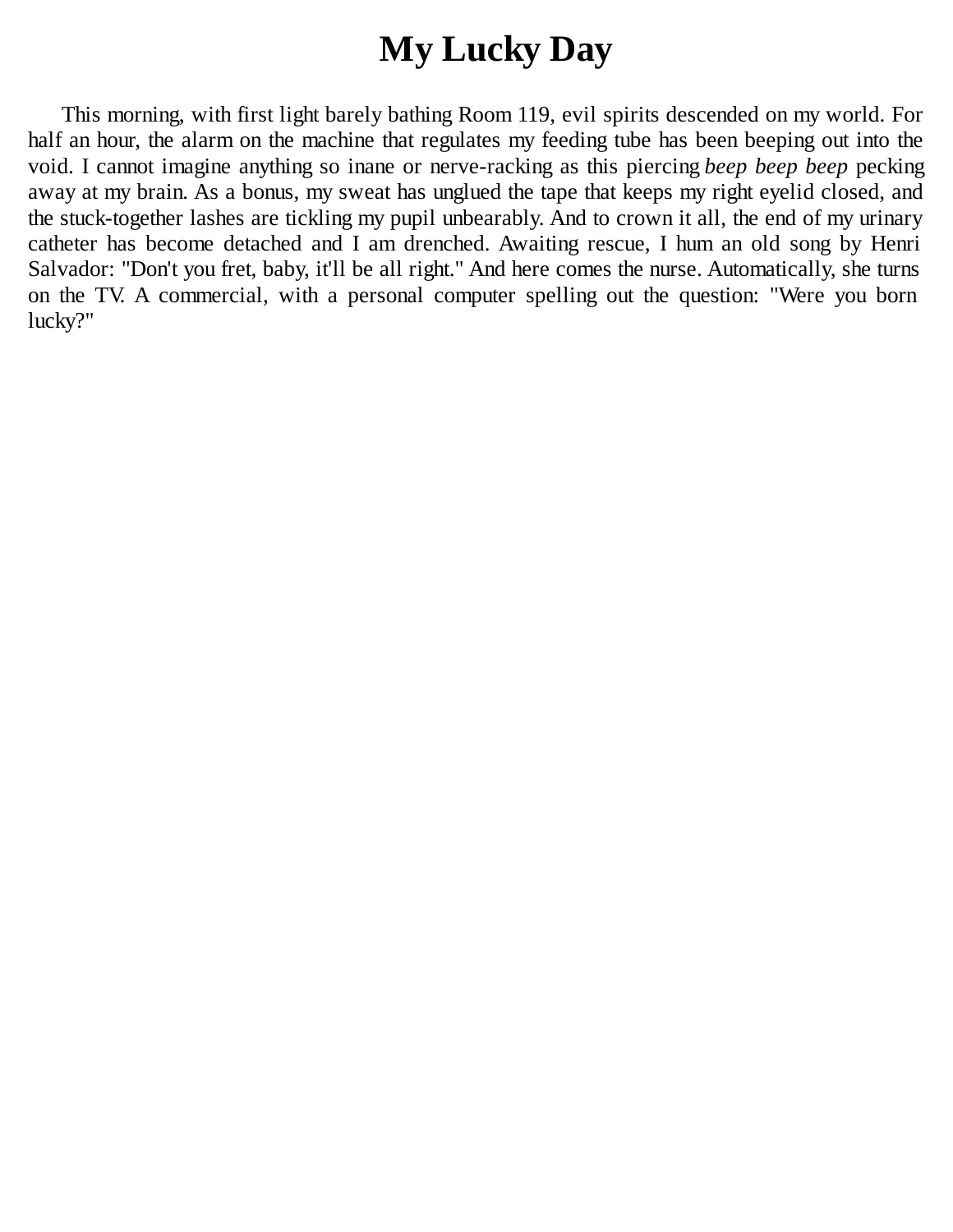# My Lucky Day

This morning, with first light barely bathing Room 119, evil spirits descended on my world. For half an hour, the alarm on the machine that regulates my feeding tube has been beeping out into the void. I cannot imagine anything so inane or nerve-racking as this piercing *beep beep beep* pecking away at my brain. As a bonus, my sweat has unglued the tape that keeps my right eyelid closed, and the stuck-together lashes are tickling my pupil unbearably. And to crown it all, the end of my urinary catheter has become detached and I am drenched. Awaiting rescue, I hum an old song by Henri Salvador: "Don't you fret, baby, it'll be all right." And here comes the nurse. Automatically, she turns on the TV. A commercial, with a personal computer spelling out the question: "Were you born lucky?"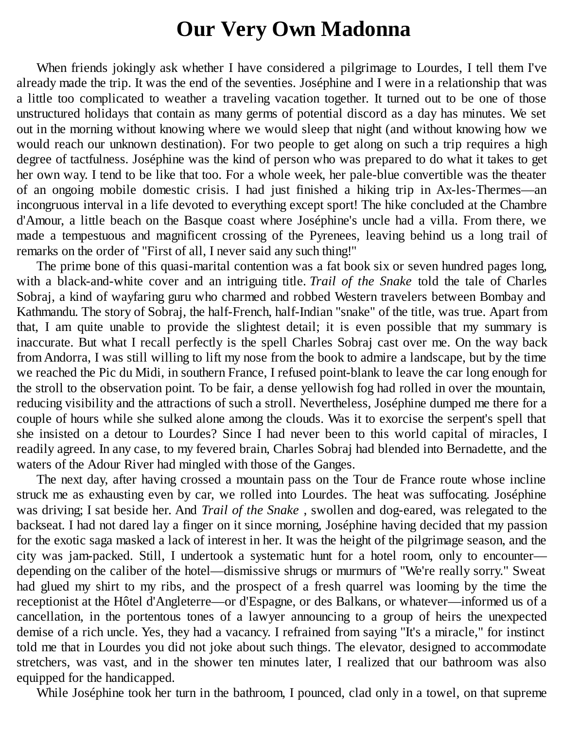# Our Very Own Madonna

When friends jokingly ask whether I have considered a pilgrimage to Lourdes, I tell them I've already made the trip. It was the end of the seventies. Joséphine and I were in a relationship that was a little too complicated to weather a traveling vacation together. It turned out to be one of those unstructured holidays that contain as many germs of potential discord as a day has minutes. We set out in the morning without knowing where we would sleep that night (and without knowing how we would reach our unknown destination). For two people to get along on such a trip requires a high degree of tactfulness. Joséphine was the kind of person who was prepared to do what it takes to get her own way. I tend to be like that too. For a whole week, her pale-blue convertible was the theater of an ongoing mobile domestic crisis. I had just finished a hiking trip in Ax-les-Thermes—an incongruous interval in a life devoted to everything except sport! The hike concluded at the Chambre d'Amour, a little beach on the Basque coast where Joséphine's uncle had a villa. From there, we made a tempestuous and magnificent crossing of the Pyrenees, leaving behind us a long trail of remarks on the order of "First of all, I never said any such thing!"

The prime bone of this quasi-marital contention was a fat book six or seven hundred pages long, with a black-and-white cover and an intriguing title. *Trail of the Snake* told the tale of Charles Sobraj, a kind of wayfaring guru who charmed and robbed Western travelers between Bombay and Kathmandu. The story of Sobraj, the half-French, half-Indian "snake" of the title, was true. Apart from that, I am quite unable to provide the slightest detail; it is even possible that my summary is inaccurate. But what I recall perfectly is the spell Charles Sobraj cast over me. On the way back from Andorra, I was still willing to lift my nose from the book to admire a landscape, but by the time we reached the Pic du Midi, in southern France, I refused point-blank to leave the car long enough for the stroll to the observation point. To be fair, a dense yellowish fog had rolled in over the mountain, reducing visibility and the attractions of such a stroll. Nevertheless, Joséphine dumped me there for a couple of hours while she sulked alone among the clouds. Was it to exorcise the serpent's spell that she insisted on a detour to Lourdes? Since I had never been to this world capital of miracles, I readily agreed. In any case, to my fevered brain, Charles Sobraj had blended into Bernadette, and the waters of the Adour River had mingled with those of the Ganges.

The next day, after having crossed a mountain pass on the Tour de France route whose incline struck me as exhausting even by car, we rolled into Lourdes. The heat was suffocating. Joséphine was driving; I sat beside her. And *Trail of the Snake* , swollen and dog-eared, was relegated to the backseat. I had not dared lay a finger on it since morning, Joséphine having decided that my passion for the exotic saga masked a lack of interest in her. It was the height of the pilgrimage season, and the city was jam-packed. Still, I undertook a systematic hunt for a hotel room, only to encounter—depending on the caliber of the hotel—dismissive shrugs or murmurs of "We're really sorry." Sweat had glued my shirt to my ribs, and the prospect of a fresh quarrel was looming by the time the receptionist at the Hôtel d'Angleterre—or d'Espagne, or des Balkans, or whatever—informed us of a cancellation, in the portentous tones of a lawyer announcing to a group of heirs the unexpected demise of a rich uncle. Yes, they had a vacancy. I refrained from saying "It's a miracle," for instinct told me that in Lourdes you did not joke about such things. The elevator, designed to accommodate stretchers, was vast, and in the shower ten minutes later, I realized that our bathroom was also equipped for the handicapped.

While Joséphine took her turn in the bathroom, I pounced, clad only in a towel, on that supreme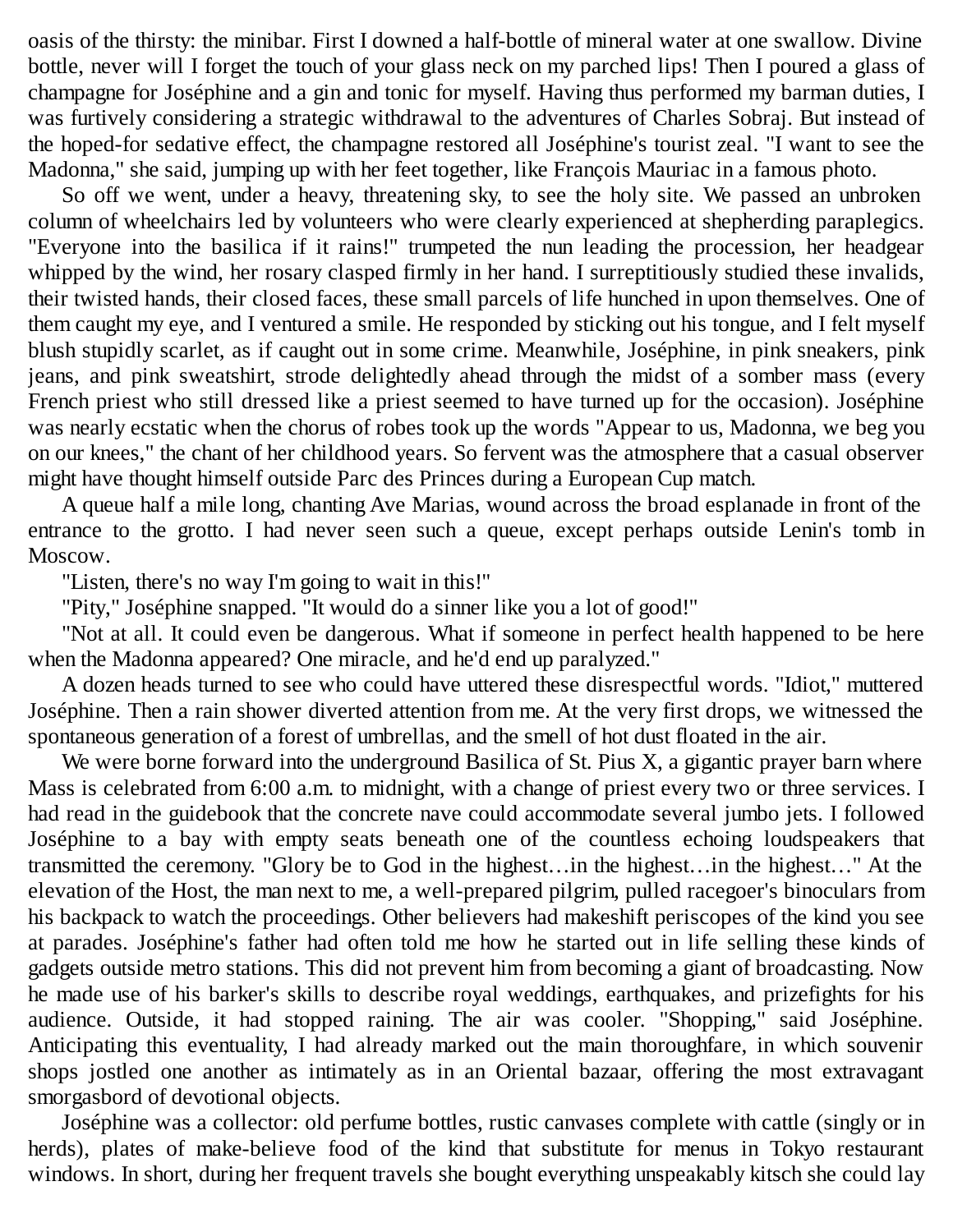oasis of the thirsty: the minibar. First I downed a half-bottle of mineral water at one swallow. Divine bottle, never will I forget the touch of your glass neck on my parched lips! Then I poured a glass of champagne for Joséphine and a gin and tonic for myself. Having thus performed my barman duties, I was furtively considering a strategic withdrawal to the adventures of Charles Sobraj. But instead of the hoped-for sedative effect, the champagne restored all Joséphine's tourist zeal. "I want to see the Madonna," she said, jumping up with her feet together, like François Mauriac in a famous photo.

So off we went, under a heavy, threatening sky, to see the holy site. We passed an unbroken column of wheelchairs led by volunteers who were clearly experienced at shepherding paraplegics. "Everyone into the basilica if it rains!" trumpeted the nun leading the procession, her headgear whipped by the wind, her rosary clasped firmly in her hand. I surreptitiously studied these invalids, their twisted hands, their closed faces, these small parcels of life hunched in upon themselves. One of them caught my eye, and I ventured a smile. He responded by sticking out his tongue, and I felt myself blush stupidly scarlet, as if caught out in some crime. Meanwhile, Joséphine, in pink sneakers, pink jeans, and pink sweatshirt, strode delightedly ahead through the midst of a somber mass (every French priest who still dressed like a priest seemed to have turned up for the occasion). Joséphine was nearly ecstatic when the chorus of robes took up the words "Appear to us, Madonna, we beg you on our knees," the chant of her childhood years. So fervent was the atmosphere that a casual observer might have thought himself outside Parc des Princes during a European Cup match.

A queue half a mile long, chanting Ave Marias, wound across the broad esplanade in front of the entrance to the grotto. I had never seen such a queue, except perhaps outside Lenin's tomb in Moscow.

"Listen, there's no way I'm going to wait in this!"

"Pity," Joséphine snapped. "It would do a sinner like you a lot of good!"

"Not at all. It could even be dangerous. What if someone in perfect health happened to be here when the Madonna appeared? One miracle, and he'd end up paralyzed."

A dozen heads turned to see who could have uttered these disrespectful words. "Idiot," muttered Joséphine. Then a rain shower diverted attention from me. At the very first drops, we witnessed the spontaneous generation of a forest of umbrellas, and the smell of hot dust floated in the air.

We were borne forward into the underground Basilica of St. Pius X, a gigantic prayer barn where Mass is celebrated from 6:00 a.m. to midnight, with a change of priest every two or three services. I had read in the guidebook that the concrete nave could accommodate several jumbo jets. I followed Joséphine to a bay with empty seats beneath one of the countless echoing loudspeakers that transmitted the ceremony. "Glory be to God in the highest…in the highest…in the highest…" At the elevation of the Host, the man next to me, a well-prepared pilgrim, pulled racegoer's binoculars from his backpack to watch the proceedings. Other believers had makeshift periscopes of the kind you see at parades. Joséphine's father had often told me how he started out in life selling these kinds of gadgets outside metro stations. This did not prevent him from becoming a giant of broadcasting. Now he made use of his barker's skills to describe royal weddings, earthquakes, and prizefights for his audience. Outside, it had stopped raining. The air was cooler. "Shopping," said Joséphine. Anticipating this eventuality, I had already marked out the main thoroughfare, in which souvenir shops jostled one another as intimately as in an Oriental bazaar, offering the most extravagant smorgasbord of devotional objects.

Joséphine was a collector: old perfume bottles, rustic canvases complete with cattle (singly or in herds), plates of make-believe food of the kind that substitute for menus in Tokyo restaurant windows. In short, during her frequent travels she bought everything unspeakably kitsch she could lay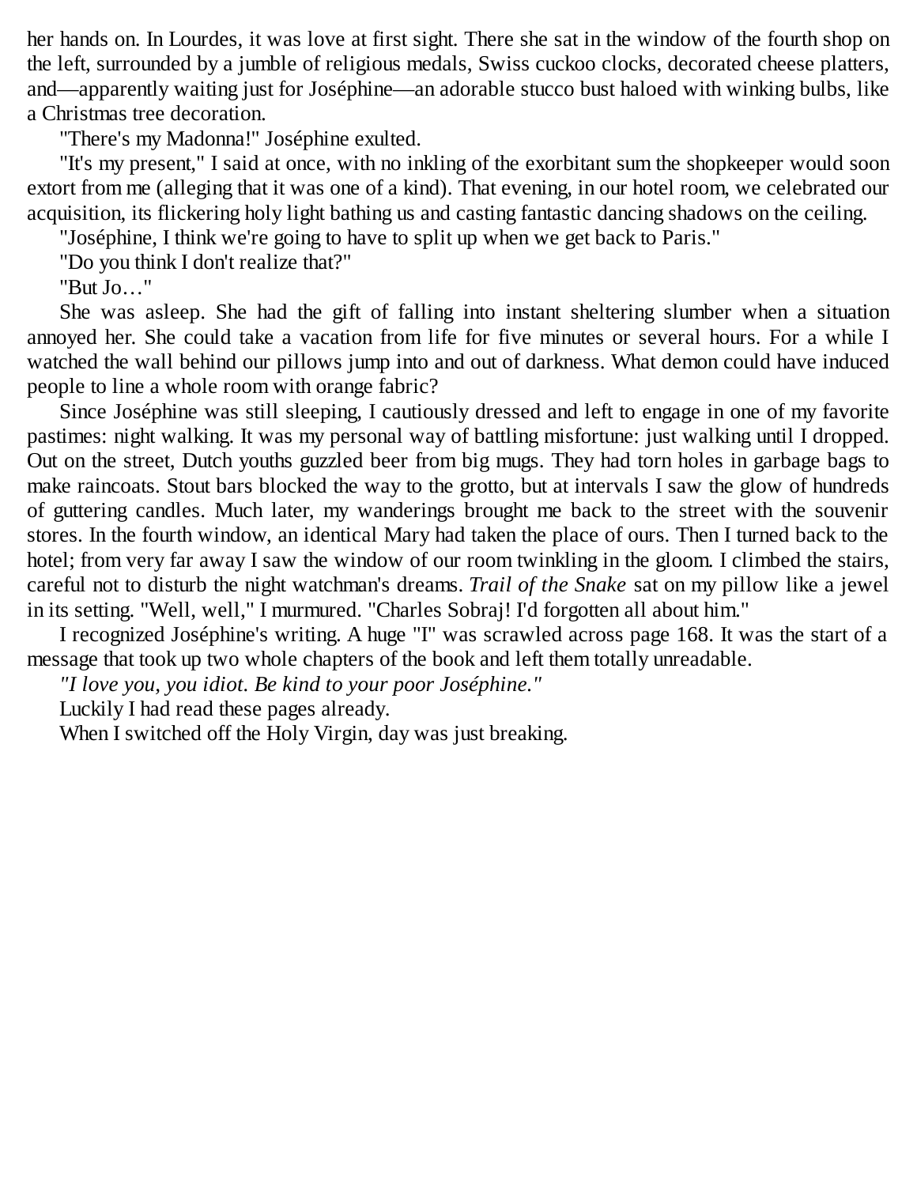her hands on. In Lourdes, it was love at first sight. There she sat in the window of the fourth shop on the left, surrounded by a jumble of religious medals, Swiss cuckoo clocks, decorated cheese platters, and—apparently waiting just for Joséphine—an adorable stucco bust haloed with winking bulbs, like a Christmas tree decoration.

"There's my Madonna!" Joséphine exulted.

"It's my present," I said at once, with no inkling of the exorbitant sum the shopkeeper would soon extort from me (alleging that it was one of a kind). That evening, in our hotel room, we celebrated our acquisition, its flickering holy light bathing us and casting fantastic dancing shadows on the ceiling.

"Joséphine, I think we're going to have to split up when we get back to Paris."

"Do you think I don't realize that?"

"But Jo…"

She was asleep. She had the gift of falling into instant sheltering slumber when a situation annoyed her. She could take a vacation from life for five minutes or several hours. For a while I watched the wall behind our pillows jump into and out of darkness. What demon could have induced people to line a whole room with orange fabric?

Since Joséphine was still sleeping, I cautiously dressed and left to engage in one of my favorite pastimes: night walking. It was my personal way of battling misfortune: just walking until I dropped. Out on the street, Dutch youths guzzled beer from big mugs. They had torn holes in garbage bags to make raincoats. Stout bars blocked the way to the grotto, but at intervals I saw the glow of hundreds of guttering candles. Much later, my wanderings brought me back to the street with the souvenir stores. In the fourth window, an identical Mary had taken the place of ours. Then I turned back to the hotel; from very far away I saw the window of our room twinkling in the gloom. I climbed the stairs, careful not to disturb the night watchman's dreams. *Trail of the Snake* sat on my pillow like a jewel in its setting. "Well, well," I murmured. "Charles Sobraj! I'd forgotten all about him."

I recognized Joséphine's writing. A huge "I" was scrawled across page 168. It was the start of a message that took up two whole chapters of the book and left them totally unreadable.

*"I love you, you idiot. Be kind to your poor Joséphine."*

Luckily I had read these pages already.

When I switched off the Holy Virgin, day was just breaking.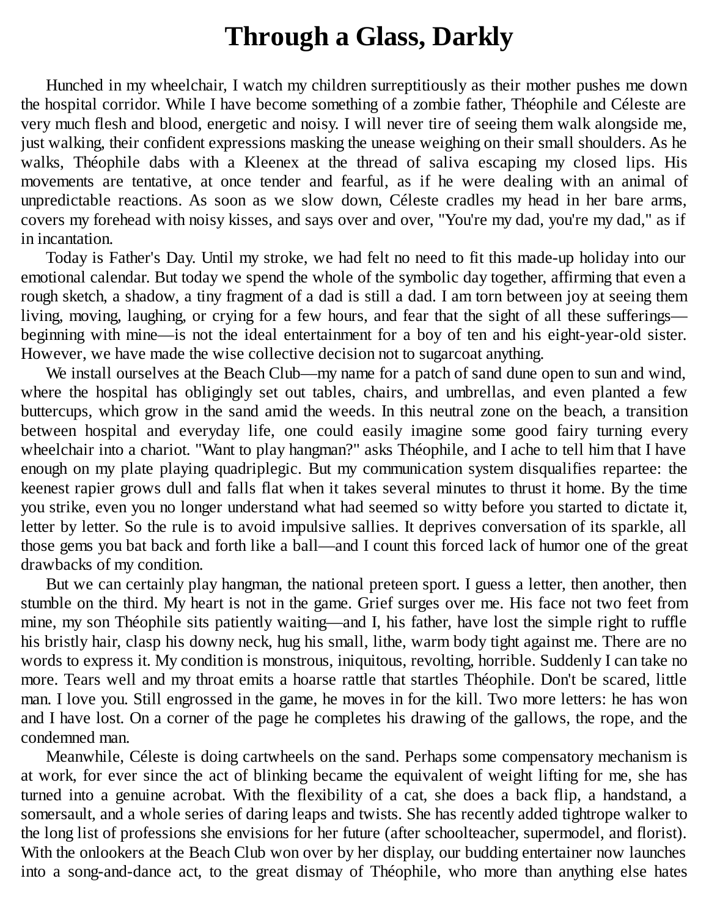# Through a Glass, Darkly

Hunched in my wheelchair, I watch my children surreptitiously as their mother pushes me down the hospital corridor. While I have become something of a zombie father, Théophile and Céleste are very much flesh and blood, energetic and noisy. I will never tire of seeing them walk alongside me, just walking, their confident expressions masking the unease weighing on their small shoulders. As he walks, Théophile dabs with a Kleenex at the thread of saliva escaping my closed lips. His movements are tentative, at once tender and fearful, as if he were dealing with an animal of unpredictable reactions. As soon as we slow down, Céleste cradles my head in her bare arms, covers my forehead with noisy kisses, and says over and over, "You're my dad, you're my dad," as if in incantation.

Today is Father's Day. Until my stroke, we had felt no need to fit this made-up holiday into our emotional calendar. But today we spend the whole of the symbolic day together, affirming that even a rough sketch, a shadow, a tiny fragment of a dad is still a dad. I am torn between joy at seeing them living, moving, laughing, or crying for a few hours, and fear that the sight of all these sufferings—beginning with mine—is not the ideal entertainment for a boy of ten and his eight-year-old sister. However, we have made the wise collective decision not to sugarcoat anything.

We install ourselves at the Beach Club—my name for a patch of sand dune open to sun and wind, where the hospital has obligingly set out tables, chairs, and umbrellas, and even planted a few buttercups, which grow in the sand amid the weeds. In this neutral zone on the beach, a transition between hospital and everyday life, one could easily imagine some good fairy turning every wheelchair into a chariot. "Want to play hangman?" asks Théophile, and I ache to tell him that I have enough on my plate playing quadriplegic. But my communication system disqualifies repartee: the keenest rapier grows dull and falls flat when it takes several minutes to thrust it home. By the time you strike, even you no longer understand what had seemed so witty before you started to dictate it, letter by letter. So the rule is to avoid impulsive sallies. It deprives conversation of its sparkle, all those gems you bat back and forth like a ball—and I count this forced lack of humor one of the great drawbacks of my condition.

But we can certainly play hangman, the national preteen sport. I guess a letter, then another, then stumble on the third. My heart is not in the game. Grief surges over me. His face not two feet from mine, my son Théophile sits patiently waiting—and I, his father, have lost the simple right to ruffle his bristly hair, clasp his downy neck, hug his small, lithe, warm body tight against me. There are no words to express it. My condition is monstrous, iniquitous, revolting, horrible. Suddenly I can take no more. Tears well and my throat emits a hoarse rattle that startles Théophile. Don't be scared, little man. I love you. Still engrossed in the game, he moves in for the kill. Two more letters: he has won and I have lost. On a corner of the page he completes his drawing of the gallows, the rope, and the condemned man.

Meanwhile, Céleste is doing cartwheels on the sand. Perhaps some compensatory mechanism is at work, for ever since the act of blinking became the equivalent of weight lifting for me, she has turned into a genuine acrobat. With the flexibility of a cat, she does a back flip, a handstand, a somersault, and a whole series of daring leaps and twists. She has recently added tightrope walker to the long list of professions she envisions for her future (after schoolteacher, supermodel, and florist). With the onlookers at the Beach Club won over by her display, our budding entertainer now launches into a song-and-dance act, to the great dismay of Théophile, who more than anything else hates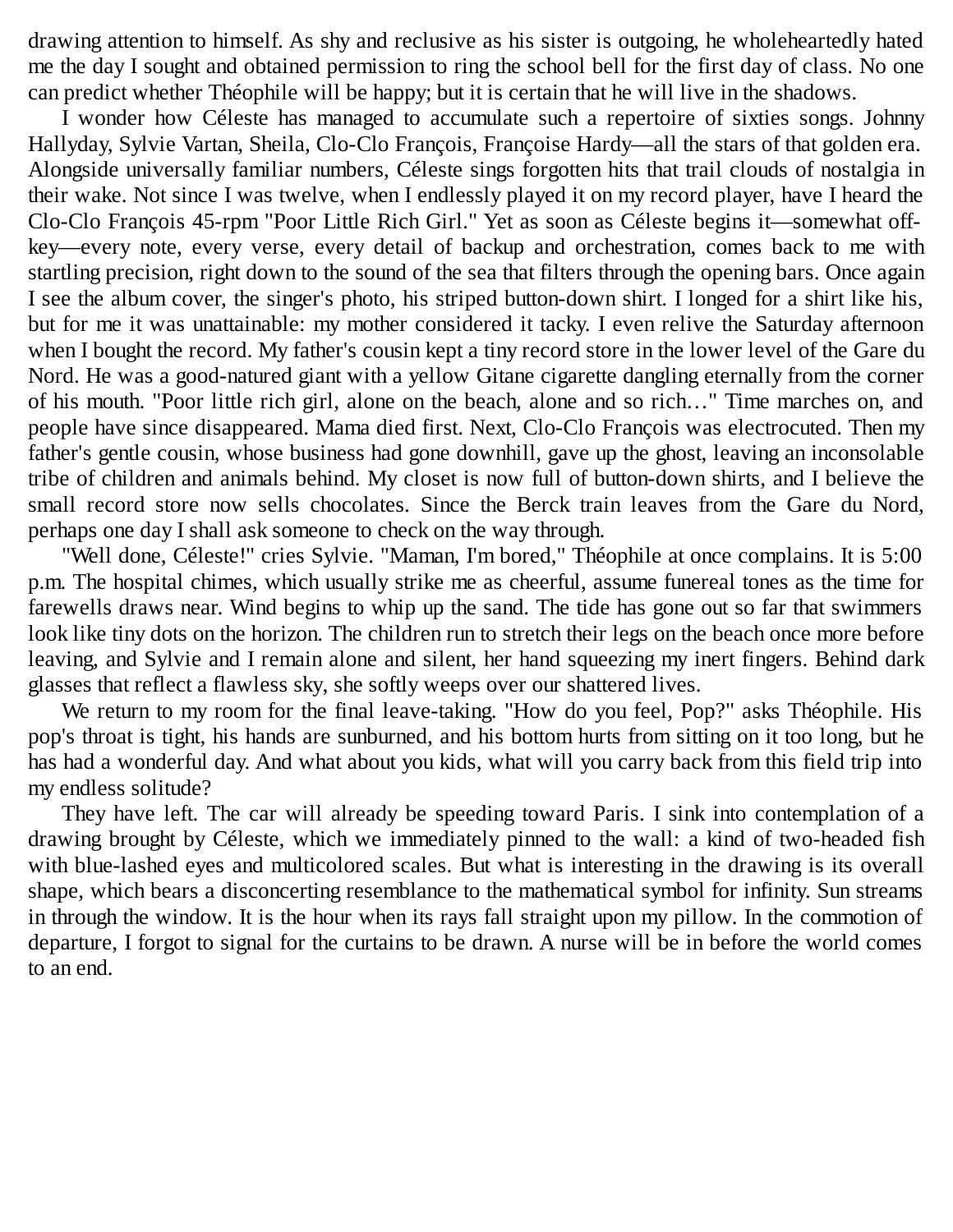drawing attention to himself. As shy and reclusive as his sister is outgoing, he wholeheartedly hated me the day I sought and obtained permission to ring the school bell for the first day of class. No one can predict whether Théophile will be happy; but it is certain that he will live in the shadows.

I wonder how Céleste has managed to accumulate such a repertoire of sixties songs. Johnny Hallyday, Sylvie Vartan, Sheila, Clo-Clo François, Françoise Hardy—all the stars of that golden era. Alongside universally familiar numbers, Céleste sings forgotten hits that trail clouds of nostalgia in their wake. Not since I was twelve, when I endlessly played it on my record player, have I heard the Clo-Clo François 45-rpm "Poor Little Rich Girl." Yet as soon as Céleste begins it—somewhat off-key—every note, every verse, every detail of backup and orchestration, comes back to me with startling precision, right down to the sound of the sea that filters through the opening bars. Once again I see the album cover, the singer's photo, his striped button-down shirt. I longed for a shirt like his, but for me it was unattainable: my mother considered it tacky. I even relive the Saturday afternoon when I bought the record. My father's cousin kept a tiny record store in the lower level of the Gare du Nord. He was a good-natured giant with a yellow Gitane cigarette dangling eternally from the corner of his mouth. "Poor little rich girl, alone on the beach, alone and so rich…" Time marches on, and people have since disappeared. Mama died first. Next, Clo-Clo François was electrocuted. Then my father's gentle cousin, whose business had gone downhill, gave up the ghost, leaving an inconsolable tribe of children and animals behind. My closet is now full of button-down shirts, and I believe the small record store now sells chocolates. Since the Berck train leaves from the Gare du Nord, perhaps one day I shall ask someone to check on the way through.

"Well done, Céleste!" cries Sylvie. "Maman, I'm bored," Théophile at once complains. It is 5:00 p.m. The hospital chimes, which usually strike me as cheerful, assume funereal tones as the time for farewells draws near. Wind begins to whip up the sand. The tide has gone out so far that swimmers look like tiny dots on the horizon. The children run to stretch their legs on the beach once more before leaving, and Sylvie and I remain alone and silent, her hand squeezing my inert fingers. Behind dark glasses that reflect a flawless sky, she softly weeps over our shattered lives.

We return to my room for the final leave-taking. "How do you feel, Pop?" asks Théophile. His pop's throat is tight, his hands are sunburned, and his bottom hurts from sitting on it too long, but he has had a wonderful day. And what about you kids, what will you carry back from this field trip into my endless solitude?

They have left. The car will already be speeding toward Paris. I sink into contemplation of a drawing brought by Céleste, which we immediately pinned to the wall: a kind of two-headed fish with blue-lashed eyes and multicolored scales. But what is interesting in the drawing is its overall shape, which bears a disconcerting resemblance to the mathematical symbol for infinity. Sun streams in through the window. It is the hour when its rays fall straight upon my pillow. In the commotion of departure, I forgot to signal for the curtains to be drawn. A nurse will be in before the world comes to an end.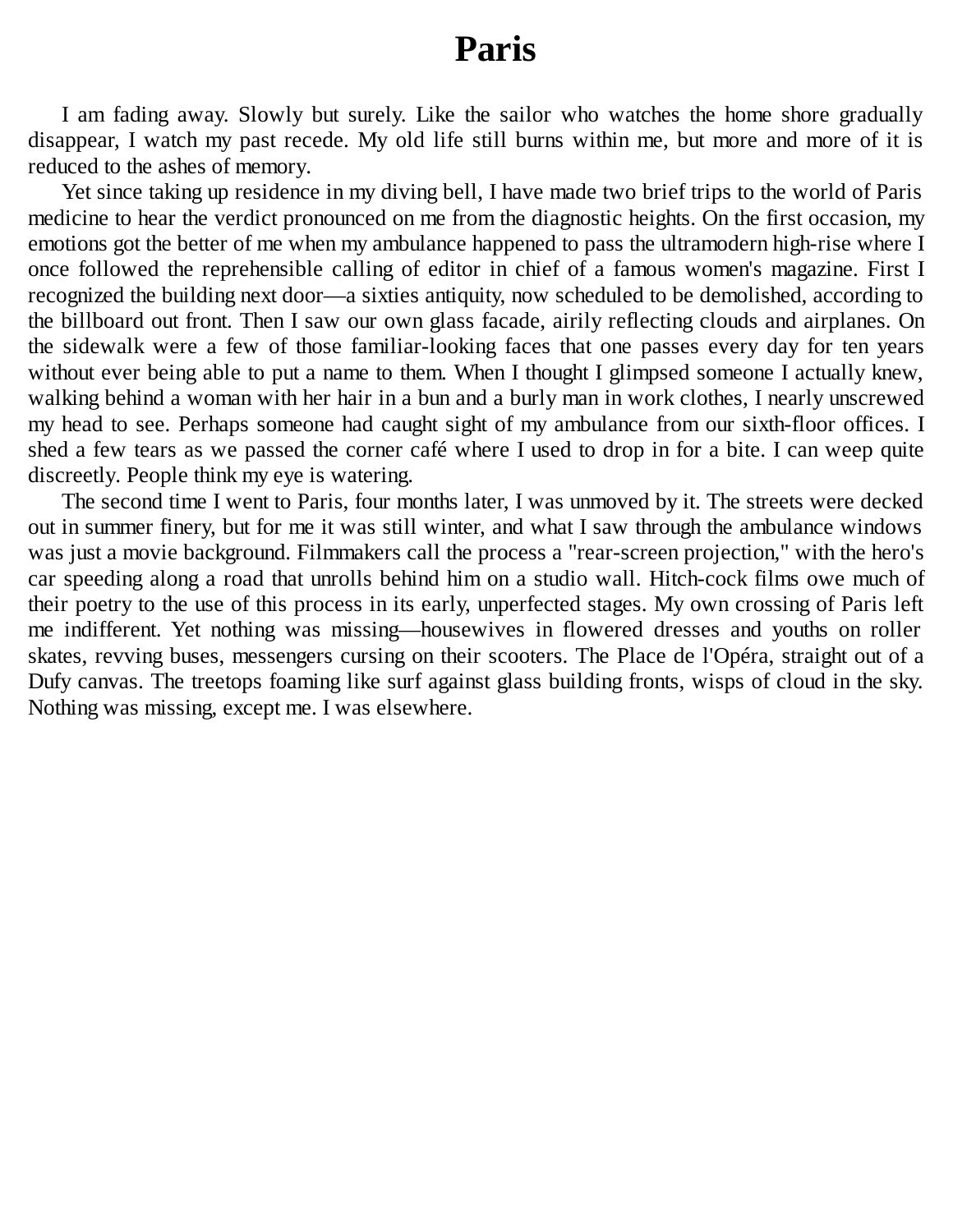# Paris

I am fading away. Slowly but surely. Like the sailor who watches the home shore gradually disappear, I watch my past recede. My old life still burns within me, but more and more of it is reduced to the ashes of memory.

Yet since taking up residence in my diving bell, I have made two brief trips to the world of Paris medicine to hear the verdict pronounced on me from the diagnostic heights. On the first occasion, my emotions got the better of me when my ambulance happened to pass the ultramodern high-rise where I once followed the reprehensible calling of editor in chief of a famous women's magazine. First I recognized the building next door—a sixties antiquity, now scheduled to be demolished, according to the billboard out front. Then I saw our own glass facade, airily reflecting clouds and airplanes. On the sidewalk were a few of those familiar-looking faces that one passes every day for ten years without ever being able to put a name to them. When I thought I glimpsed someone I actually knew, walking behind a woman with her hair in a bun and a burly man in work clothes, I nearly unscrewed my head to see. Perhaps someone had caught sight of my ambulance from our sixth-floor offices. I shed a few tears as we passed the corner café where I used to drop in for a bite. I can weep quite discreetly. People think my eye is watering.

The second time I went to Paris, four months later, I was unmoved by it. The streets were decked out in summer finery, but for me it was still winter, and what I saw through the ambulance windows was just a movie background. Filmmakers call the process a "rear-screen projection," with the hero's car speeding along a road that unrolls behind him on a studio wall. Hitch-cock films owe much of their poetry to the use of this process in its early, unperfected stages. My own crossing of Paris left me indifferent. Yet nothing was missing—housewives in flowered dresses and youths on roller skates, revving buses, messengers cursing on their scooters. The Place de l'Opéra, straight out of a Dufy canvas. The treetops foaming like surf against glass building fronts, wisps of cloud in the sky. Nothing was missing, except me. I was elsewhere.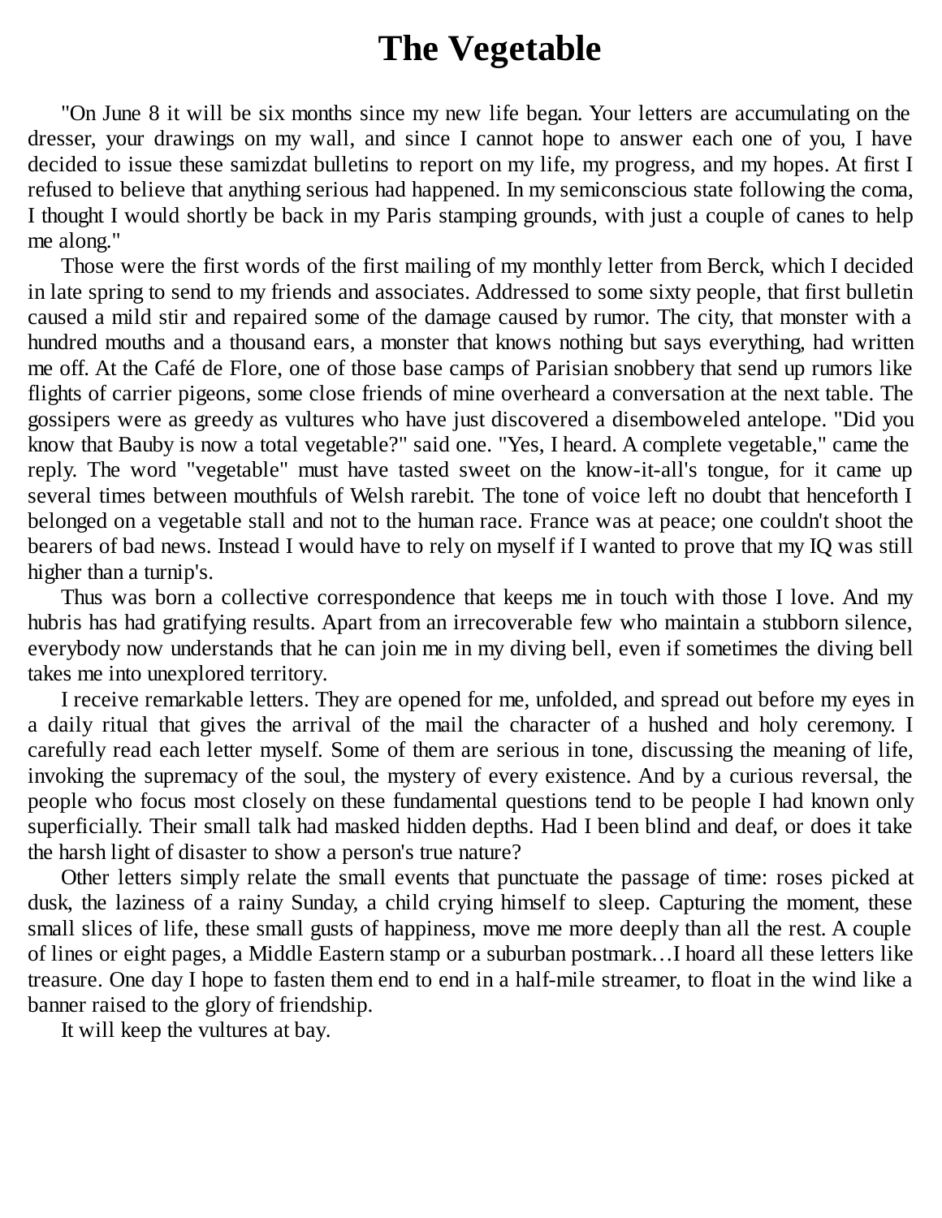# The Vegetable

"On June 8 it will be six months since my new life began. Your letters are accumulating on the dresser, your drawings on my wall, and since I cannot hope to answer each one of you, I have decided to issue these samizdat bulletins to report on my life, my progress, and my hopes. At first I refused to believe that anything serious had happened. In my semiconscious state following the coma, I thought I would shortly be back in my Paris stamping grounds, with just a couple of canes to help me along."

Those were the first words of the first mailing of my monthly letter from Berck, which I decided in late spring to send to my friends and associates. Addressed to some sixty people, that first bulletin caused a mild stir and repaired some of the damage caused by rumor. The city, that monster with a hundred mouths and a thousand ears, a monster that knows nothing but says everything, had written me off. At the Café de Flore, one of those base camps of Parisian snobbery that send up rumors like flights of carrier pigeons, some close friends of mine overheard a conversation at the next table. The gossipers were as greedy as vultures who have just discovered a disemboweled antelope. "Did you know that Bauby is now a total vegetable?" said one. "Yes, I heard. A complete vegetable," came the reply. The word "vegetable" must have tasted sweet on the know-it-all's tongue, for it came up several times between mouthfuls of Welsh rarebit. The tone of voice left no doubt that henceforth I belonged on a vegetable stall and not to the human race. France was at peace; one couldn't shoot the bearers of bad news. Instead I would have to rely on myself if I wanted to prove that my IQ was still higher than a turnip's.

Thus was born a collective correspondence that keeps me in touch with those I love. And my hubris has had gratifying results. Apart from an irrecoverable few who maintain a stubborn silence, everybody now understands that he can join me in my diving bell, even if sometimes the diving bell takes me into unexplored territory.

I receive remarkable letters. They are opened for me, unfolded, and spread out before my eyes in a daily ritual that gives the arrival of the mail the character of a hushed and holy ceremony. I carefully read each letter myself. Some of them are serious in tone, discussing the meaning of life, invoking the supremacy of the soul, the mystery of every existence. And by a curious reversal, the people who focus most closely on these fundamental questions tend to be people I had known only superficially. Their small talk had masked hidden depths. Had I been blind and deaf, or does it take the harsh light of disaster to show a person's true nature?

Other letters simply relate the small events that punctuate the passage of time: roses picked at dusk, the laziness of a rainy Sunday, a child crying himself to sleep. Capturing the moment, these small slices of life, these small gusts of happiness, move me more deeply than all the rest. A couple of lines or eight pages, a Middle Eastern stamp or a suburban postmark…I hoard all these letters like treasure. One day I hope to fasten them end to end in a half-mile streamer, to float in the wind like a banner raised to the glory of friendship.

It will keep the vultures at bay.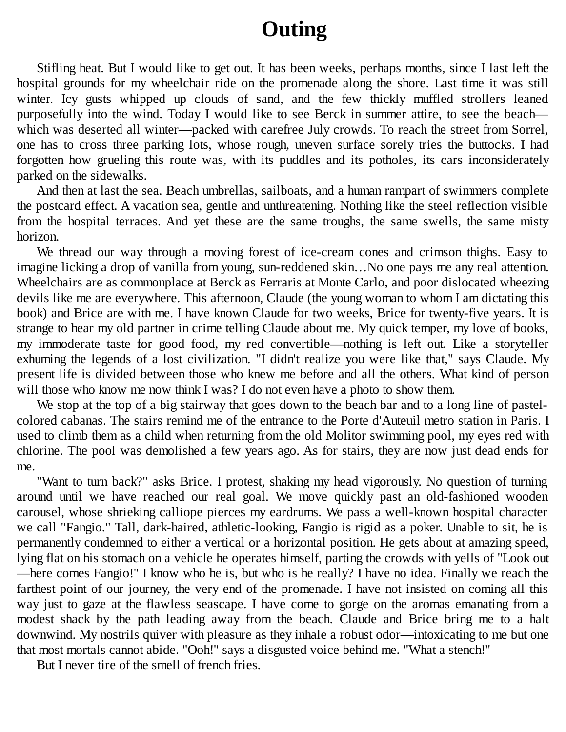# Outing

Stifling heat. But I would like to get out. It has been weeks, perhaps months, since I last left the hospital grounds for my wheelchair ride on the promenade along the shore. Last time it was still winter. Icy gusts whipped up clouds of sand, and the few thickly muffled strollers leaned purposefully into the wind. Today I would like to see Berck in summer attire, to see the beach—which was deserted all winter—packed with carefree July crowds. To reach the street from Sorrel, one has to cross three parking lots, whose rough, uneven surface sorely tries the buttocks. I had forgotten how grueling this route was, with its puddles and its potholes, its cars inconsiderately parked on the sidewalks.

And then at last the sea. Beach umbrellas, sailboats, and a human rampart of swimmers complete the postcard effect. A vacation sea, gentle and unthreatening. Nothing like the steel reflection visible from the hospital terraces. And yet these are the same troughs, the same swells, the same misty horizon.

We thread our way through a moving forest of ice-cream cones and crimson thighs. Easy to imagine licking a drop of vanilla from young, sun-reddened skin…No one pays me any real attention. Wheelchairs are as commonplace at Berck as Ferraris at Monte Carlo, and poor dislocated wheezing devils like me are everywhere. This afternoon, Claude (the young woman to whom I am dictating this book) and Brice are with me. I have known Claude for two weeks, Brice for twenty-five years. It is strange to hear my old partner in crime telling Claude about me. My quick temper, my love of books, my immoderate taste for good food, my red convertible—nothing is left out. Like a storyteller exhuming the legends of a lost civilization. "I didn't realize you were like that," says Claude. My present life is divided between those who knew me before and all the others. What kind of person will those who know me now think I was? I do not even have a photo to show them.

We stop at the top of a big stairway that goes down to the beach bar and to a long line of pastel-colored cabanas. The stairs remind me of the entrance to the Porte d'Auteuil metro station in Paris. I used to climb them as a child when returning from the old Molitor swimming pool, my eyes red with chlorine. The pool was demolished a few years ago. As for stairs, they are now just dead ends for me.

"Want to turn back?" asks Brice. I protest, shaking my head vigorously. No question of turning around until we have reached our real goal. We move quickly past an old-fashioned wooden carousel, whose shrieking calliope pierces my eardrums. We pass a well-known hospital character we call "Fangio." Tall, dark-haired, athletic-looking, Fangio is rigid as a poker. Unable to sit, he is permanently condemned to either a vertical or a horizontal position. He gets about at amazing speed, lying flat on his stomach on a vehicle he operates himself, parting the crowds with yells of "Look out—here comes Fangio!" I know who he is, but who is he really? I have no idea. Finally we reach the farthest point of our journey, the very end of the promenade. I have not insisted on coming all this way just to gaze at the flawless seascape. I have come to gorge on the aromas emanating from a modest shack by the path leading away from the beach. Claude and Brice bring me to a halt downwind. My nostrils quiver with pleasure as they inhale a robust odor—intoxicating to me but one that most mortals cannot abide. "Ooh!" says a disgusted voice behind me. "What a stench!"

But I never tire of the smell of french fries.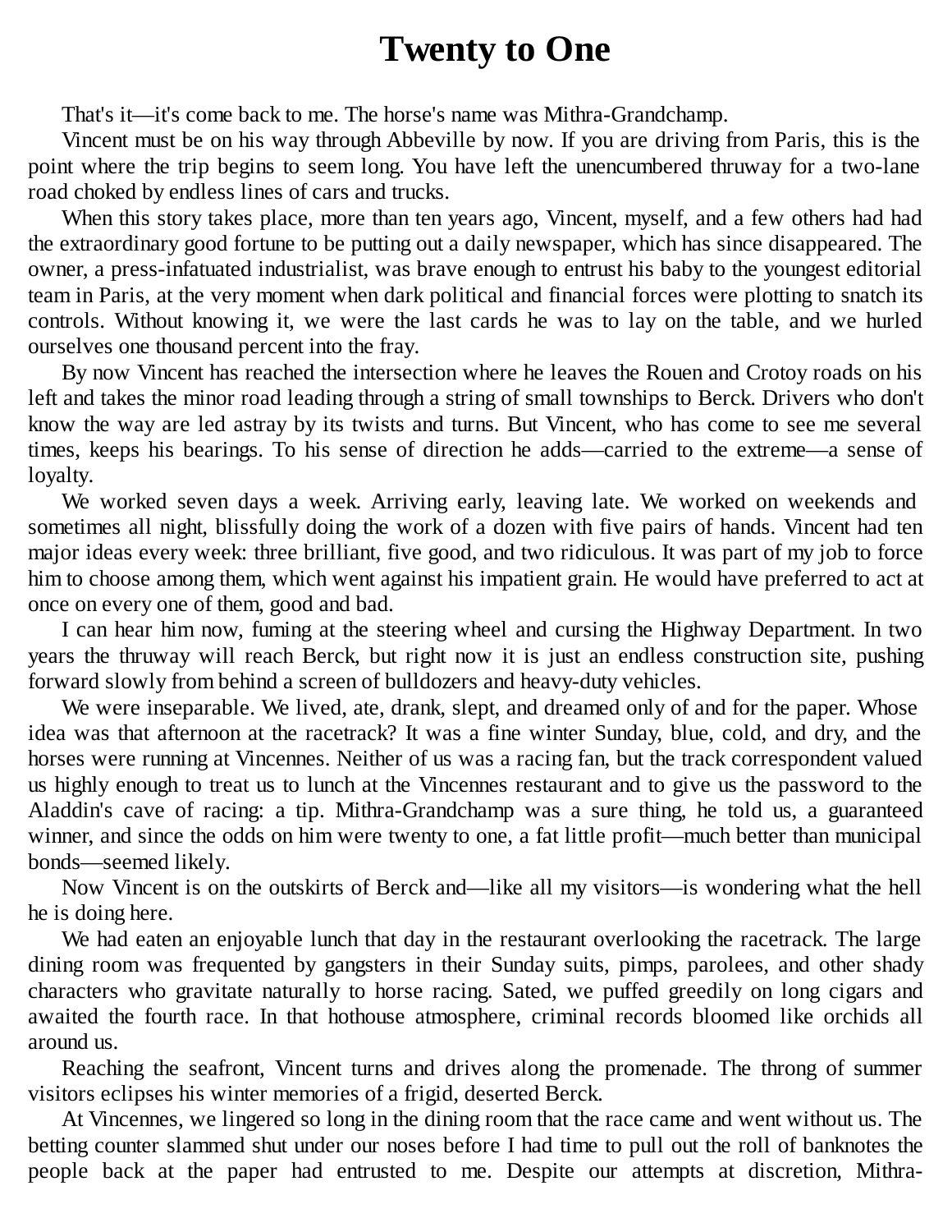# Twenty to One

That's it—it's come back to me. The horse's name was Mithra-Grandchamp.

Vincent must be on his way through Abbeville by now. If you are driving from Paris, this is the point where the trip begins to seem long. You have left the unencumbered thruway for a two-lane road choked by endless lines of cars and trucks.

When this story takes place, more than ten years ago, Vincent, myself, and a few others had had the extraordinary good fortune to be putting out a daily newspaper, which has since disappeared. The owner, a press-infatuated industrialist, was brave enough to entrust his baby to the youngest editorial team in Paris, at the very moment when dark political and financial forces were plotting to snatch its controls. Without knowing it, we were the last cards he was to lay on the table, and we hurled ourselves one thousand percent into the fray.

By now Vincent has reached the intersection where he leaves the Rouen and Crotoy roads on his left and takes the minor road leading through a string of small townships to Berck. Drivers who don't know the way are led astray by its twists and turns. But Vincent, who has come to see me several times, keeps his bearings. To his sense of direction he adds—carried to the extreme—a sense of loyalty.

We worked seven days a week. Arriving early, leaving late. We worked on weekends and sometimes all night, blissfully doing the work of a dozen with five pairs of hands. Vincent had ten major ideas every week: three brilliant, five good, and two ridiculous. It was part of my job to force him to choose among them, which went against his impatient grain. He would have preferred to act at once on every one of them, good and bad.

I can hear him now, fuming at the steering wheel and cursing the Highway Department. In two years the thruway will reach Berck, but right now it is just an endless construction site, pushing forward slowly from behind a screen of bulldozers and heavy-duty vehicles.

We were inseparable. We lived, ate, drank, slept, and dreamed only of and for the paper. Whose idea was that afternoon at the racetrack? It was a fine winter Sunday, blue, cold, and dry, and the horses were running at Vincennes. Neither of us was a racing fan, but the track correspondent valued us highly enough to treat us to lunch at the Vincennes restaurant and to give us the password to the Aladdin's cave of racing: a tip. Mithra-Grandchamp was a sure thing, he told us, a guaranteed winner, and since the odds on him were twenty to one, a fat little profit—much better than municipal bonds—seemed likely.

Now Vincent is on the outskirts of Berck and—like all my visitors—is wondering what the hell he is doing here.

We had eaten an enjoyable lunch that day in the restaurant overlooking the racetrack. The large dining room was frequented by gangsters in their Sunday suits, pimps, parolees, and other shady characters who gravitate naturally to horse racing. Sated, we puffed greedily on long cigars and awaited the fourth race. In that hothouse atmosphere, criminal records bloomed like orchids all around us.

Reaching the seafront, Vincent turns and drives along the promenade. The throng of summer visitors eclipses his winter memories of a frigid, deserted Berck.

At Vincennes, we lingered so long in the dining room that the race came and went without us. The betting counter slammed shut under our noses before I had time to pull out the roll of banknotes the people back at the paper had entrusted to me. Despite our attempts at discretion, Mithra-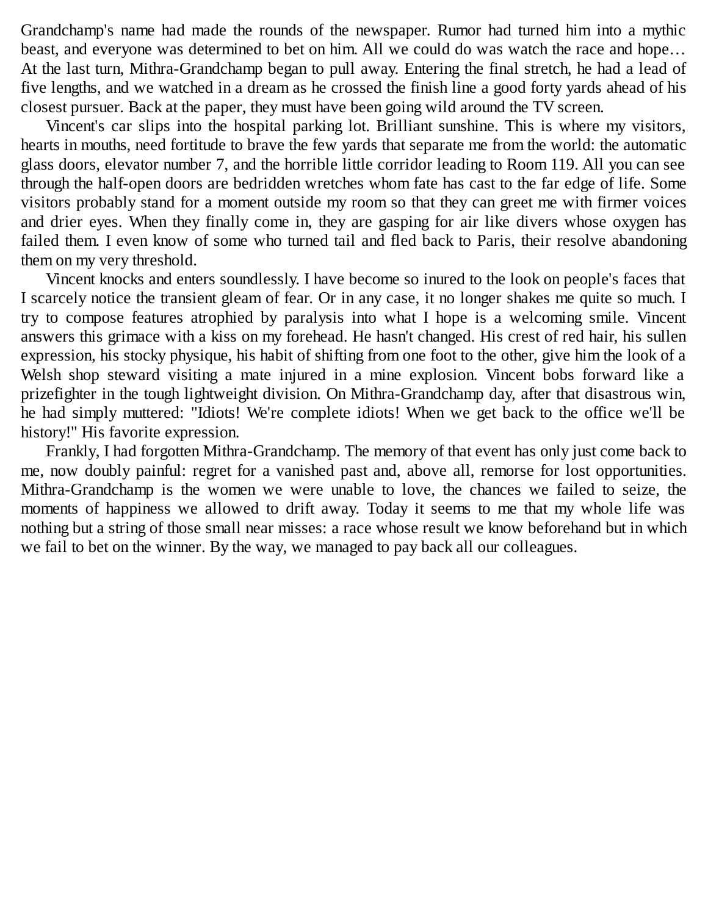Grandchamp's name had made the rounds of the newspaper. Rumor had turned him into a mythic beast, and everyone was determined to bet on him. All we could do was watch the race and hope… At the last turn, Mithra-Grandchamp began to pull away. Entering the final stretch, he had a lead of five lengths, and we watched in a dream as he crossed the finish line a good forty yards ahead of his closest pursuer. Back at the paper, they must have been going wild around the TV screen.

Vincent's car slips into the hospital parking lot. Brilliant sunshine. This is where my visitors, hearts in mouths, need fortitude to brave the few yards that separate me from the world: the automatic glass doors, elevator number 7, and the horrible little corridor leading to Room 119. All you can see through the half-open doors are bedridden wretches whom fate has cast to the far edge of life. Some visitors probably stand for a moment outside my room so that they can greet me with firmer voices and drier eyes. When they finally come in, they are gasping for air like divers whose oxygen has failed them. I even know of some who turned tail and fled back to Paris, their resolve abandoning them on my very threshold.

Vincent knocks and enters soundlessly. I have become so inured to the look on people's faces that I scarcely notice the transient gleam of fear. Or in any case, it no longer shakes me quite so much. I try to compose features atrophied by paralysis into what I hope is a welcoming smile. Vincent answers this grimace with a kiss on my forehead. He hasn't changed. His crest of red hair, his sullen expression, his stocky physique, his habit of shifting from one foot to the other, give him the look of a Welsh shop steward visiting a mate injured in a mine explosion. Vincent bobs forward like a prizefighter in the tough lightweight division. On Mithra-Grandchamp day, after that disastrous win, he had simply muttered: "Idiots! We're complete idiots! When we get back to the office we'll be history!" His favorite expression.

Frankly, I had forgotten Mithra-Grandchamp. The memory of that event has only just come back to me, now doubly painful: regret for a vanished past and, above all, remorse for lost opportunities. Mithra-Grandchamp is the women we were unable to love, the chances we failed to seize, the moments of happiness we allowed to drift away. Today it seems to me that my whole life was nothing but a string of those small near misses: a race whose result we know beforehand but in which we fail to bet on the winner. By the way, we managed to pay back all our colleagues.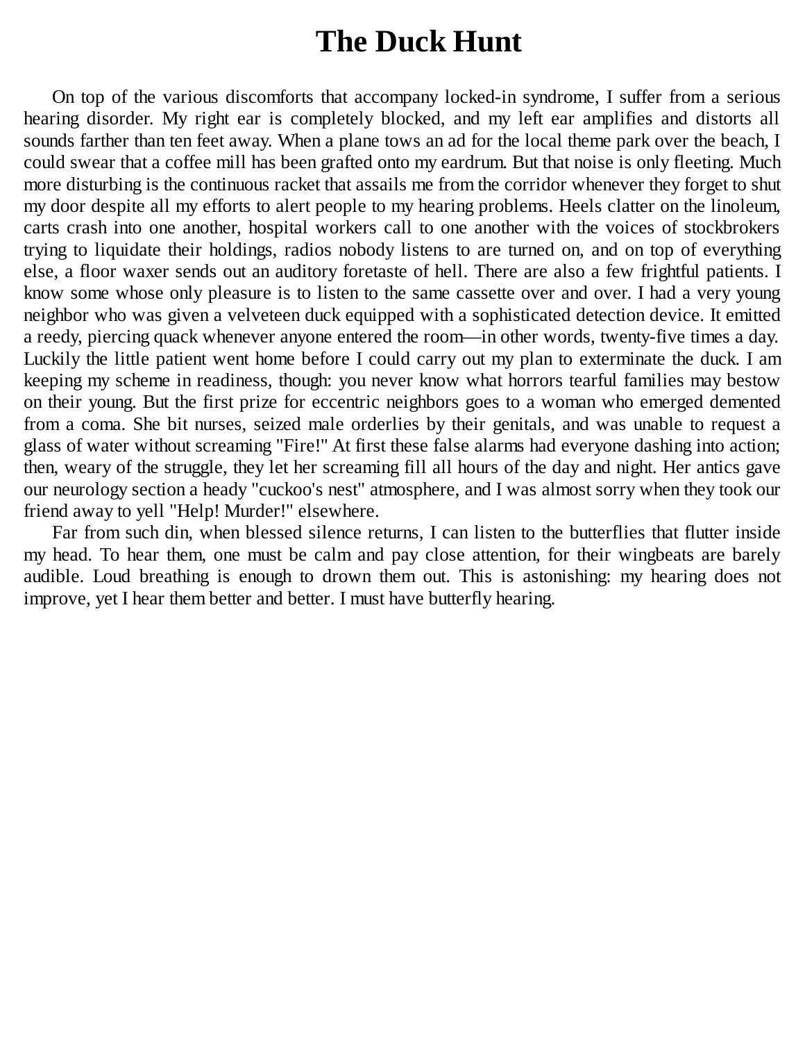# The Duck Hunt

On top of the various discomforts that accompany locked-in syndrome, I suffer from a serious hearing disorder. My right ear is completely blocked, and my left ear amplifies and distorts all sounds farther than ten feet away. When a plane tows an ad for the local theme park over the beach, I could swear that a coffee mill has been grafted onto my eardrum. But that noise is only fleeting. Much more disturbing is the continuous racket that assails me from the corridor whenever they forget to shut my door despite all my efforts to alert people to my hearing problems. Heels clatter on the linoleum, carts crash into one another, hospital workers call to one another with the voices of stockbrokers trying to liquidate their holdings, radios nobody listens to are turned on, and on top of everything else, a floor waxer sends out an auditory foretaste of hell. There are also a few frightful patients. I know some whose only pleasure is to listen to the same cassette over and over. I had a very young neighbor who was given a velveteen duck equipped with a sophisticated detection device. It emitted a reedy, piercing quack whenever anyone entered the room—in other words, twenty-five times a day. Luckily the little patient went home before I could carry out my plan to exterminate the duck. I am keeping my scheme in readiness, though: you never know what horrors tearful families may bestow on their young. But the first prize for eccentric neighbors goes to a woman who emerged demented from a coma. She bit nurses, seized male orderlies by their genitals, and was unable to request a glass of water without screaming "Fire!" At first these false alarms had everyone dashing into action; then, weary of the struggle, they let her screaming fill all hours of the day and night. Her antics gave our neurology section a heady "cuckoo's nest" atmosphere, and I was almost sorry when they took our friend away to yell "Help! Murder!" elsewhere.

Far from such din, when blessed silence returns, I can listen to the butterflies that flutter inside my head. To hear them, one must be calm and pay close attention, for their wingbeats are barely audible. Loud breathing is enough to drown them out. This is astonishing: my hearing does not improve, yet I hear them better and better. I must have butterfly hearing.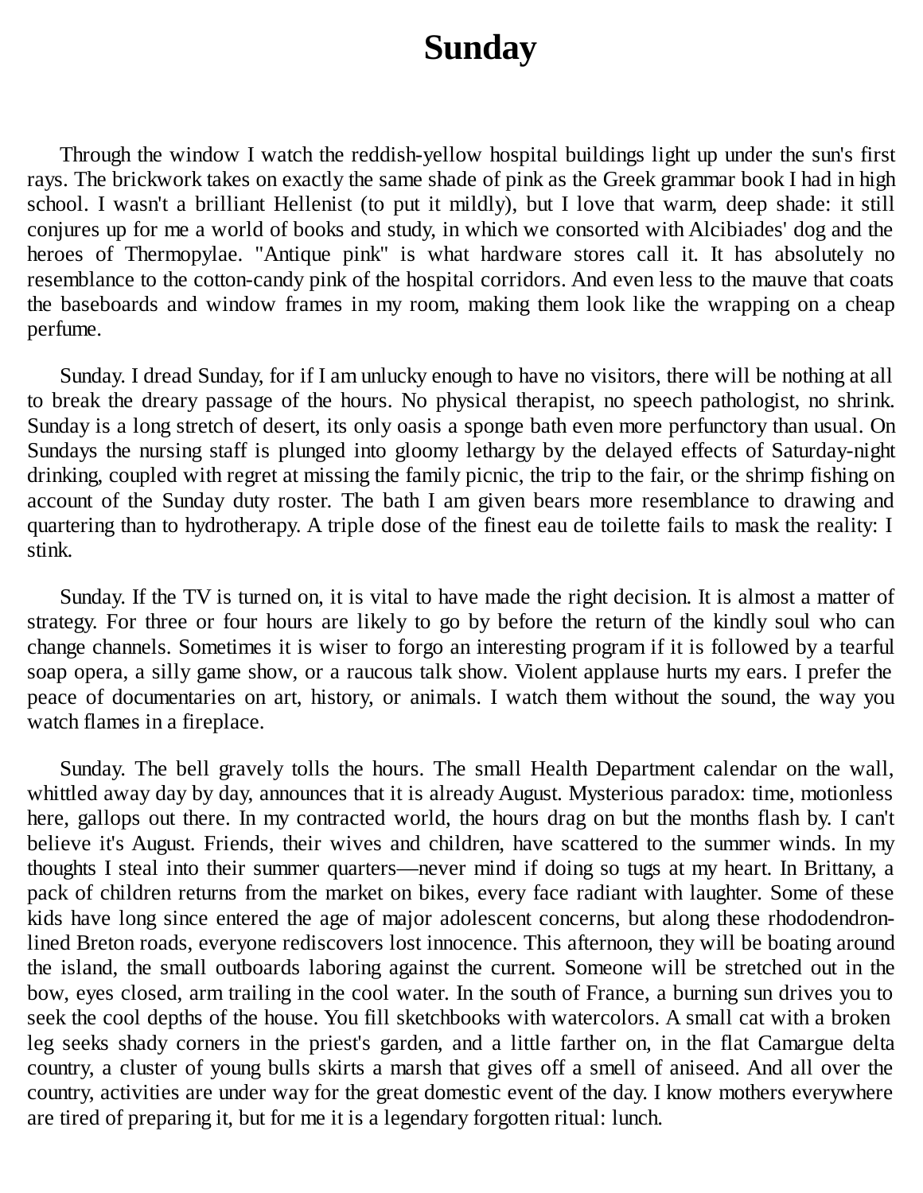# Sunday

Through the window I watch the reddish-yellow hospital buildings light up under the sun's first rays. The brickwork takes on exactly the same shade of pink as the Greek grammar book I had in high school. I wasn't a brilliant Hellenist (to put it mildly), but I love that warm, deep shade: it still conjures up for me a world of books and study, in which we consorted with Alcibiades' dog and the heroes of Thermopylae. "Antique pink" is what hardware stores call it. It has absolutely no resemblance to the cotton-candy pink of the hospital corridors. And even less to the mauve that coats the baseboards and window frames in my room, making them look like the wrapping on a cheap perfume.

Sunday. I dread Sunday, for if I am unlucky enough to have no visitors, there will be nothing at all to break the dreary passage of the hours. No physical therapist, no speech pathologist, no shrink. Sunday is a long stretch of desert, its only oasis a sponge bath even more perfunctory than usual. On Sundays the nursing staff is plunged into gloomy lethargy by the delayed effects of Saturday-night drinking, coupled with regret at missing the family picnic, the trip to the fair, or the shrimp fishing on account of the Sunday duty roster. The bath I am given bears more resemblance to drawing and quartering than to hydrotherapy. A triple dose of the finest eau de toilette fails to mask the reality: I stink.

Sunday. If the TV is turned on, it is vital to have made the right decision. It is almost a matter of strategy. For three or four hours are likely to go by before the return of the kindly soul who can change channels. Sometimes it is wiser to forgo an interesting program if it is followed by a tearful soap opera, a silly game show, or a raucous talk show. Violent applause hurts my ears. I prefer the peace of documentaries on art, history, or animals. I watch them without the sound, the way you watch flames in a fireplace.

Sunday. The bell gravely tolls the hours. The small Health Department calendar on the wall, whittled away day by day, announces that it is already August. Mysterious paradox: time, motionless here, gallops out there. In my contracted world, the hours drag on but the months flash by. I can't believe it's August. Friends, their wives and children, have scattered to the summer winds. In my thoughts I steal into their summer quarters—never mind if doing so tugs at my heart. In Brittany, a pack of children returns from the market on bikes, every face radiant with laughter. Some of these kids have long since entered the age of major adolescent concerns, but along these rhododendron-lined Breton roads, everyone rediscovers lost innocence. This afternoon, they will be boating around the island, the small outboards laboring against the current. Someone will be stretched out in the bow, eyes closed, arm trailing in the cool water. In the south of France, a burning sun drives you to seek the cool depths of the house. You fill sketchbooks with watercolors. A small cat with a broken leg seeks shady corners in the priest's garden, and a little farther on, in the flat Camargue delta country, a cluster of young bulls skirts a marsh that gives off a smell of aniseed. And all over the country, activities are under way for the great domestic event of the day. I know mothers everywhere are tired of preparing it, but for me it is a legendary forgotten ritual: lunch.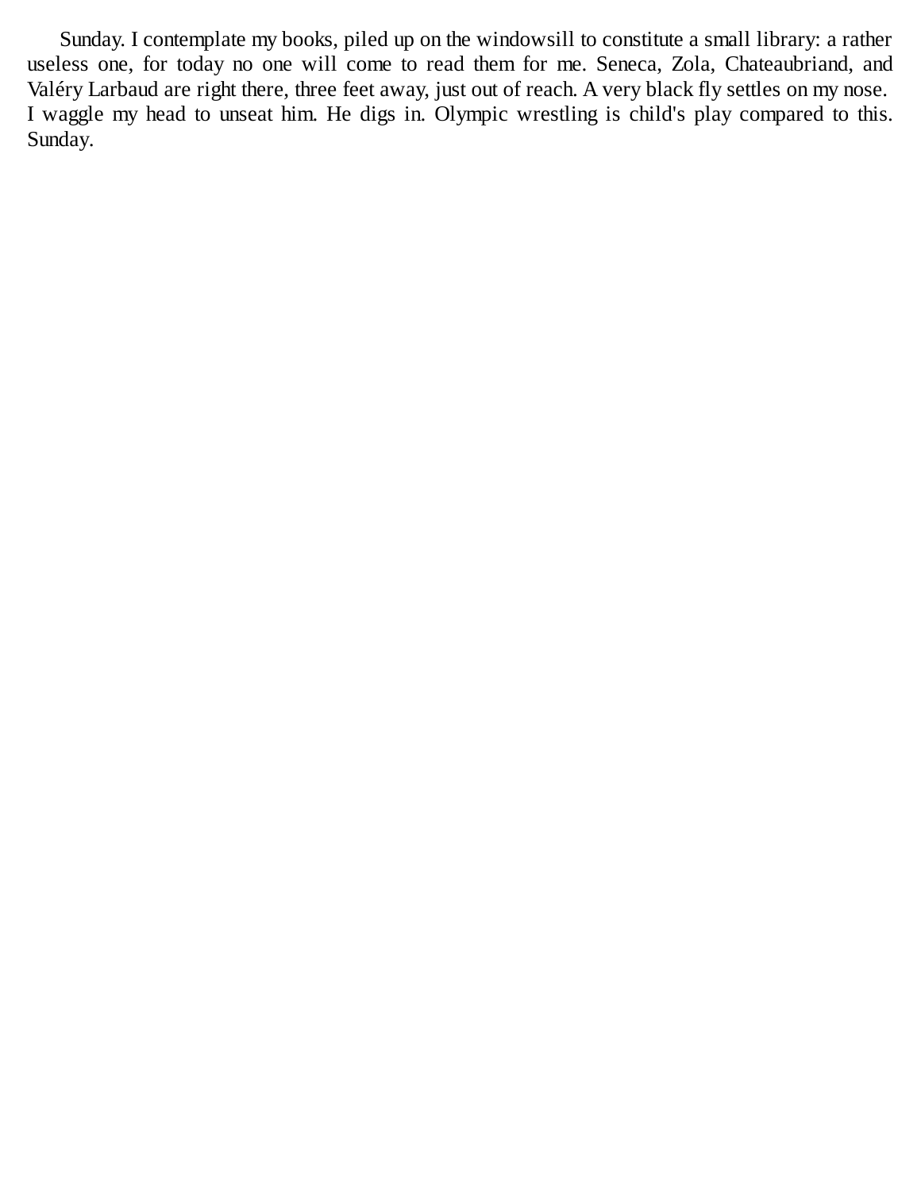Sunday. I contemplate my books, piled up on the windowsill to constitute a small library: a rather useless one, for today no one will come to read them for me. Seneca, Zola, Chateaubriand, and Valéry Larbaud are right there, three feet away, just out of reach. A very black fly settles on my nose. I waggle my head to unseat him. He digs in. Olympic wrestling is child's play compared to this. Sunday.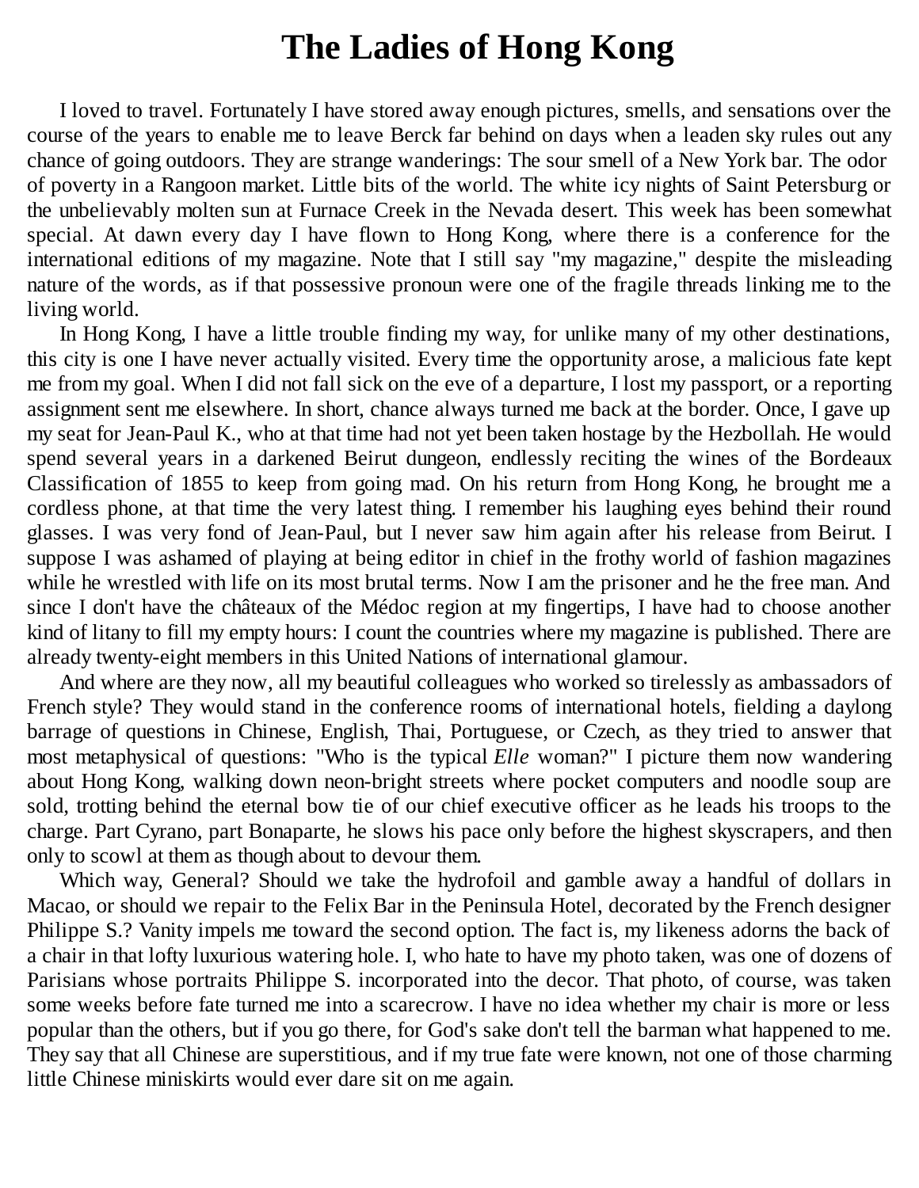# The Ladies of Hong Kong

I loved to travel. Fortunately I have stored away enough pictures, smells, and sensations over the course of the years to enable me to leave Berck far behind on days when a leaden sky rules out any chance of going outdoors. They are strange wanderings: The sour smell of a New York bar. The odor of poverty in a Rangoon market. Little bits of the world. The white icy nights of Saint Petersburg or the unbelievably molten sun at Furnace Creek in the Nevada desert. This week has been somewhat special. At dawn every day I have flown to Hong Kong, where there is a conference for the international editions of my magazine. Note that I still say "my magazine," despite the misleading nature of the words, as if that possessive pronoun were one of the fragile threads linking me to the living world.

In Hong Kong, I have a little trouble finding my way, for unlike many of my other destinations, this city is one I have never actually visited. Every time the opportunity arose, a malicious fate kept me from my goal. When I did not fall sick on the eve of a departure, I lost my passport, or a reporting assignment sent me elsewhere. In short, chance always turned me back at the border. Once, I gave up my seat for Jean-Paul K., who at that time had not yet been taken hostage by the Hezbollah. He would spend several years in a darkened Beirut dungeon, endlessly reciting the wines of the Bordeaux Classification of 1855 to keep from going mad. On his return from Hong Kong, he brought me a cordless phone, at that time the very latest thing. I remember his laughing eyes behind their round glasses. I was very fond of Jean-Paul, but I never saw him again after his release from Beirut. I suppose I was ashamed of playing at being editor in chief in the frothy world of fashion magazines while he wrestled with life on its most brutal terms. Now I am the prisoner and he the free man. And since I don't have the châteaux of the Médoc region at my fingertips, I have had to choose another kind of litany to fill my empty hours: I count the countries where my magazine is published. There are already twenty-eight members in this United Nations of international glamour.

And where are they now, all my beautiful colleagues who worked so tirelessly as ambassadors of French style? They would stand in the conference rooms of international hotels, fielding a daylong barrage of questions in Chinese, English, Thai, Portuguese, or Czech, as they tried to answer that most metaphysical of questions: "Who is the typical *Elle* woman?" I picture them now wandering about Hong Kong, walking down neon-bright streets where pocket computers and noodle soup are sold, trotting behind the eternal bow tie of our chief executive officer as he leads his troops to the charge. Part Cyrano, part Bonaparte, he slows his pace only before the highest skyscrapers, and then only to scowl at them as though about to devour them.

Which way, General? Should we take the hydrofoil and gamble away a handful of dollars in Macao, or should we repair to the Felix Bar in the Peninsula Hotel, decorated by the French designer Philippe S.? Vanity impels me toward the second option. The fact is, my likeness adorns the back of a chair in that lofty luxurious watering hole. I, who hate to have my photo taken, was one of dozens of Parisians whose portraits Philippe S. incorporated into the decor. That photo, of course, was taken some weeks before fate turned me into a scarecrow. I have no idea whether my chair is more or less popular than the others, but if you go there, for God's sake don't tell the barman what happened to me. They say that all Chinese are superstitious, and if my true fate were known, not one of those charming little Chinese miniskirts would ever dare sit on me again.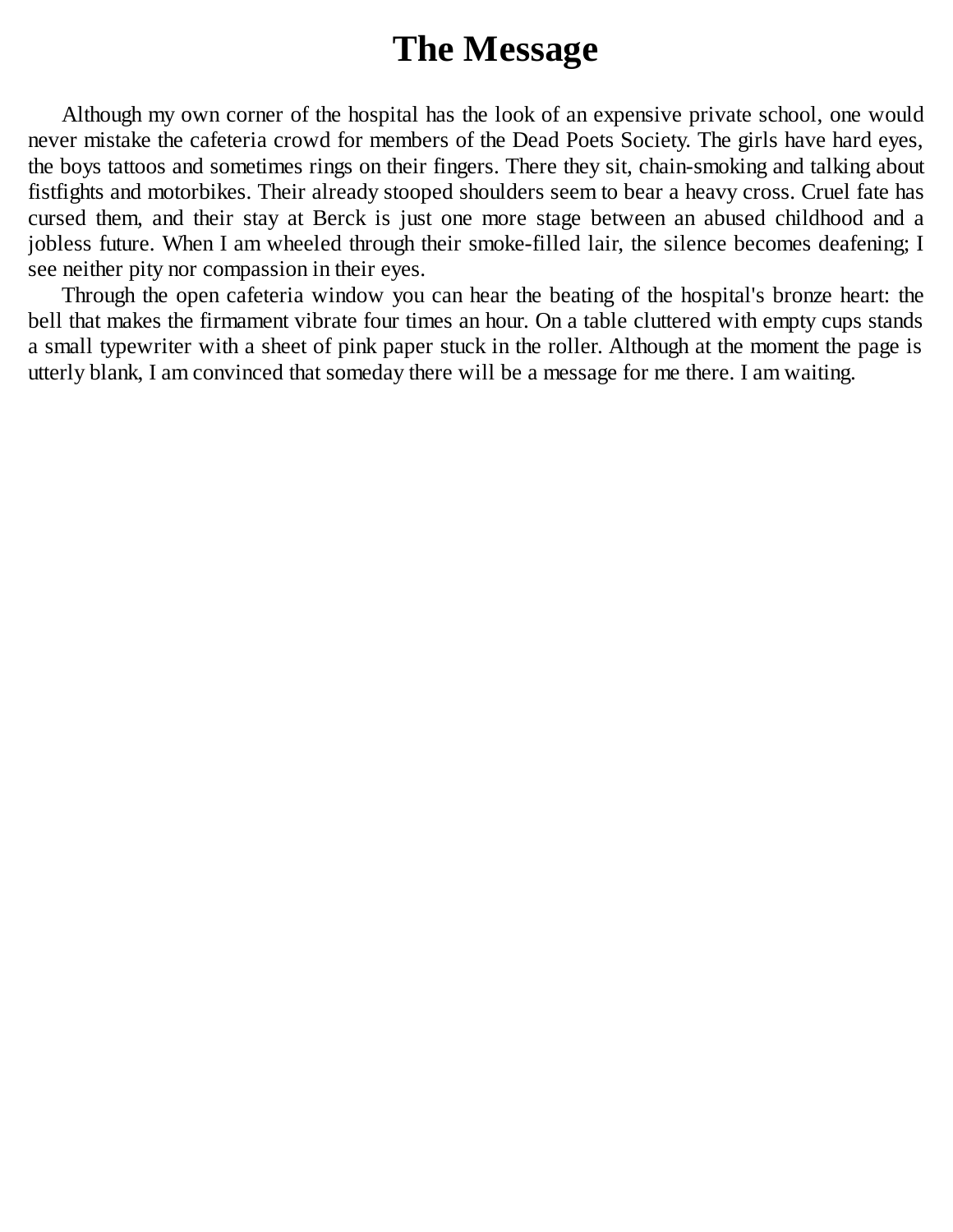# The Message

Although my own corner of the hospital has the look of an expensive private school, one would never mistake the cafeteria crowd for members of the Dead Poets Society. The girls have hard eyes, the boys tattoos and sometimes rings on their fingers. There they sit, chain-smoking and talking about fistfights and motorbikes. Their already stooped shoulders seem to bear a heavy cross. Cruel fate has cursed them, and their stay at Berck is just one more stage between an abused childhood and a jobless future. When I am wheeled through their smoke-filled lair, the silence becomes deafening; I see neither pity nor compassion in their eyes.

Through the open cafeteria window you can hear the beating of the hospital's bronze heart: the bell that makes the firmament vibrate four times an hour. On a table cluttered with empty cups stands a small typewriter with a sheet of pink paper stuck in the roller. Although at the moment the page is utterly blank, I am convinced that someday there will be a message for me there. I am waiting.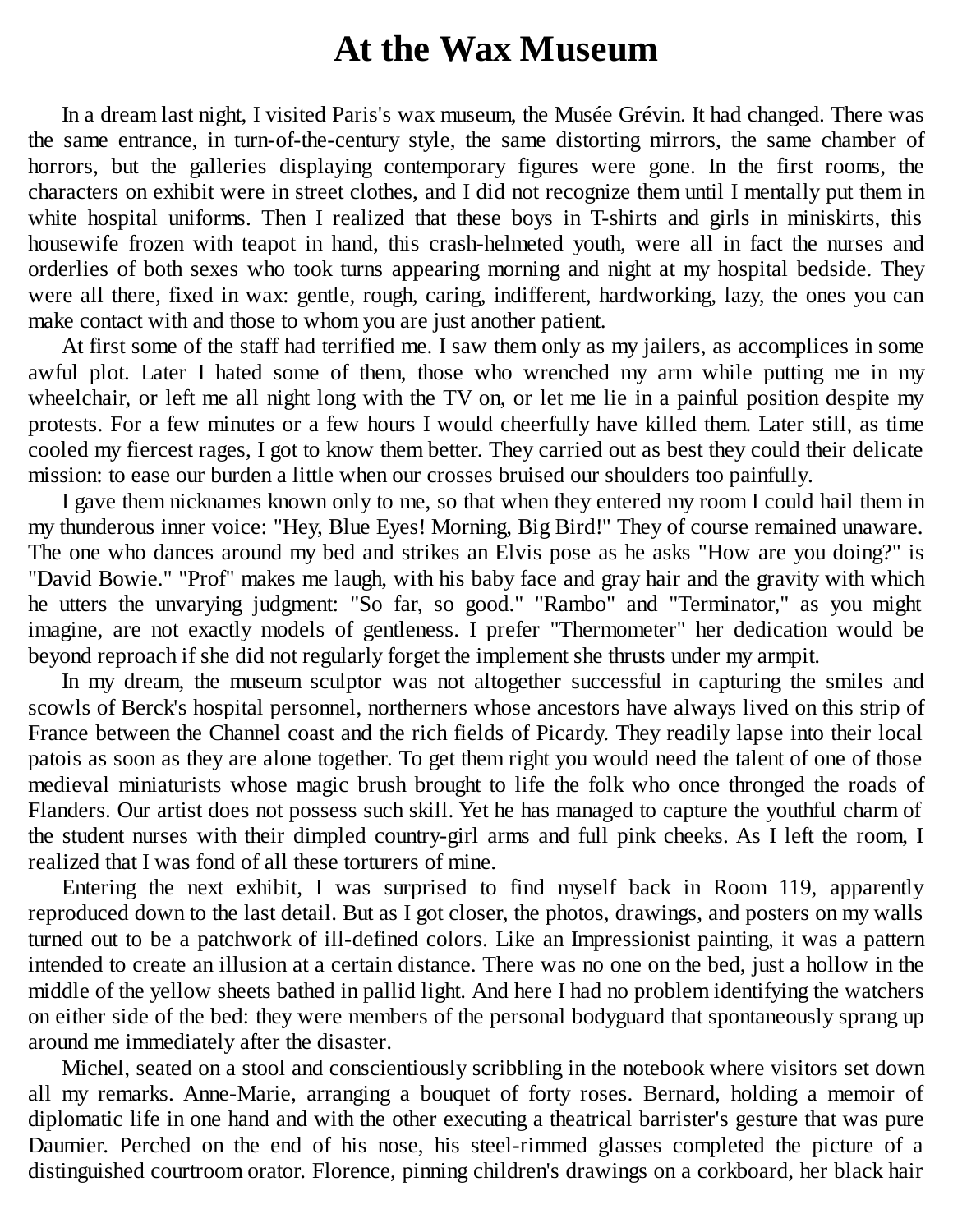# At the Wax Museum

In a dream last night, I visited Paris's wax museum, the Musée Grévin. It had changed. There was the same entrance, in turn-of-the-century style, the same distorting mirrors, the same chamber of horrors, but the galleries displaying contemporary figures were gone. In the first rooms, the characters on exhibit were in street clothes, and I did not recognize them until I mentally put them in white hospital uniforms. Then I realized that these boys in T-shirts and girls in miniskirts, this housewife frozen with teapot in hand, this crash-helmeted youth, were all in fact the nurses and orderlies of both sexes who took turns appearing morning and night at my hospital bedside. They were all there, fixed in wax: gentle, rough, caring, indifferent, hardworking, lazy, the ones you can make contact with and those to whom you are just another patient.

At first some of the staff had terrified me. I saw them only as my jailers, as accomplices in some awful plot. Later I hated some of them, those who wrenched my arm while putting me in my wheelchair, or left me all night long with the TV on, or let me lie in a painful position despite my protests. For a few minutes or a few hours I would cheerfully have killed them. Later still, as time cooled my fiercest rages, I got to know them better. They carried out as best they could their delicate mission: to ease our burden a little when our crosses bruised our shoulders too painfully.

I gave them nicknames known only to me, so that when they entered my room I could hail them in my thunderous inner voice: "Hey, Blue Eyes! Morning, Big Bird!" They of course remained unaware. The one who dances around my bed and strikes an Elvis pose as he asks "How are you doing?" is "David Bowie." "Prof" makes me laugh, with his baby face and gray hair and the gravity with which he utters the unvarying judgment: "So far, so good." "Rambo" and "Terminator," as you might imagine, are not exactly models of gentleness. I prefer "Thermometer" her dedication would be beyond reproach if she did not regularly forget the implement she thrusts under my armpit.

In my dream, the museum sculptor was not altogether successful in capturing the smiles and scowls of Berck's hospital personnel, northerners whose ancestors have always lived on this strip of France between the Channel coast and the rich fields of Picardy. They readily lapse into their local patois as soon as they are alone together. To get them right you would need the talent of one of those medieval miniaturists whose magic brush brought to life the folk who once thronged the roads of Flanders. Our artist does not possess such skill. Yet he has managed to capture the youthful charm of the student nurses with their dimpled country-girl arms and full pink cheeks. As I left the room, I realized that I was fond of all these torturers of mine.

Entering the next exhibit, I was surprised to find myself back in Room 119, apparently reproduced down to the last detail. But as I got closer, the photos, drawings, and posters on my walls turned out to be a patchwork of ill-defined colors. Like an Impressionist painting, it was a pattern intended to create an illusion at a certain distance. There was no one on the bed, just a hollow in the middle of the yellow sheets bathed in pallid light. And here I had no problem identifying the watchers on either side of the bed: they were members of the personal bodyguard that spontaneously sprang up around me immediately after the disaster.

Michel, seated on a stool and conscientiously scribbling in the notebook where visitors set down all my remarks. Anne-Marie, arranging a bouquet of forty roses. Bernard, holding a memoir of diplomatic life in one hand and with the other executing a theatrical barrister's gesture that was pure Daumier. Perched on the end of his nose, his steel-rimmed glasses completed the picture of a distinguished courtroom orator. Florence, pinning children's drawings on a corkboard, her black hair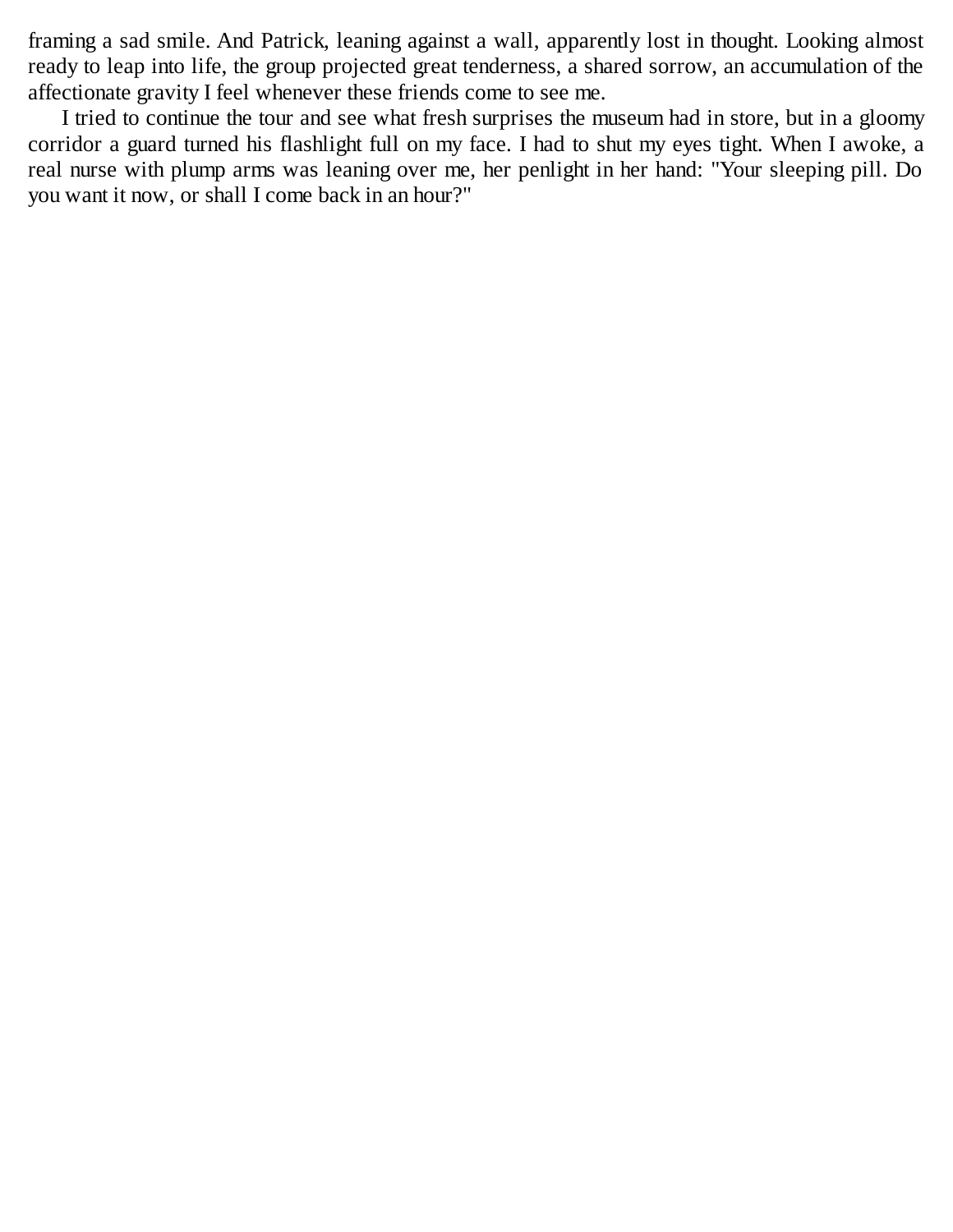framing a sad smile. And Patrick, leaning against a wall, apparently lost in thought. Looking almost ready to leap into life, the group projected great tenderness, a shared sorrow, an accumulation of the affectionate gravity I feel whenever these friends come to see me.

I tried to continue the tour and see what fresh surprises the museum had in store, but in a gloomy corridor a guard turned his flashlight full on my face. I had to shut my eyes tight. When I awoke, a real nurse with plump arms was leaning over me, her penlight in her hand: "Your sleeping pill. Do you want it now, or shall I come back in an hour?"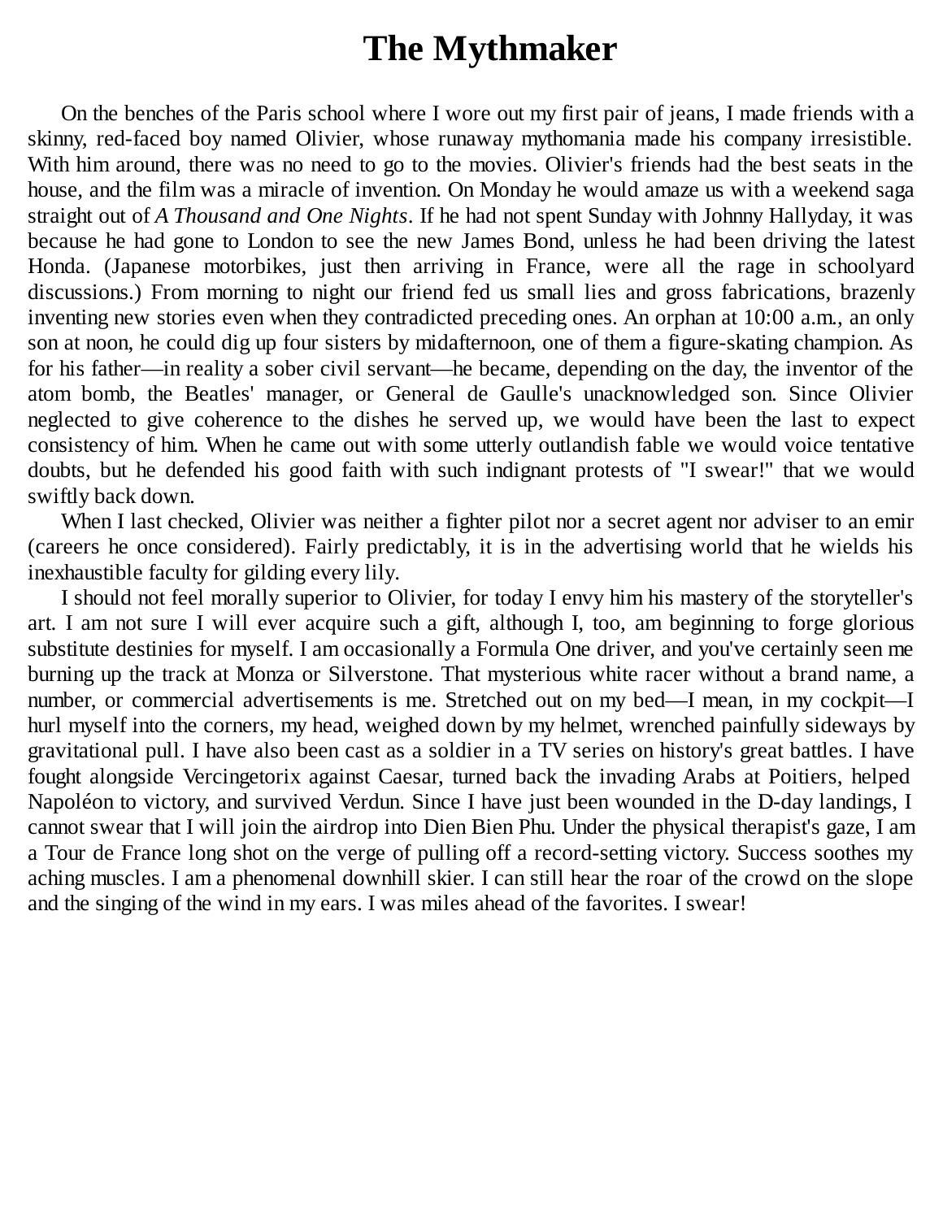# The Mythmaker

On the benches of the Paris school where I wore out my first pair of jeans, I made friends with a skinny, red-faced boy named Olivier, whose runaway mythomania made his company irresistible. With him around, there was no need to go to the movies. Olivier's friends had the best seats in the house, and the film was a miracle of invention. On Monday he would amaze us with a weekend saga straight out of *A Thousand and One Nights*. If he had not spent Sunday with Johnny Hallyday, it was because he had gone to London to see the new James Bond, unless he had been driving the latest Honda. (Japanese motorbikes, just then arriving in France, were all the rage in schoolyard discussions.) From morning to night our friend fed us small lies and gross fabrications, brazenly inventing new stories even when they contradicted preceding ones. An orphan at 10:00 a.m., an only son at noon, he could dig up four sisters by midafternoon, one of them a figure-skating champion. As for his father—in reality a sober civil servant—he became, depending on the day, the inventor of the atom bomb, the Beatles' manager, or General de Gaulle's unacknowledged son. Since Olivier neglected to give coherence to the dishes he served up, we would have been the last to expect consistency of him. When he came out with some utterly outlandish fable we would voice tentative doubts, but he defended his good faith with such indignant protests of "I swear!" that we would swiftly back down.

When I last checked, Olivier was neither a fighter pilot nor a secret agent nor adviser to an emir (careers he once considered). Fairly predictably, it is in the advertising world that he wields his inexhaustible faculty for gilding every lily.

I should not feel morally superior to Olivier, for today I envy him his mastery of the storyteller's art. I am not sure I will ever acquire such a gift, although I, too, am beginning to forge glorious substitute destinies for myself. I am occasionally a Formula One driver, and you've certainly seen me burning up the track at Monza or Silverstone. That mysterious white racer without a brand name, a number, or commercial advertisements is me. Stretched out on my bed—I mean, in my cockpit—I hurl myself into the corners, my head, weighed down by my helmet, wrenched painfully sideways by gravitational pull. I have also been cast as a soldier in a TV series on history's great battles. I have fought alongside Vercingetorix against Caesar, turned back the invading Arabs at Poitiers, helped Napoléon to victory, and survived Verdun. Since I have just been wounded in the D-day landings, I cannot swear that I will join the airdrop into Dien Bien Phu. Under the physical therapist's gaze, I am a Tour de France long shot on the verge of pulling off a record-setting victory. Success soothes my aching muscles. I am a phenomenal downhill skier. I can still hear the roar of the crowd on the slope and the singing of the wind in my ears. I was miles ahead of the favorites. I swear!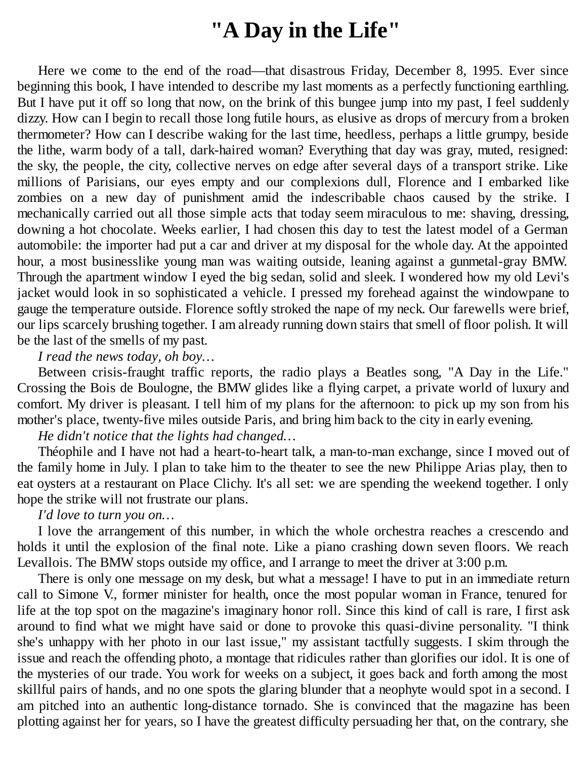# "A Day in the Life"

Here we come to the end of the road—that disastrous Friday, December 8, 1995. Ever since beginning this book, I have intended to describe my last moments as a perfectly functioning earthling. But I have put it off so long that now, on the brink of this bungee jump into my past, I feel suddenly dizzy. How can I begin to recall those long futile hours, as elusive as drops of mercury from a broken thermometer? How can I describe waking for the last time, heedless, perhaps a little grumpy, beside the lithe, warm body of a tall, dark-haired woman? Everything that day was gray, muted, resigned: the sky, the people, the city, collective nerves on edge after several days of a transport strike. Like millions of Parisians, our eyes empty and our complexions dull, Florence and I embarked like zombies on a new day of punishment amid the indescribable chaos caused by the strike. I mechanically carried out all those simple acts that today seem miraculous to me: shaving, dressing, downing a hot chocolate. Weeks earlier, I had chosen this day to test the latest model of a German automobile: the importer had put a car and driver at my disposal for the whole day. At the appointed hour, a most businesslike young man was waiting outside, leaning against a gunmetal-gray BMW. Through the apartment window I eyed the big sedan, solid and sleek. I wondered how my old Levi's jacket would look in so sophisticated a vehicle. I pressed my forehead against the windowpane to gauge the temperature outside. Florence softly stroked the nape of my neck. Our farewells were brief, our lips scarcely brushing together. I am already running down stairs that smell of floor polish. It will be the last of the smells of my past.

*I read the news today, oh boy…*

Between crisis-fraught traffic reports, the radio plays a Beatles song, "A Day in the Life." Crossing the Bois de Boulogne, the BMW glides like a flying carpet, a private world of luxury and comfort. My driver is pleasant. I tell him of my plans for the afternoon: to pick up my son from his mother's place, twenty-five miles outside Paris, and bring him back to the city in early evening.

*He didn't notice that the lights had changed…*

Théophile and I have not had a heart-to-heart talk, a man-to-man exchange, since I moved out of the family home in July. I plan to take him to the theater to see the new Philippe Arias play, then to eat oysters at a restaurant on Place Clichy. It's all set: we are spending the weekend together. I only hope the strike will not frustrate our plans.

*I'd love to turn you on…*

I love the arrangement of this number, in which the whole orchestra reaches a crescendo and holds it until the explosion of the final note. Like a piano crashing down seven floors. We reach Levallois. The BMW stops outside my office, and I arrange to meet the driver at 3:00 p.m.

There is only one message on my desk, but what a message! I have to put in an immediate return call to Simone V., former minister for health, once the most popular woman in France, tenured for life at the top spot on the magazine's imaginary honor roll. Since this kind of call is rare, I first ask around to find what we might have said or done to provoke this quasi-divine personality. "I think she's unhappy with her photo in our last issue," my assistant tactfully suggests. I skim through the issue and reach the offending photo, a montage that ridicules rather than glorifies our idol. It is one of the mysteries of our trade. You work for weeks on a subject, it goes back and forth among the most skillful pairs of hands, and no one spots the glaring blunder that a neophyte would spot in a second. I am pitched into an authentic long-distance tornado. She is convinced that the magazine has been plotting against her for years, so I have the greatest difficulty persuading her that, on the contrary, she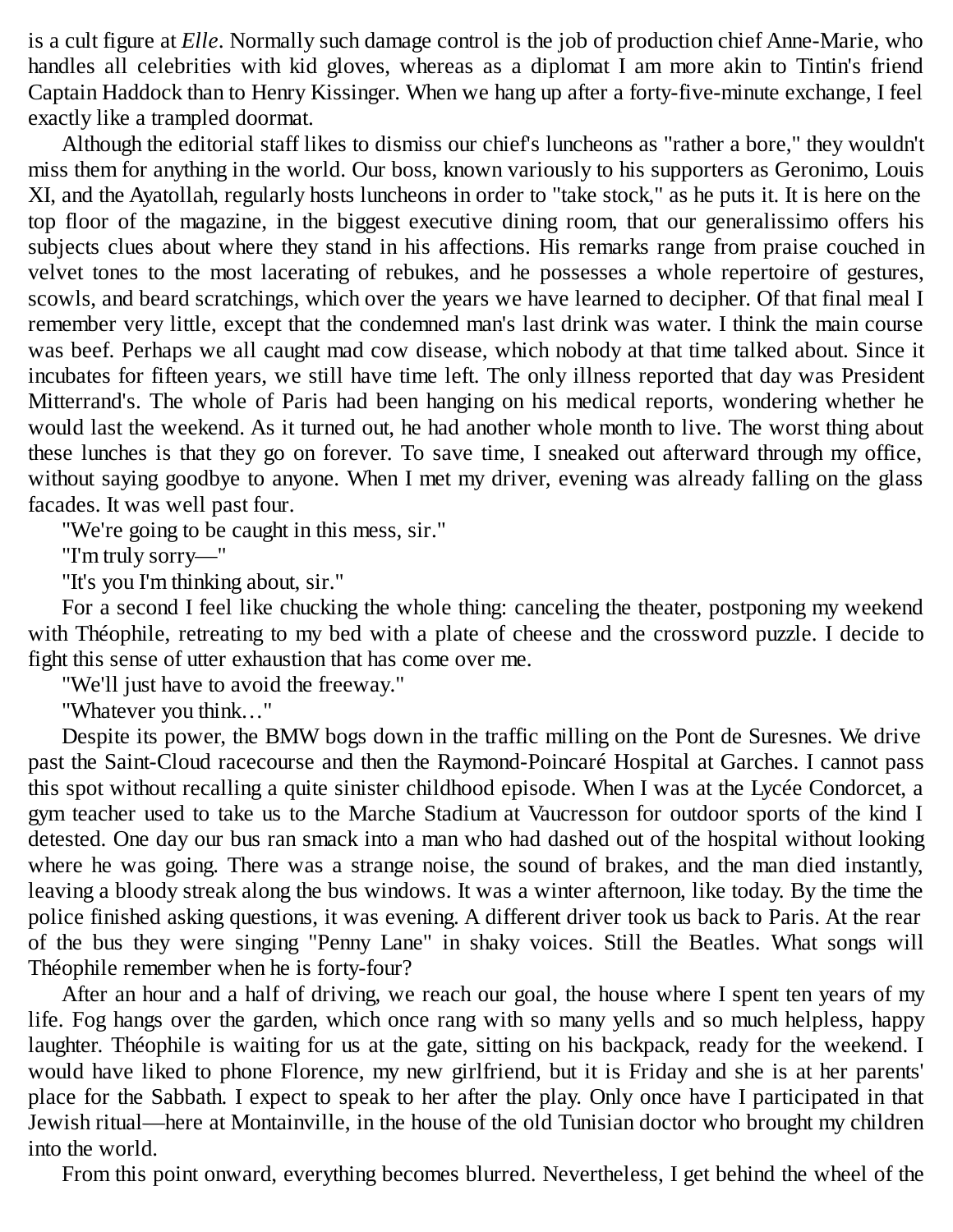is a cult figure at *Elle*. Normally such damage control is the job of production chief Anne-Marie, who handles all celebrities with kid gloves, whereas as a diplomat I am more akin to Tintin's friend Captain Haddock than to Henry Kissinger. When we hang up after a forty-five-minute exchange, I feel exactly like a trampled doormat.

Although the editorial staff likes to dismiss our chief's luncheons as "rather a bore," they wouldn't miss them for anything in the world. Our boss, known variously to his supporters as Geronimo, Louis XI, and the Ayatollah, regularly hosts luncheons in order to "take stock," as he puts it. It is here on the top floor of the magazine, in the biggest executive dining room, that our generalissimo offers his subjects clues about where they stand in his affections. His remarks range from praise couched in velvet tones to the most lacerating of rebukes, and he possesses a whole repertoire of gestures, scowls, and beard scratchings, which over the years we have learned to decipher. Of that final meal I remember very little, except that the condemned man's last drink was water. I think the main course was beef. Perhaps we all caught mad cow disease, which nobody at that time talked about. Since it incubates for fifteen years, we still have time left. The only illness reported that day was President Mitterrand's. The whole of Paris had been hanging on his medical reports, wondering whether he would last the weekend. As it turned out, he had another whole month to live. The worst thing about these lunches is that they go on forever. To save time, I sneaked out afterward through my office, without saying goodbye to anyone. When I met my driver, evening was already falling on the glass facades. It was well past four.

"We're going to be caught in this mess, sir."

"I'm truly sorry—"

"It's you I'm thinking about, sir."

For a second I feel like chucking the whole thing: canceling the theater, postponing my weekend with Théophile, retreating to my bed with a plate of cheese and the crossword puzzle. I decide to fight this sense of utter exhaustion that has come over me.

"We'll just have to avoid the freeway."

"Whatever you think…"

Despite its power, the BMW bogs down in the traffic milling on the Pont de Suresnes. We drive past the Saint-Cloud racecourse and then the Raymond-Poincaré Hospital at Garches. I cannot pass this spot without recalling a quite sinister childhood episode. When I was at the Lycée Condorcet, a gym teacher used to take us to the Marche Stadium at Vaucresson for outdoor sports of the kind I detested. One day our bus ran smack into a man who had dashed out of the hospital without looking where he was going. There was a strange noise, the sound of brakes, and the man died instantly, leaving a bloody streak along the bus windows. It was a winter afternoon, like today. By the time the police finished asking questions, it was evening. A different driver took us back to Paris. At the rear of the bus they were singing "Penny Lane" in shaky voices. Still the Beatles. What songs will Théophile remember when he is forty-four?

After an hour and a half of driving, we reach our goal, the house where I spent ten years of my life. Fog hangs over the garden, which once rang with so many yells and so much helpless, happy laughter. Théophile is waiting for us at the gate, sitting on his backpack, ready for the weekend. I would have liked to phone Florence, my new girlfriend, but it is Friday and she is at her parents' place for the Sabbath. I expect to speak to her after the play. Only once have I participated in that Jewish ritual—here at Montainville, in the house of the old Tunisian doctor who brought my children into the world.

From this point onward, everything becomes blurred. Nevertheless, I get behind the wheel of the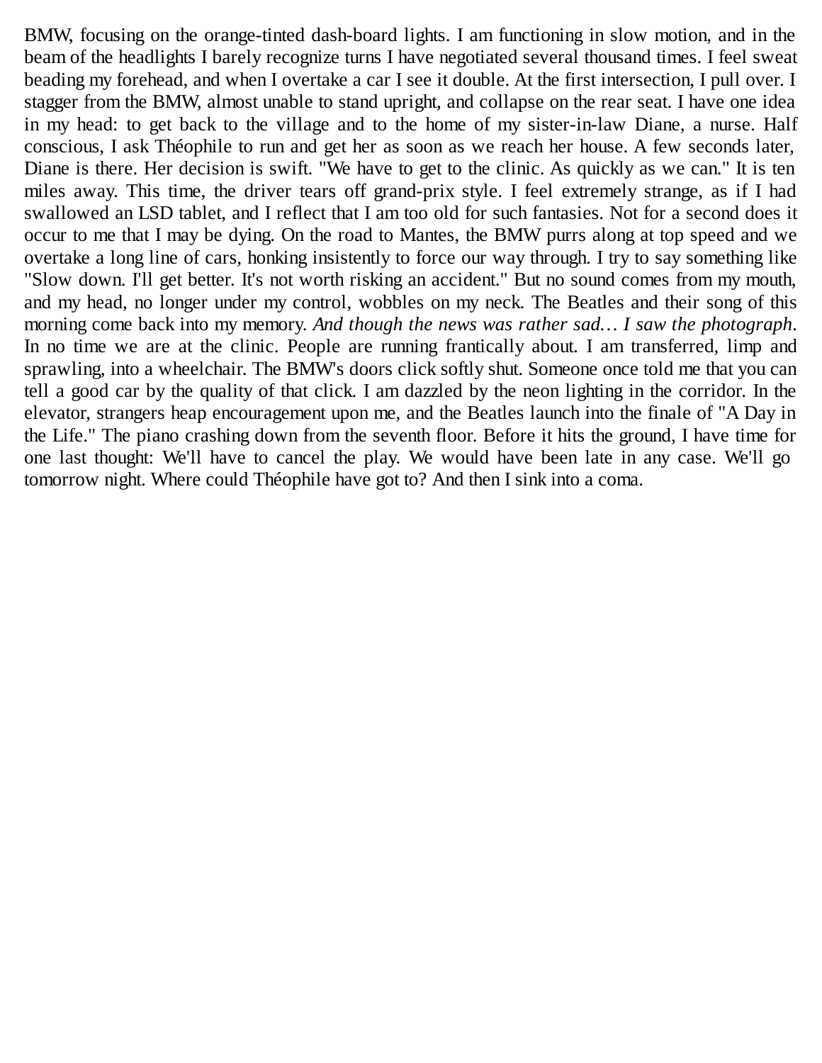BMW, focusing on the orange-tinted dash-board lights. I am functioning in slow motion, and in the beam of the headlights I barely recognize turns I have negotiated several thousand times. I feel sweat beading my forehead, and when I overtake a car I see it double. At the first intersection, I pull over. I stagger from the BMW, almost unable to stand upright, and collapse on the rear seat. I have one idea in my head: to get back to the village and to the home of my sister-in-law Diane, a nurse. Half conscious, I ask Théophile to run and get her as soon as we reach her house. A few seconds later, Diane is there. Her decision is swift. "We have to get to the clinic. As quickly as we can." It is ten miles away. This time, the driver tears off grand-prix style. I feel extremely strange, as if I had swallowed an LSD tablet, and I reflect that I am too old for such fantasies. Not for a second does it occur to me that I may be dying. On the road to Mantes, the BMW purrs along at top speed and we overtake a long line of cars, honking insistently to force our way through. I try to say something like "Slow down. I'll get better. It's not worth risking an accident." But no sound comes from my mouth, and my head, no longer under my control, wobbles on my neck. The Beatles and their song of this morning come back into my memory. *And though the news was rather sad… I saw the photograph*. In no time we are at the clinic. People are running frantically about. I am transferred, limp and sprawling, into a wheelchair. The BMW's doors click softly shut. Someone once told me that you can tell a good car by the quality of that click. I am dazzled by the neon lighting in the corridor. In the elevator, strangers heap encouragement upon me, and the Beatles launch into the finale of "A Day in the Life." The piano crashing down from the seventh floor. Before it hits the ground, I have time for one last thought: We'll have to cancel the play. We would have been late in any case. We'll go tomorrow night. Where could Théophile have got to? And then I sink into a coma.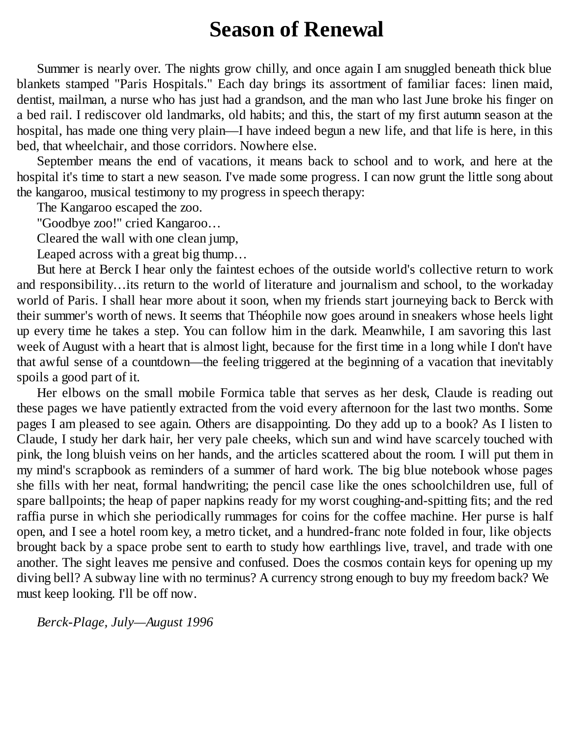# Season of Renewal

Summer is nearly over. The nights grow chilly, and once again I am snuggled beneath thick blue blankets stamped "Paris Hospitals." Each day brings its assortment of familiar faces: linen maid, dentist, mailman, a nurse who has just had a grandson, and the man who last June broke his finger on a bed rail. I rediscover old landmarks, old habits; and this, the start of my first autumn season at the hospital, has made one thing very plain—I have indeed begun a new life, and that life is here, in this bed, that wheelchair, and those corridors. Nowhere else.

September means the end of vacations, it means back to school and to work, and here at the hospital it's time to start a new season. I've made some progress. I can now grunt the little song about the kangaroo, musical testimony to my progress in speech therapy:

The Kangaroo escaped the zoo.

"Goodbye zoo!" cried Kangaroo…

Cleared the wall with one clean jump,

Leaped across with a great big thump…

But here at Berck I hear only the faintest echoes of the outside world's collective return to work and responsibility…its return to the world of literature and journalism and school, to the workaday world of Paris. I shall hear more about it soon, when my friends start journeying back to Berck with their summer's worth of news. It seems that Théophile now goes around in sneakers whose heels light up every time he takes a step. You can follow him in the dark. Meanwhile, I am savoring this last week of August with a heart that is almost light, because for the first time in a long while I don't have that awful sense of a countdown—the feeling triggered at the beginning of a vacation that inevitably spoils a good part of it.

Her elbows on the small mobile Formica table that serves as her desk, Claude is reading out these pages we have patiently extracted from the void every afternoon for the last two months. Some pages I am pleased to see again. Others are disappointing. Do they add up to a book? As I listen to Claude, I study her dark hair, her very pale cheeks, which sun and wind have scarcely touched with pink, the long bluish veins on her hands, and the articles scattered about the room. I will put them in my mind's scrapbook as reminders of a summer of hard work. The big blue notebook whose pages she fills with her neat, formal handwriting; the pencil case like the ones schoolchildren use, full of spare ballpoints; the heap of paper napkins ready for my worst coughing-and-spitting fits; and the red raffia purse in which she periodically rummages for coins for the coffee machine. Her purse is half open, and I see a hotel room key, a metro ticket, and a hundred-franc note folded in four, like objects brought back by a space probe sent to earth to study how earthlings live, travel, and trade with one another. The sight leaves me pensive and confused. Does the cosmos contain keys for opening up my diving bell? A subway line with no terminus? A currency strong enough to buy my freedom back? We must keep looking. I'll be off now.

*Berck-Plage, July—August 1996*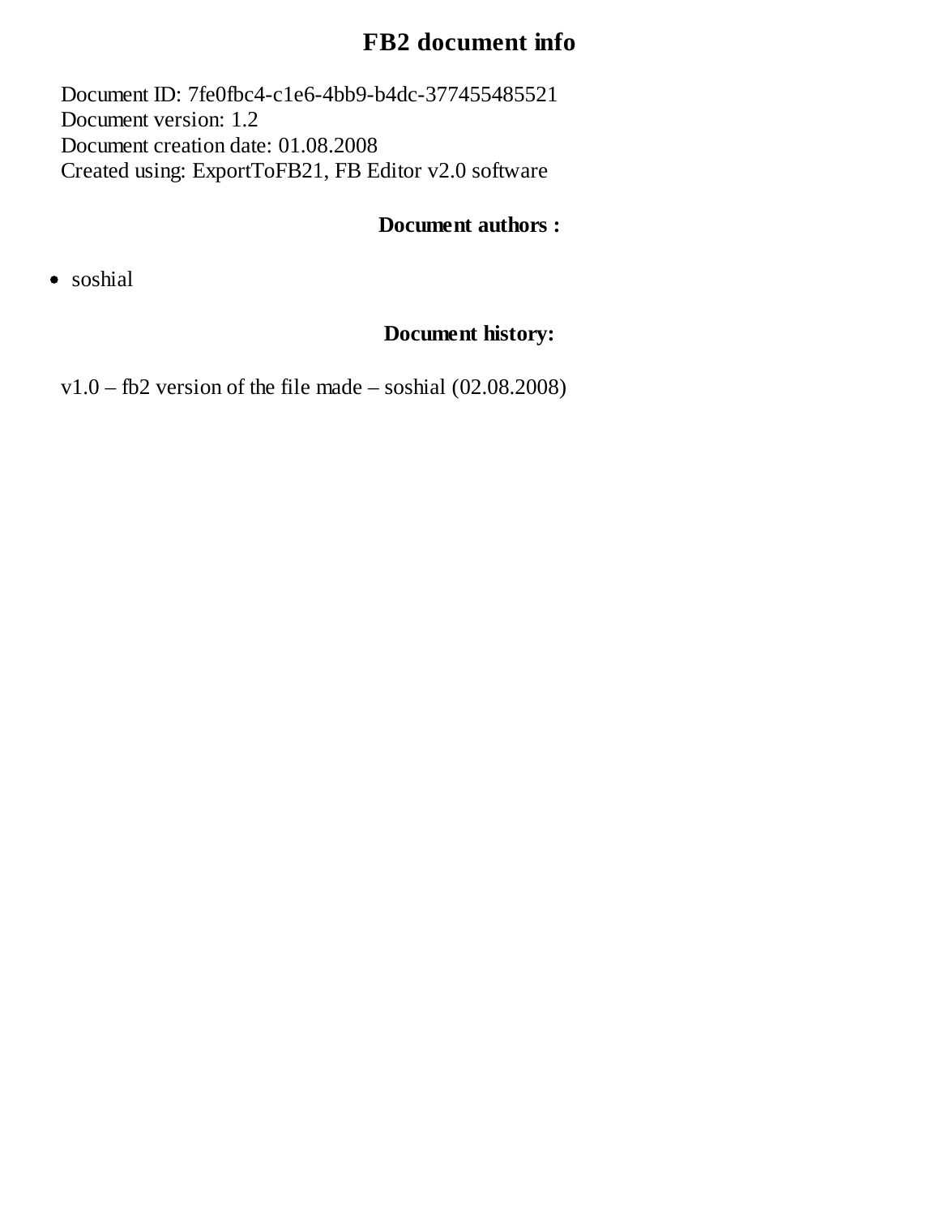# FB2 document info

Document ID: 7fe0fbc4-c1e6-4bb9-b4dc-377455485521
Document version: 1.2
Document creation date: 01.08.2008
Created using: ExportToFB21, FB Editor v2.0 software

### Document authors :

- soshial

### Document history:

v1.0 – fb2 version of the file made – soshial (02.08.2008)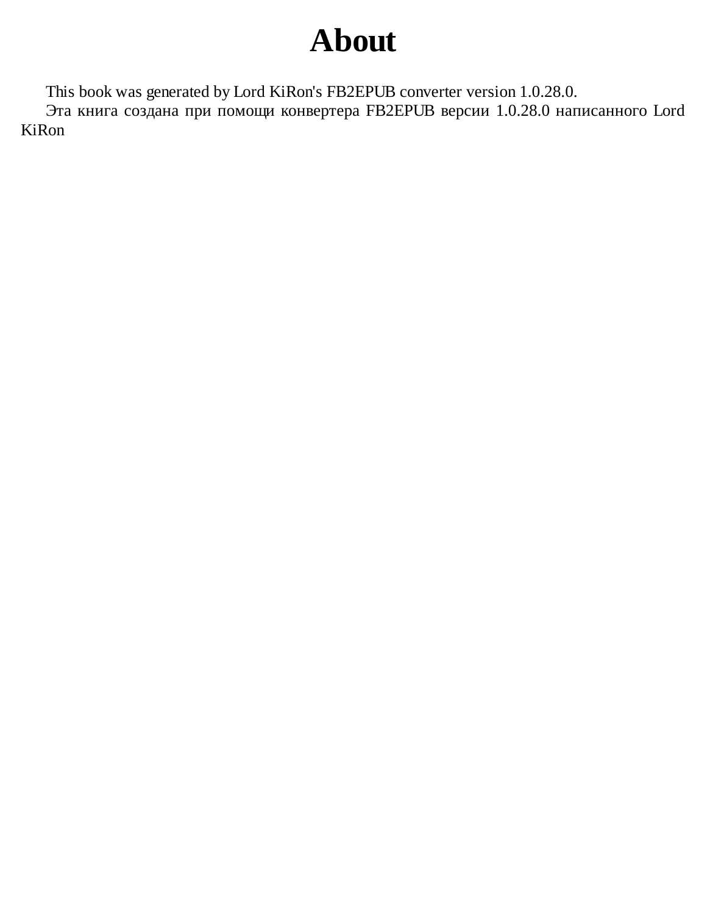# About

This book was generated by Lord KiRon's FB2EPUB converter version 1.0.28.0.

Эта книга создана при помощи конвертера FB2EPUB версии 1.0.28.0 написанного Lord KiRon